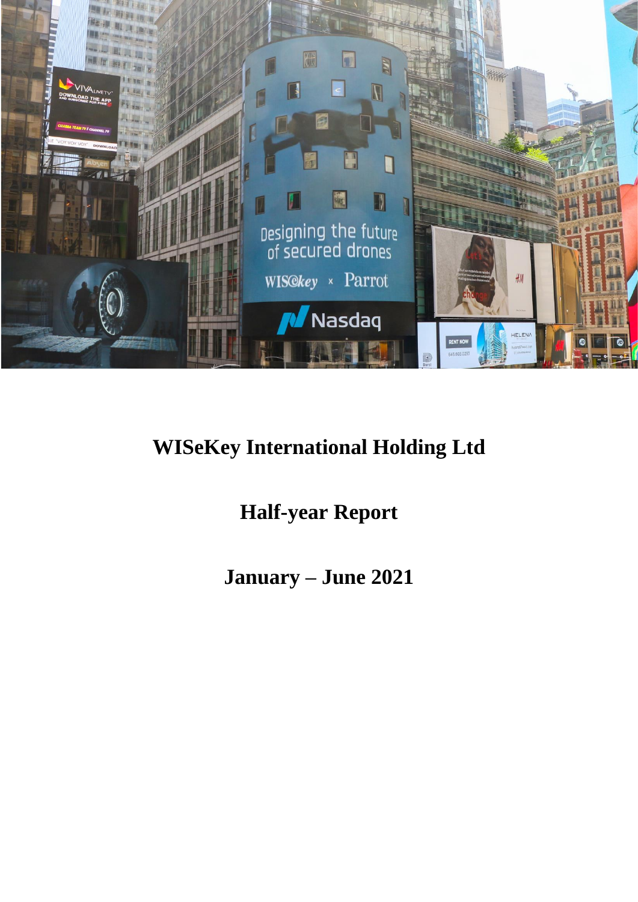# WISeKey International Holding Ltd

## Half-year Report

## January – June 2021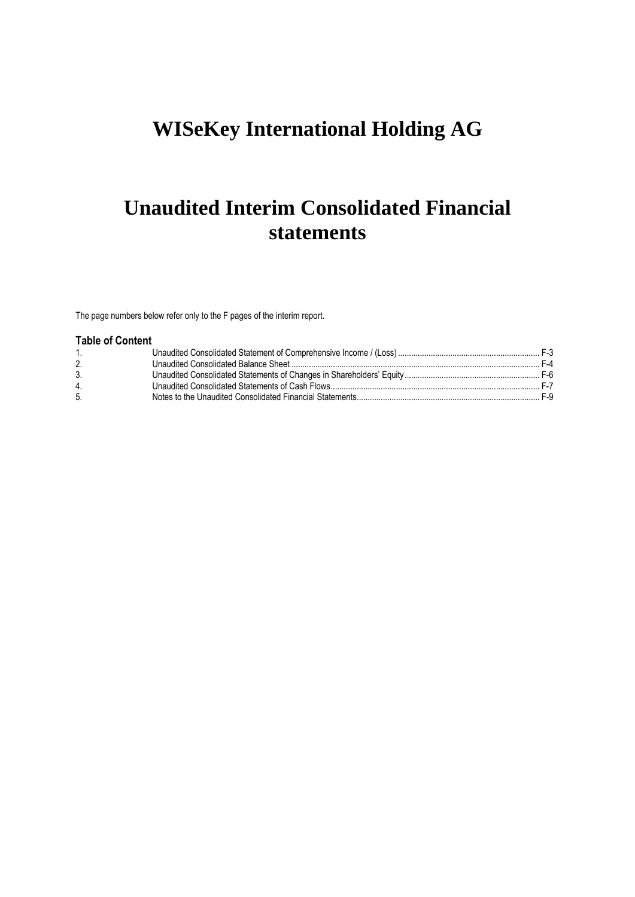# WISeKey International Holding AG

# Unaudited Interim Consolidated Financial statements

The page numbers below refer only to the F pages of the interim report.

**Table of Content**

| | | |
|---|---|---|
| 1. | Unaudited Consolidated Statement of Comprehensive Income / (Loss) | F-3 |
| 2. | Unaudited Consolidated Balance Sheet | F-4 |
| 3. | Unaudited Consolidated Statements of Changes in Shareholders' Equity | F-6 |
| 4. | Unaudited Consolidated Statements of Cash Flows | F-7 |
| 5. | Notes to the Unaudited Consolidated Financial Statements | F-9 |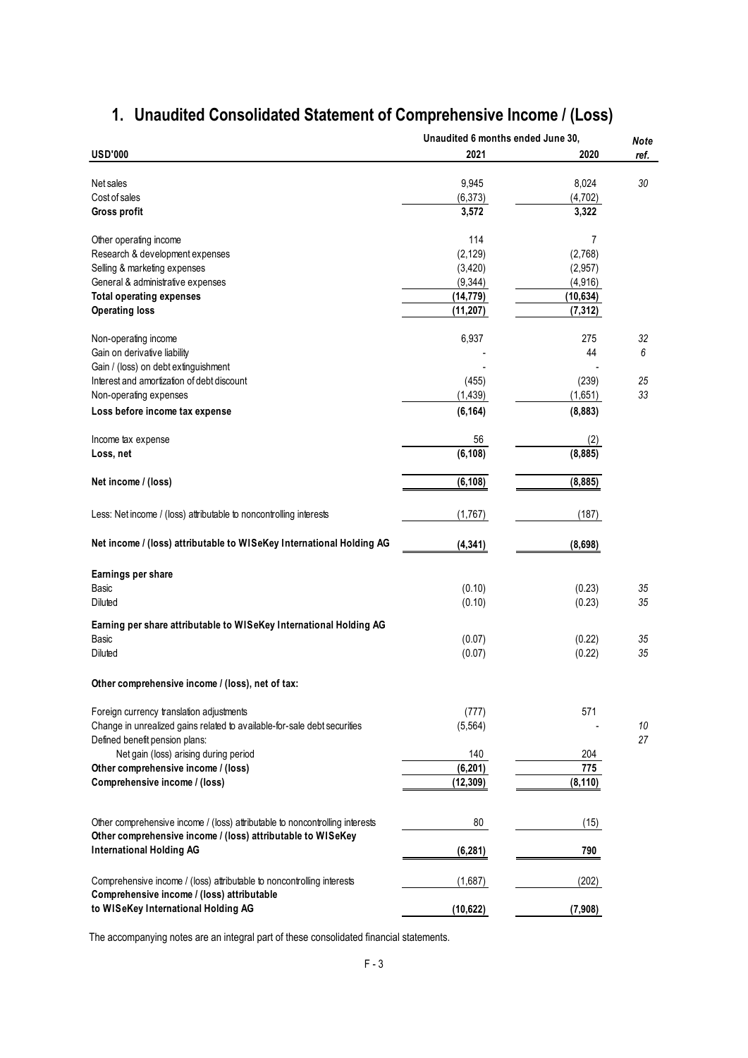# 1. Unaudited Consolidated Statement of Comprehensive Income / (Loss)

| | Unaudited 6 months ended June 30, | | Note |
|---|---|---|---|
| **USD'000** | **2021** | **2020** | ***ref.*** |
| Net sales | 9,945 | 8,024 | *30* |
| Cost of sales | (6,373) | (4,702) | |
| **Gross profit** | **3,572** | **3,322** | |
| Other operating income | 114 | 7 | |
| Research & development expenses | (2,129) | (2,768) | |
| Selling & marketing expenses | (3,420) | (2,957) | |
| General & administrative expenses | (9,344) | (4,916) | |
| **Total operating expenses** | **(14,779)** | **(10,634)** | |
| **Operating loss** | **(11,207)** | **(7,312)** | |
| Non-operating income | 6,937 | 275 | *32* |
| Gain on derivative liability | - | 44 | *6* |
| Gain / (loss) on debt extinguishment | - | - | |
| Interest and amortization of debt discount | (455) | (239) | *25* |
| Non-operating expenses | (1,439) | (1,651) | *33* |
| **Loss before income tax expense** | **(6,164)** | **(8,883)** | |
| Income tax expense | 56 | (2) | |
| **Loss, net** | **(6,108)** | **(8,885)** | |
| **Net income / (loss)** | **(6,108)** | **(8,885)** | |
| Less: Net income / (loss) attributable to noncontrolling interests | (1,767) | (187) | |
| **Net income / (loss) attributable to WISeKey International Holding AG** | **(4,341)** | **(8,698)** | |
| **Earnings per share** | | | |
| Basic | (0.10) | (0.23) | *35* |
| Diluted | (0.10) | (0.23) | *35* |
| **Earning per share attributable to WISeKey International Holding AG** | | | |
| Basic | (0.07) | (0.22) | *35* |
| Diluted | (0.07) | (0.22) | *35* |
| **Other comprehensive income / (loss), net of tax:** | | | |
| Foreign currency translation adjustments | (777) | 571 | |
| Change in unrealized gains related to available-for-sale debt securities | (5,564) | - | *10* |
| Defined benefit pension plans: | | | *27* |
| Net gain (loss) arising during period | 140 | 204 | |
| **Other comprehensive income / (loss)** | **(6,201)** | **775** | |
| **Comprehensive income / (loss)** | **(12,309)** | **(8,110)** | |
| Other comprehensive income / (loss) attributable to noncontrolling interests | 80 | (15) | |
| **Other comprehensive income / (loss) attributable to WISeKey International Holding AG** | **(6,281)** | **790** | |
| Comprehensive income / (loss) attributable to noncontrolling interests | (1,687) | (202) | |
| **Comprehensive income / (loss) attributable to WISeKey International Holding AG** | **(10,622)** | **(7,908)** | |

The accompanying notes are an integral part of these consolidated financial statements.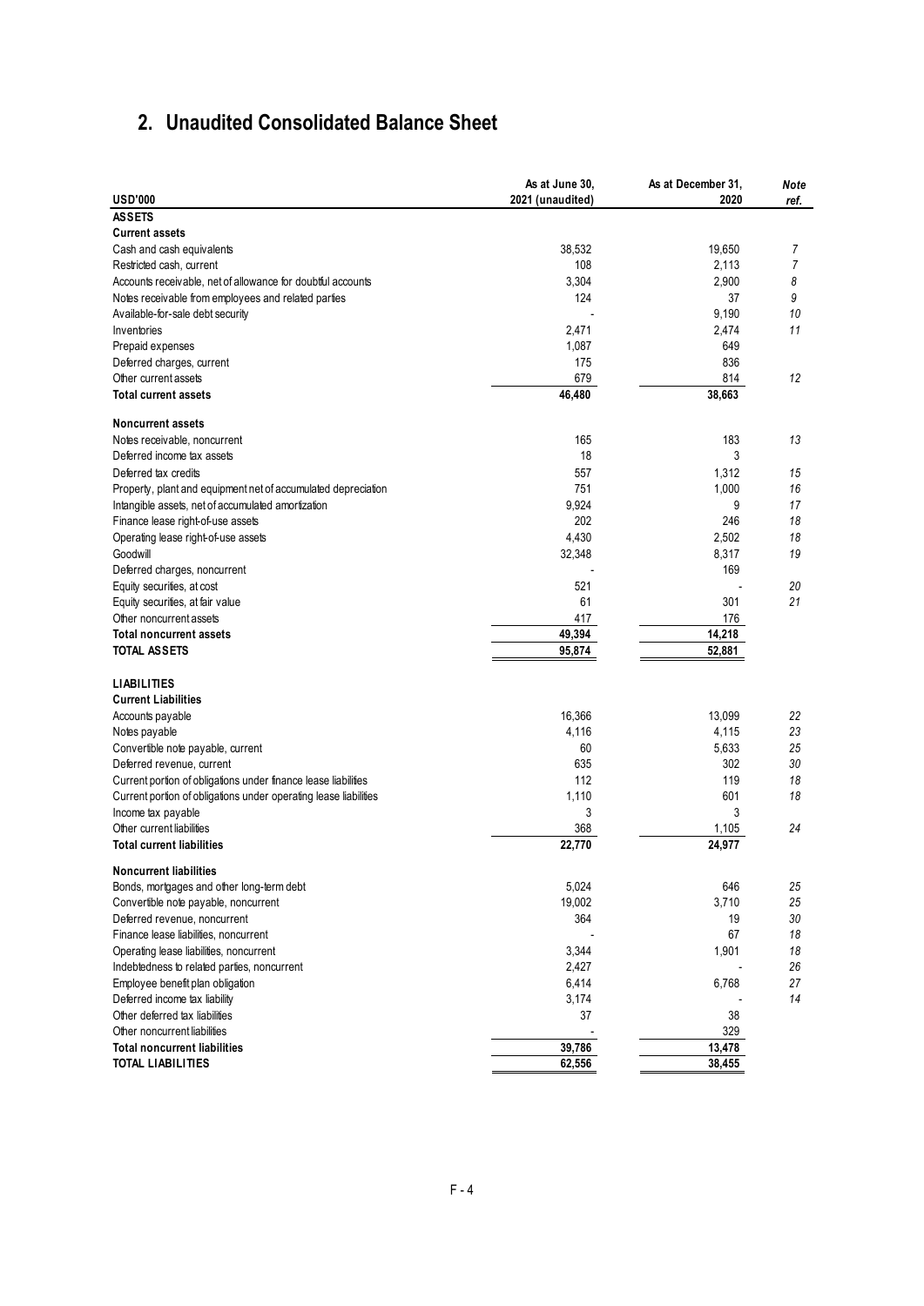## 2. Unaudited Consolidated Balance Sheet

| USD'000 | As at June 30, 2021 (unaudited) | As at December 31, 2020 | Note ref. |
|---|---|---|---|
| **ASSETS** | | | |
| **Current assets** | | | |
| Cash and cash equivalents | 38,532 | 19,650 | 7 |
| Restricted cash, current | 108 | 2,113 | 7 |
| Accounts receivable, net of allowance for doubtful accounts | 3,304 | 2,900 | 8 |
| Notes receivable from employees and related parties | 124 | 37 | 9 |
| Available-for-sale debt security | - | 9,190 | 10 |
| Inventories | 2,471 | 2,474 | 11 |
| Prepaid expenses | 1,087 | 649 | |
| Deferred charges, current | 175 | 836 | |
| Other current assets | 679 | 814 | 12 |
| **Total current assets** | **46,480** | **38,663** | |
| **Noncurrent assets** | | | |
| Notes receivable, noncurrent | 165 | 183 | 13 |
| Deferred income tax assets | 18 | 3 | |
| Deferred tax credits | 557 | 1,312 | 15 |
| Property, plant and equipment net of accumulated depreciation | 751 | 1,000 | 16 |
| Intangible assets, net of accumulated amortization | 9,924 | 9 | 17 |
| Finance lease right-of-use assets | 202 | 246 | 18 |
| Operating lease right-of-use assets | 4,430 | 2,502 | 18 |
| Goodwill | 32,348 | 8,317 | 19 |
| Deferred charges, noncurrent | - | 169 | |
| Equity securities, at cost | 521 | - | 20 |
| Equity securities, at fair value | 61 | 301 | 21 |
| Other noncurrent assets | 417 | 176 | |
| **Total noncurrent assets** | **49,394** | **14,218** | |
| **TOTAL ASSETS** | **95,874** | **52,881** | |
| **LIABILITIES** | | | |
| **Current Liabilities** | | | |
| Accounts payable | 16,366 | 13,099 | 22 |
| Notes payable | 4,116 | 4,115 | 23 |
| Convertible note payable, current | 60 | 5,633 | 25 |
| Deferred revenue, current | 635 | 302 | 30 |
| Current portion of obligations under finance lease liabilities | 112 | 119 | 18 |
| Current portion of obligations under operating lease liabilities | 1,110 | 601 | 18 |
| Income tax payable | 3 | 3 | |
| Other current liabilities | 368 | 1,105 | 24 |
| **Total current liabilities** | **22,770** | **24,977** | |
| **Noncurrent liabilities** | | | |
| Bonds, mortgages and other long-term debt | 5,024 | 646 | 25 |
| Convertible note payable, noncurrent | 19,002 | 3,710 | 25 |
| Deferred revenue, noncurrent | 364 | 19 | 30 |
| Finance lease liabilities, noncurrent | - | 67 | 18 |
| Operating lease liabilities, noncurrent | 3,344 | 1,901 | 18 |
| Indebtedness to related parties, noncurrent | 2,427 | - | 26 |
| Employee benefit plan obligation | 6,414 | 6,768 | 27 |
| Deferred income tax liability | 3,174 | - | 14 |
| Other deferred tax liabilities | 37 | 38 | |
| Other noncurrent liabilities | - | 329 | |
| **Total noncurrent liabilities** | **39,786** | **13,478** | |
| **TOTAL LIABILITIES** | **62,556** | **38,455** | |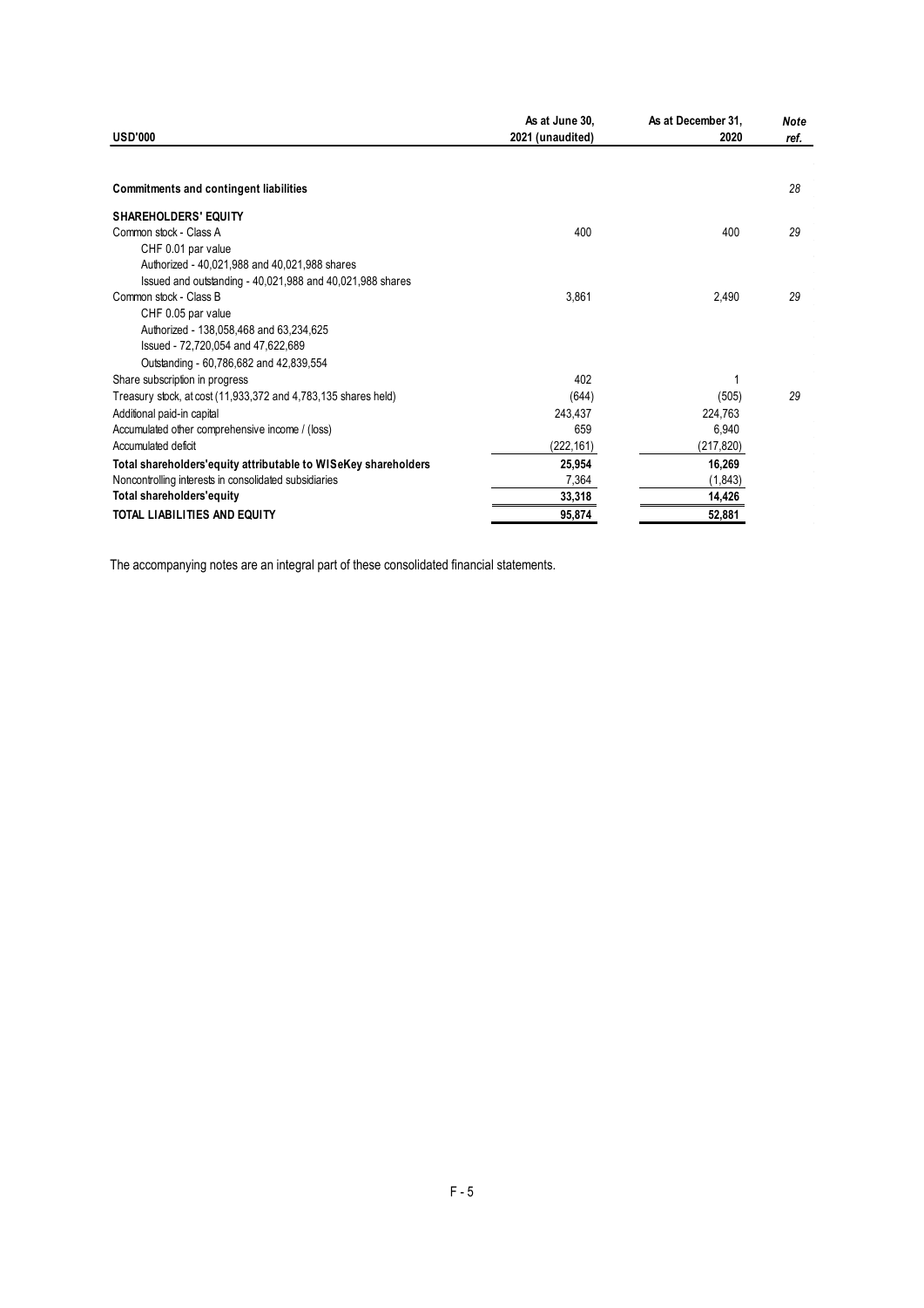| USD'000 | As at June 30, 2021 (unaudited) | As at December 31, 2020 | Note ref. |
|---|---|---|---|
| **Commitments and contingent liabilities** | | | 28 |
| **SHAREHOLDERS' EQUITY** | | | |
| Common stock - Class A | 400 | 400 | 29 |
| CHF 0.01 par value | | | |
| Authorized - 40,021,988 and 40,021,988 shares | | | |
| Issued and outstanding - 40,021,988 and 40,021,988 shares | | | |
| Common stock - Class B | 3,861 | 2,490 | 29 |
| CHF 0.05 par value | | | |
| Authorized - 138,058,468 and 63,234,625 | | | |
| Issued - 72,720,054 and 47,622,689 | | | |
| Outstanding - 60,786,682 and 42,839,554 | | | |
| Share subscription in progress | 402 | 1 | |
| Treasury stock, at cost (11,933,372 and 4,783,135 shares held) | (644) | (505) | 29 |
| Additional paid-in capital | 243,437 | 224,763 | |
| Accumulated other comprehensive income / (loss) | 659 | 6,940 | |
| Accumulated deficit | (222,161) | (217,820) | |
| **Total shareholders'equity attributable to WISeKey shareholders** | **25,954** | **16,269** | |
| Noncontrolling interests in consolidated subsidiaries | 7,364 | (1,843) | |
| **Total shareholders'equity** | **33,318** | **14,426** | |
| **TOTAL LIABILITIES AND EQUITY** | **95,874** | **52,881** | |

The accompanying notes are an integral part of these consolidated financial statements.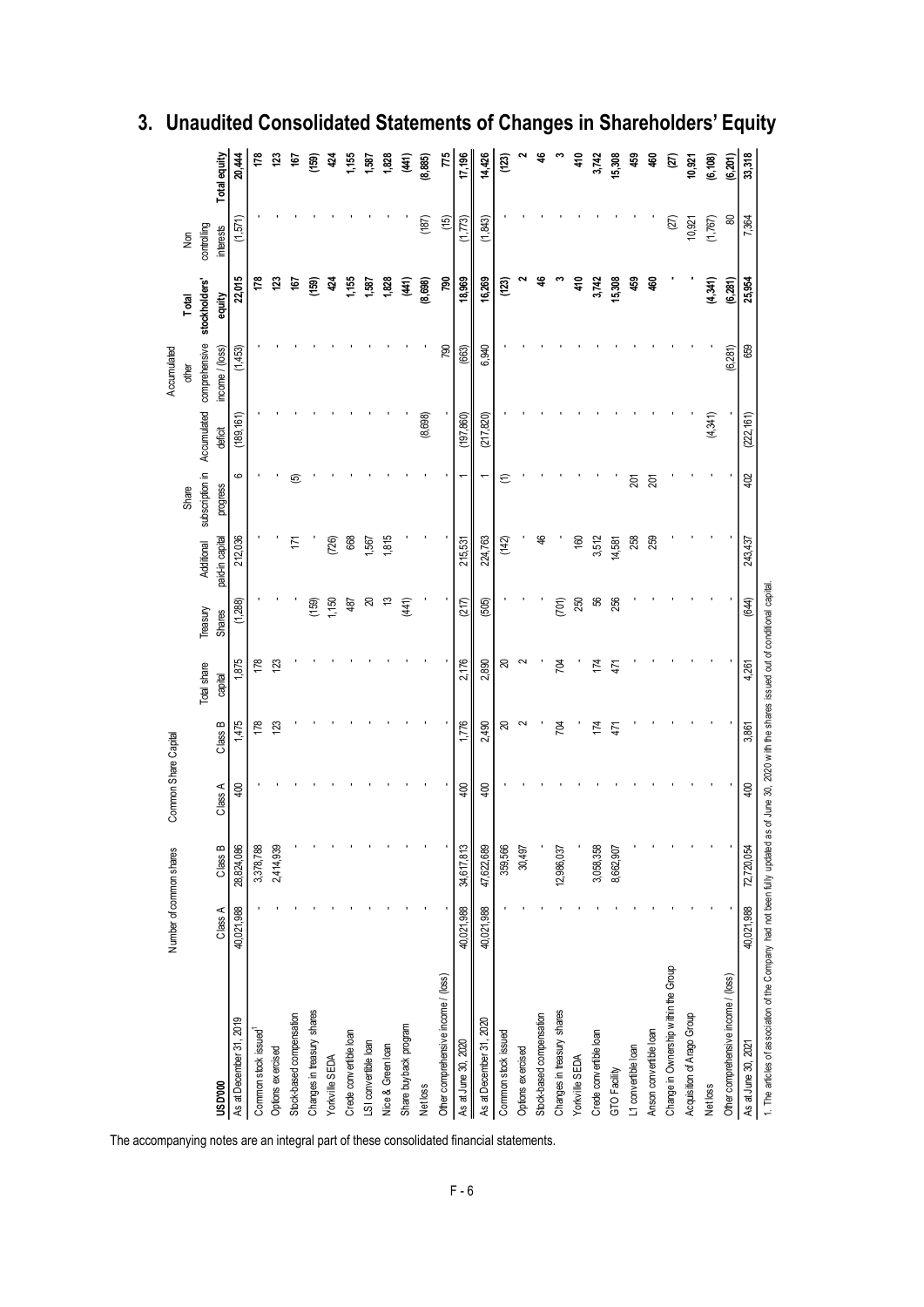## 3. Unaudited Consolidated Statements of Changes in Shareholders' Equity

| USD'000 | Number of common shares | | Common Share Capital | | | Treasury Shares | Additional paid-in capital | Share subscription in progress | Accumulated deficit | Accumulated other comprehensive income / (loss) | Total stockholders' equity | Non controlling interests | Total equity |
|---|---|---|---|---|---|---|---|---|---|---|---|---|---|
| | Class A | Class B | Class A | Class B | Total share capital | | | | | | | | |
| As at December 31, 2019 | 40,021,988 | 28,824,086 | 400 | 1,475 | 1,875 | (1,288) | 212,036 | 6 | (189,161) | (1,453) | 22,015 | (1,571) | 20,444 |
| Common stock issued[1] | - | 3,378,788 | - | 178 | 178 | - | - | - | - | - | 178 | - | 178 |
| Options exercised | - | 2,414,939 | - | 123 | 123 | - | - | - | - | - | 123 | - | 123 |
| Stock-based compensation | - | - | - | - | - | - | 171 | (5) | - | - | 167 | - | 167 |
| Changes in treasury shares | - | - | - | - | - | (159) | - | - | - | - | (159) | - | (159) |
| Yorkville SEDA | - | - | - | - | - | 1,150 | (726) | - | - | - | 424 | - | 424 |
| Crede convertible loan | - | - | - | - | - | 487 | 668 | - | - | - | 1,155 | - | 1,155 |
| LSI convertible loan | - | - | - | - | - | 20 | 1,567 | - | - | - | 1,587 | - | 1,587 |
| Nice & Green loan | - | - | - | - | - | 13 | 1,815 | - | - | - | 1,828 | - | 1,828 |
| Share buyback program | - | - | - | - | - | (441) | - | - | - | - | (441) | - | (441) |
| Net loss | - | - | - | - | - | - | - | - | (8,698) | - | (8,698) | (187) | (8,885) |
| Other comprehensive income / (loss) | - | - | - | - | - | - | - | - | - | 790 | 790 | (15) | 775 |
| As at June 30, 2020 | 40,021,988 | 34,617,813 | 400 | 1,776 | 2,176 | (217) | 215,531 | 1 | (197,860) | (663) | 18,969 | (1,773) | 17,196 |
| As at December 31, 2020 | 40,021,988 | 47,622,689 | 400 | 2,490 | 2,890 | (505) | 224,763 | 1 | (217,820) | 6,940 | 16,269 | (1,843) | 14,426 |
| Common stock issued | - | 359,566 | - | 20 | 20 | - | (142) | (1) | - | - | (123) | - | (123) |
| Options exercised | - | 30,497 | - | 2 | 2 | - | - | - | - | - | 2 | - | 2 |
| Stock-based compensation | - | - | - | - | - | - | 46 | - | - | - | 46 | - | 46 |
| Changes in treasury shares | - | 12,986,037 | - | 704 | 704 | (701) | - | - | - | - | 3 | - | 3 |
| Yorkville SEDA | - | - | - | - | - | 250 | 160 | - | - | - | 410 | - | 410 |
| Crede convertible loan | - | 3,058,358 | - | 174 | 174 | 56 | 3,512 | - | - | - | 3,742 | - | 3,742 |
| GTO Facility | - | 8,662,907 | - | 471 | 471 | 256 | 14,581 | - | - | - | 15,308 | - | 15,308 |
| L1 convertible loan | - | - | - | - | - | - | 258 | 201 | - | - | 459 | - | 459 |
| Anson convertible loan | - | - | - | - | - | - | 259 | 201 | - | - | 460 | - | 460 |
| Change in Ownership within the Group | - | - | - | - | - | - | - | - | - | - | - | (27) | (27) |
| Acquisition of Arago Group | - | - | - | - | - | - | - | - | - | - | - | 10,921 | 10,921 |
| Net loss | - | - | - | - | - | - | - | - | (4,341) | - | (4,341) | (1,767) | (6,108) |
| Other comprehensive income / (loss) | - | - | - | - | - | - | - | - | - | (6,281) | (6,281) | 80 | (6,201) |
| As at June 30, 2021 | 40,021,988 | 72,720,054 | 400 | 3,861 | 4,261 | (644) | 243,437 | 402 | (222,161) | 659 | 25,954 | 7,364 | 33,318 |

1. The articles of association of the Company had not been fully updated as of June 30, 2020 with the shares issued out of conditional capital.

The accompanying notes are an integral part of these consolidated financial statements.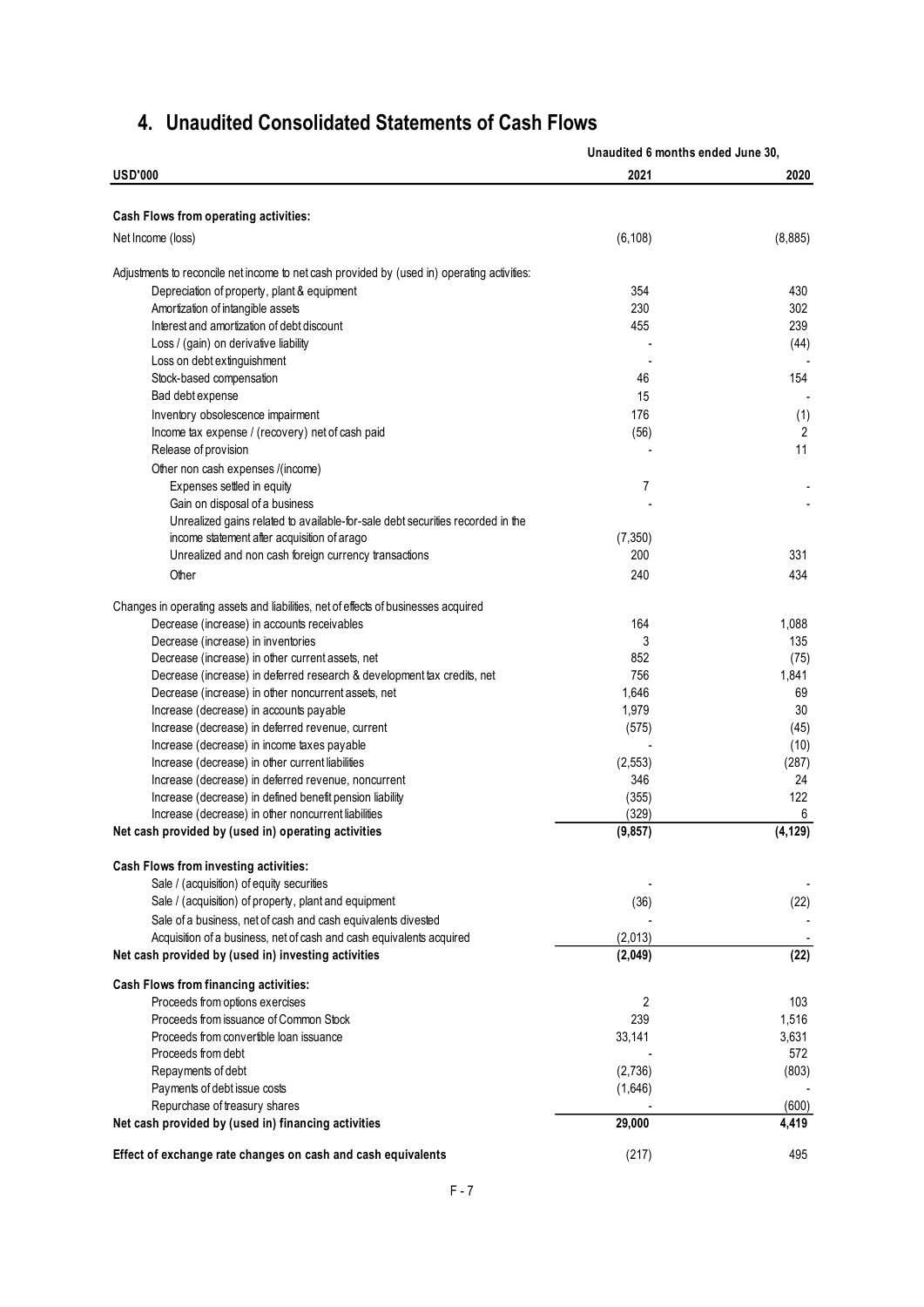## 4. Unaudited Consolidated Statements of Cash Flows

| USD'000 | Unaudited 6 months ended June 30, 2021 | 2020 |
|---|---|---|
| **Cash Flows from operating activities:** | | |
| Net Income (loss) | (6,108) | (8,885) |
| Adjustments to reconcile net income to net cash provided by (used in) operating activities: | | |
| Depreciation of property, plant & equipment | 354 | 430 |
| Amortization of intangible assets | 230 | 302 |
| Interest and amortization of debt discount | 455 | 239 |
| Loss / (gain) on derivative liability | - | (44) |
| Loss on debt extinguishment | - | - |
| Stock-based compensation | 46 | 154 |
| Bad debt expense | 15 | - |
| Inventory obsolescence impairment | 176 | (1) |
| Income tax expense / (recovery) net of cash paid | (56) | 2 |
| Release of provision | - | 11 |
| Other non cash expenses /(income) | | |
| Expenses settled in equity | 7 | - |
| Gain on disposal of a business | - | - |
| Unrealized gains related to available-for-sale debt securities recorded in the income statement after acquisition of arago | (7,350) | |
| Unrealized and non cash foreign currency transactions | 200 | 331 |
| Other | 240 | 434 |
| Changes in operating assets and liabilities, net of effects of businesses acquired | | |
| Decrease (increase) in accounts receivables | 164 | 1,088 |
| Decrease (increase) in inventories | 3 | 135 |
| Decrease (increase) in other current assets, net | 852 | (75) |
| Decrease (increase) in deferred research & development tax credits, net | 756 | 1,841 |
| Decrease (increase) in other noncurrent assets, net | 1,646 | 69 |
| Increase (decrease) in accounts payable | 1,979 | 30 |
| Increase (decrease) in deferred revenue, current | (575) | (45) |
| Increase (decrease) in income taxes payable | - | (10) |
| Increase (decrease) in other current liabilities | (2,553) | (287) |
| Increase (decrease) in deferred revenue, noncurrent | 346 | 24 |
| Increase (decrease) in defined benefit pension liability | (355) | 122 |
| Increase (decrease) in other noncurrent liabilities | (329) | 6 |
| **Net cash provided by (used in) operating activities** | **(9,857)** | **(4,129)** |
| **Cash Flows from investing activities:** | | |
| Sale / (acquisition) of equity securities | - | - |
| Sale / (acquisition) of property, plant and equipment | (36) | (22) |
| Sale of a business, net of cash and cash equivalents divested | - | - |
| Acquisition of a business, net of cash and cash equivalents acquired | (2,013) | - |
| **Net cash provided by (used in) investing activities** | **(2,049)** | **(22)** |
| **Cash Flows from financing activities:** | | |
| Proceeds from options exercises | 2 | 103 |
| Proceeds from issuance of Common Stock | 239 | 1,516 |
| Proceeds from convertible loan issuance | 33,141 | 3,631 |
| Proceeds from debt | - | 572 |
| Repayments of debt | (2,736) | (803) |
| Payments of debt issue costs | (1,646) | - |
| Repurchase of treasury shares | - | (600) |
| **Net cash provided by (used in) financing activities** | **29,000** | **4,419** |
| **Effect of exchange rate changes on cash and cash equivalents** | (217) | 495 |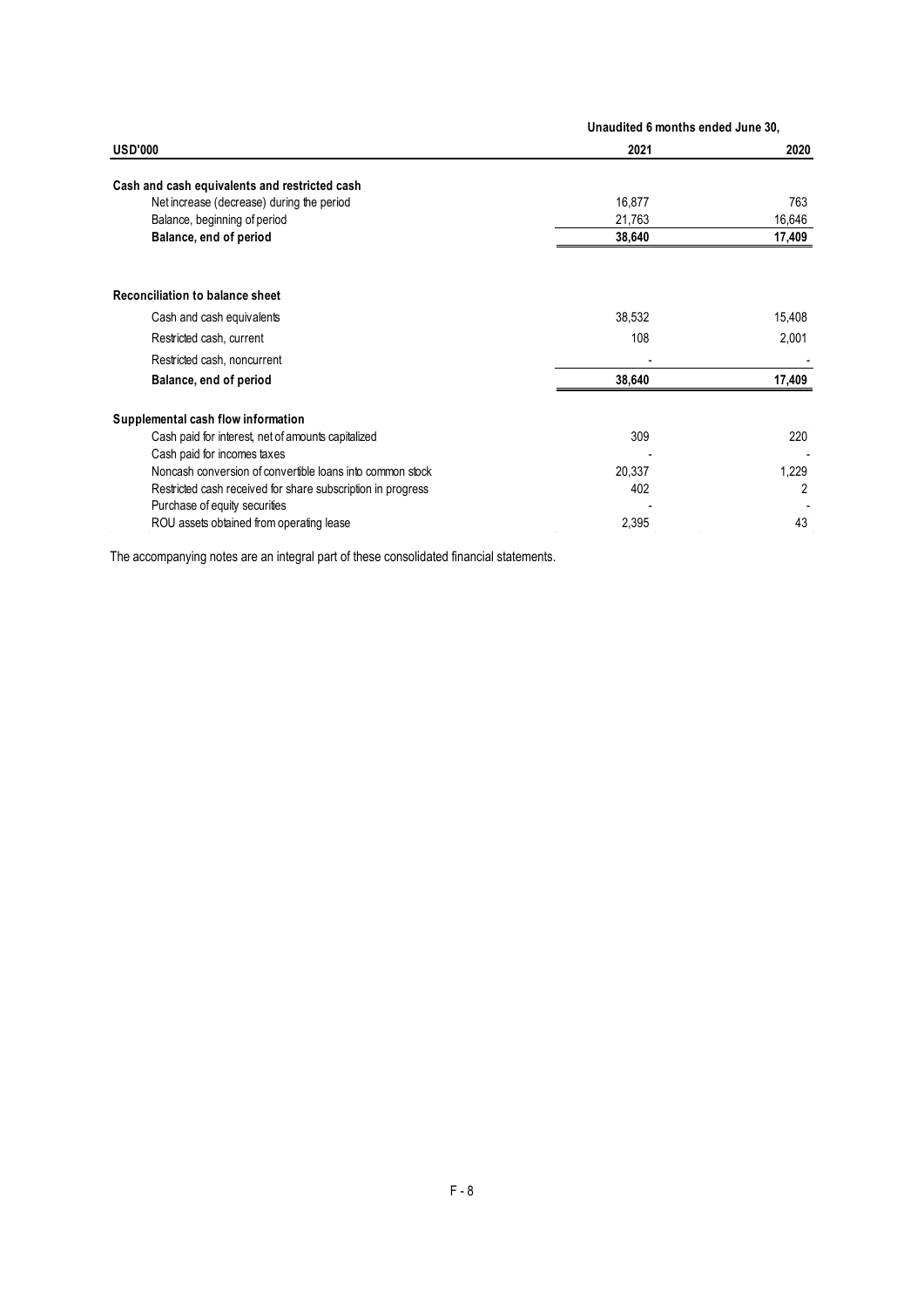| USD'000 | Unaudited 6 months ended June 30, 2021 | 2020 |
|---|---|---|
| **Cash and cash equivalents and restricted cash** | | |
| Net increase (decrease) during the period | 16,877 | 763 |
| Balance, beginning of period | 21,763 | 16,646 |
| **Balance, end of period** | **38,640** | **17,409** |
| | | |
| **Reconciliation to balance sheet** | | |
| Cash and cash equivalents | 38,532 | 15,408 |
| Restricted cash, current | 108 | 2,001 |
| Restricted cash, noncurrent | - | - |
| **Balance, end of period** | **38,640** | **17,409** |
| | | |
| **Supplemental cash flow information** | | |
| Cash paid for interest, net of amounts capitalized | 309 | 220 |
| Cash paid for incomes taxes | - | - |
| Noncash conversion of convertible loans into common stock | 20,337 | 1,229 |
| Restricted cash received for share subscription in progress | 402 | 2 |
| Purchase of equity securities | - | - |
| ROU assets obtained from operating lease | 2,395 | 43 |

The accompanying notes are an integral part of these consolidated financial statements.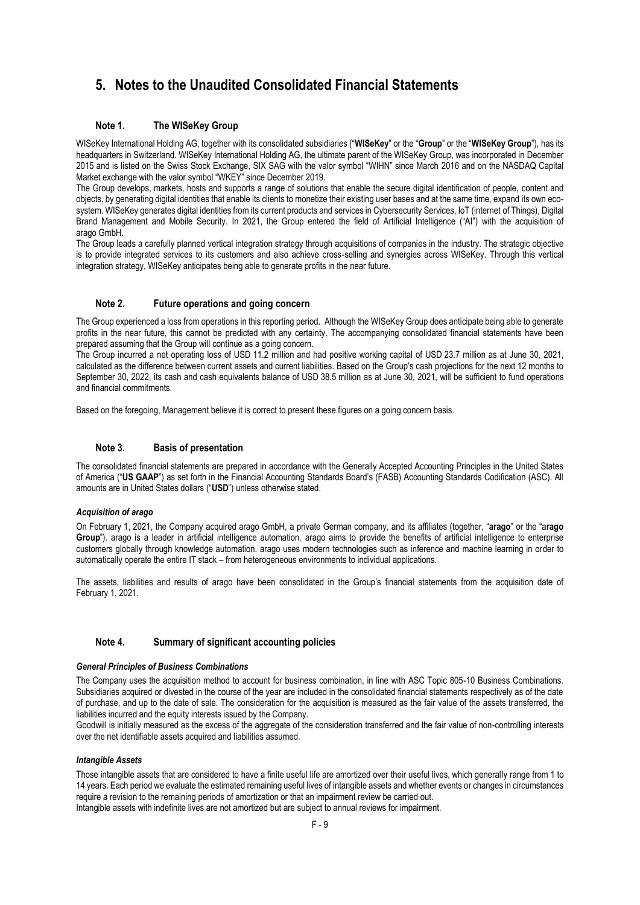# 5. Notes to the Unaudited Consolidated Financial Statements

## Note 1. The WISeKey Group

WISeKey International Holding AG, together with its consolidated subsidiaries ("**WISeKey**" or the "**Group**" or the "**WISeKey Group**"), has its headquarters in Switzerland. WISeKey International Holding AG, the ultimate parent of the WISeKey Group, was incorporated in December 2015 and is listed on the Swiss Stock Exchange, SIX SAG with the valor symbol "WIHN" since March 2016 and on the NASDAQ Capital Market exchange with the valor symbol "WKEY" since December 2019.

The Group develops, markets, hosts and supports a range of solutions that enable the secure digital identification of people, content and objects, by generating digital identities that enable its clients to monetize their existing user bases and at the same time, expand its own eco-system. WISeKey generates digital identities from its current products and services in Cybersecurity Services, IoT (internet of Things), Digital Brand Management and Mobile Security. In 2021, the Group entered the field of Artificial Intelligence ("AI") with the acquisition of arago GmbH.

The Group leads a carefully planned vertical integration strategy through acquisitions of companies in the industry. The strategic objective is to provide integrated services to its customers and also achieve cross-selling and synergies across WISeKey. Through this vertical integration strategy, WISeKey anticipates being able to generate profits in the near future.

## Note 2. Future operations and going concern

The Group experienced a loss from operations in this reporting period. Although the WISeKey Group does anticipate being able to generate profits in the near future, this cannot be predicted with any certainty. The accompanying consolidated financial statements have been prepared assuming that the Group will continue as a going concern.

The Group incurred a net operating loss of USD 11.2 million and had positive working capital of USD 23.7 million as at June 30, 2021, calculated as the difference between current assets and current liabilities. Based on the Group's cash projections for the next 12 months to September 30, 2022, its cash and cash equivalents balance of USD 38.5 million as at June 30, 2021, will be sufficient to fund operations and financial commitments.

Based on the foregoing, Management believe it is correct to present these figures on a going concern basis.

## Note 3. Basis of presentation

The consolidated financial statements are prepared in accordance with the Generally Accepted Accounting Principles in the United States of America ("**US GAAP**") as set forth in the Financial Accounting Standards Board's (FASB) Accounting Standards Codification (ASC). All amounts are in United States dollars ("**USD**") unless otherwise stated.

### *Acquisition of arago*

On February 1, 2021, the Company acquired arago GmbH, a private German company, and its affiliates (together, "**arago**" or the "**arago Group**"). arago is a leader in artificial intelligence automation. arago aims to provide the benefits of artificial intelligence to enterprise customers globally through knowledge automation. arago uses modern technologies such as inference and machine learning in order to automatically operate the entire IT stack – from heterogeneous environments to individual applications.

The assets, liabilities and results of arago have been consolidated in the Group's financial statements from the acquisition date of February 1, 2021.

## Note 4. Summary of significant accounting policies

### *General Principles of Business Combinations*

The Company uses the acquisition method to account for business combination, in line with ASC Topic 805-10 Business Combinations. Subsidiaries acquired or divested in the course of the year are included in the consolidated financial statements respectively as of the date of purchase, and up to the date of sale. The consideration for the acquisition is measured as the fair value of the assets transferred, the liabilities incurred and the equity interests issued by the Company.

Goodwill is initially measured as the excess of the aggregate of the consideration transferred and the fair value of non-controlling interests over the net identifiable assets acquired and liabilities assumed.

### *Intangible Assets*

Those intangible assets that are considered to have a finite useful life are amortized over their useful lives, which generally range from 1 to 14 years. Each period we evaluate the estimated remaining useful lives of intangible assets and whether events or changes in circumstances require a revision to the remaining periods of amortization or that an impairment review be carried out.

Intangible assets with indefinite lives are not amortized but are subject to annual reviews for impairment.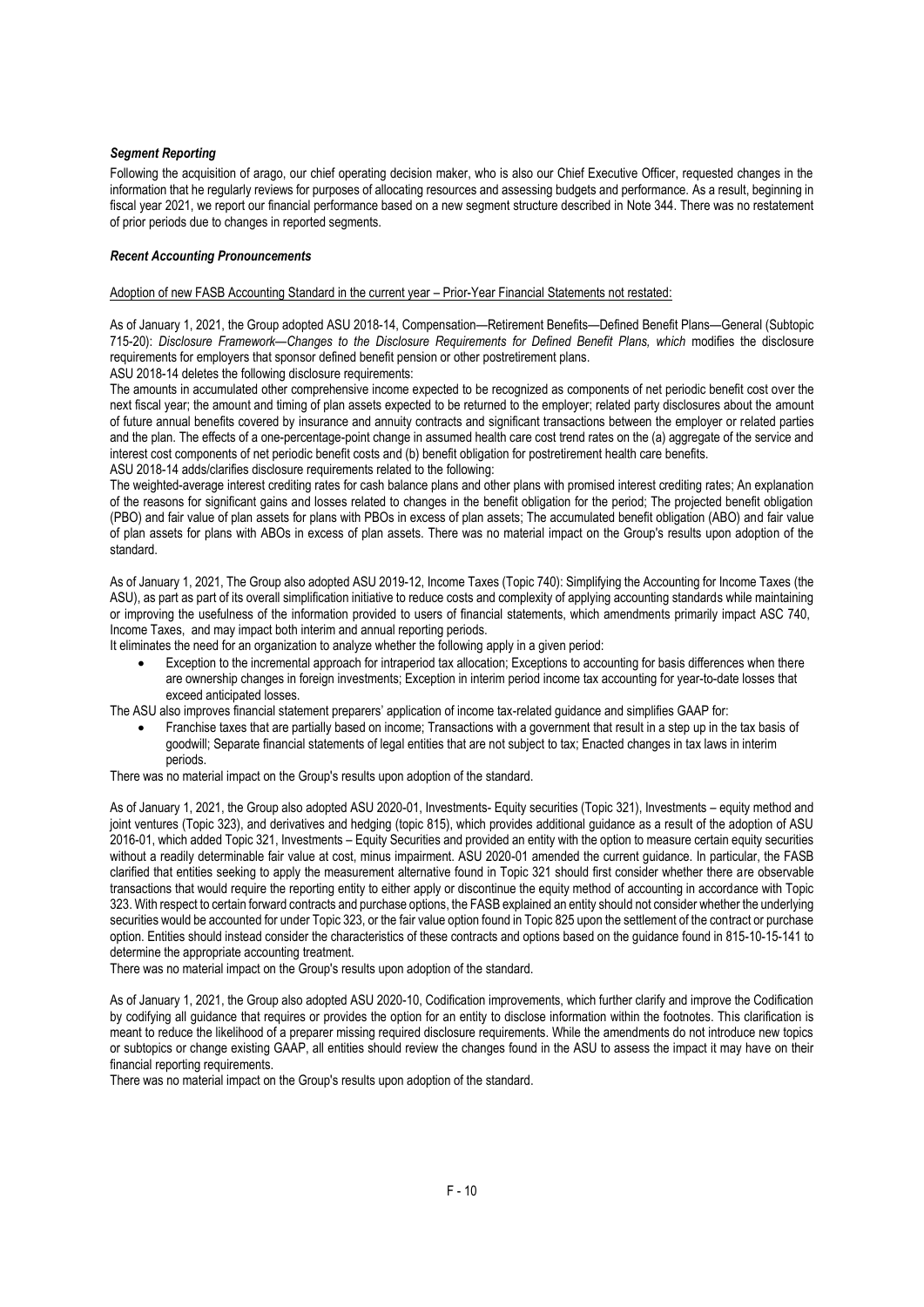***Segment Reporting***

Following the acquisition of arago, our chief operating decision maker, who is also our Chief Executive Officer, requested changes in the information that he regularly reviews for purposes of allocating resources and assessing budgets and performance. As a result, beginning in fiscal year 2021, we report our financial performance based on a new segment structure described in Note 344. There was no restatement of prior periods due to changes in reported segments.

***Recent Accounting Pronouncements***

Adoption of new FASB Accounting Standard in the current year – Prior-Year Financial Statements not restated:

As of January 1, 2021, the Group adopted ASU 2018-14, Compensation—Retirement Benefits—Defined Benefit Plans—General (Subtopic 715-20): *Disclosure Framework—Changes to the Disclosure Requirements for Defined Benefit Plans, which* modifies the disclosure requirements for employers that sponsor defined benefit pension or other postretirement plans.

ASU 2018-14 deletes the following disclosure requirements:

The amounts in accumulated other comprehensive income expected to be recognized as components of net periodic benefit cost over the next fiscal year; the amount and timing of plan assets expected to be returned to the employer; related party disclosures about the amount of future annual benefits covered by insurance and annuity contracts and significant transactions between the employer or related parties and the plan. The effects of a one-percentage-point change in assumed health care cost trend rates on the (a) aggregate of the service and interest cost components of net periodic benefit costs and (b) benefit obligation for postretirement health care benefits.

ASU 2018-14 adds/clarifies disclosure requirements related to the following:

The weighted-average interest crediting rates for cash balance plans and other plans with promised interest crediting rates; An explanation of the reasons for significant gains and losses related to changes in the benefit obligation for the period; The projected benefit obligation (PBO) and fair value of plan assets for plans with PBOs in excess of plan assets; The accumulated benefit obligation (ABO) and fair value of plan assets for plans with ABOs in excess of plan assets. There was no material impact on the Group's results upon adoption of the standard.

As of January 1, 2021, The Group also adopted ASU 2019-12, Income Taxes (Topic 740): Simplifying the Accounting for Income Taxes (the ASU), as part as part of its overall simplification initiative to reduce costs and complexity of applying accounting standards while maintaining or improving the usefulness of the information provided to users of financial statements, which amendments primarily impact ASC 740, Income Taxes, and may impact both interim and annual reporting periods.

It eliminates the need for an organization to analyze whether the following apply in a given period:

- Exception to the incremental approach for intraperiod tax allocation; Exceptions to accounting for basis differences when there are ownership changes in foreign investments; Exception in interim period income tax accounting for year-to-date losses that exceed anticipated losses.

The ASU also improves financial statement preparers' application of income tax-related guidance and simplifies GAAP for:

- Franchise taxes that are partially based on income; Transactions with a government that result in a step up in the tax basis of goodwill; Separate financial statements of legal entities that are not subject to tax; Enacted changes in tax laws in interim periods.

There was no material impact on the Group's results upon adoption of the standard.

As of January 1, 2021, the Group also adopted ASU 2020-01, Investments- Equity securities (Topic 321), Investments – equity method and joint ventures (Topic 323), and derivatives and hedging (topic 815), which provides additional guidance as a result of the adoption of ASU 2016-01, which added Topic 321, Investments – Equity Securities and provided an entity with the option to measure certain equity securities without a readily determinable fair value at cost, minus impairment. ASU 2020-01 amended the current guidance. In particular, the FASB clarified that entities seeking to apply the measurement alternative found in Topic 321 should first consider whether there are observable transactions that would require the reporting entity to either apply or discontinue the equity method of accounting in accordance with Topic 323. With respect to certain forward contracts and purchase options, the FASB explained an entity should not consider whether the underlying securities would be accounted for under Topic 323, or the fair value option found in Topic 825 upon the settlement of the contract or purchase option. Entities should instead consider the characteristics of these contracts and options based on the guidance found in 815-10-15-141 to determine the appropriate accounting treatment.

There was no material impact on the Group's results upon adoption of the standard.

As of January 1, 2021, the Group also adopted ASU 2020-10, Codification improvements, which further clarify and improve the Codification by codifying all guidance that requires or provides the option for an entity to disclose information within the footnotes. This clarification is meant to reduce the likelihood of a preparer missing required disclosure requirements. While the amendments do not introduce new topics or subtopics or change existing GAAP, all entities should review the changes found in the ASU to assess the impact it may have on their financial reporting requirements.

There was no material impact on the Group's results upon adoption of the standard.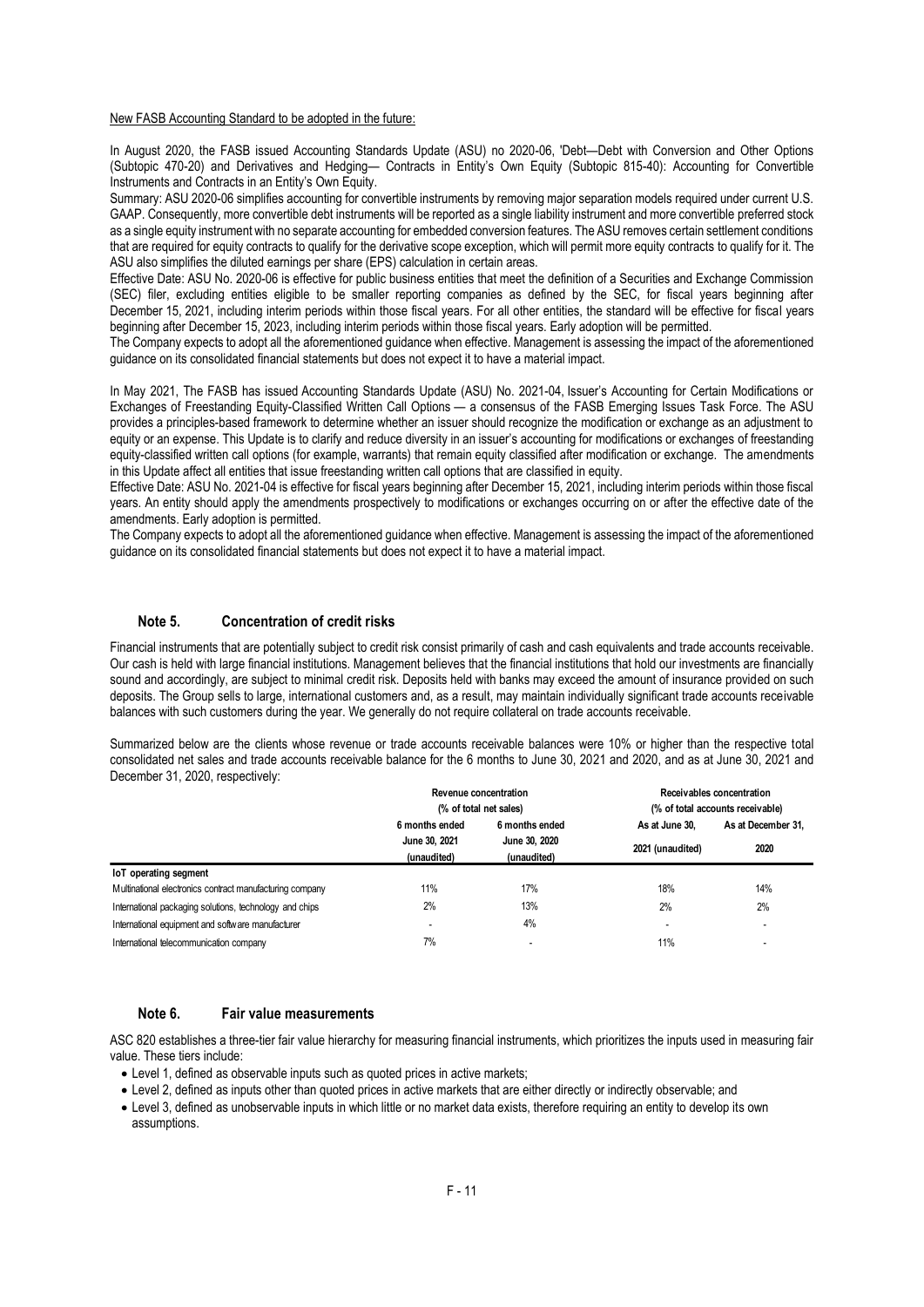New FASB Accounting Standard to be adopted in the future:

In August 2020, the FASB issued Accounting Standards Update (ASU) no 2020-06, 'Debt—Debt with Conversion and Other Options (Subtopic 470-20) and Derivatives and Hedging— Contracts in Entity's Own Equity (Subtopic 815-40): Accounting for Convertible Instruments and Contracts in an Entity's Own Equity.

Summary: ASU 2020-06 simplifies accounting for convertible instruments by removing major separation models required under current U.S. GAAP. Consequently, more convertible debt instruments will be reported as a single liability instrument and more convertible preferred stock as a single equity instrument with no separate accounting for embedded conversion features. The ASU removes certain settlement conditions that are required for equity contracts to qualify for the derivative scope exception, which will permit more equity contracts to qualify for it. The ASU also simplifies the diluted earnings per share (EPS) calculation in certain areas.

Effective Date: ASU No. 2020-06 is effective for public business entities that meet the definition of a Securities and Exchange Commission (SEC) filer, excluding entities eligible to be smaller reporting companies as defined by the SEC, for fiscal years beginning after December 15, 2021, including interim periods within those fiscal years. For all other entities, the standard will be effective for fiscal years beginning after December 15, 2023, including interim periods within those fiscal years. Early adoption will be permitted.

The Company expects to adopt all the aforementioned guidance when effective. Management is assessing the impact of the aforementioned guidance on its consolidated financial statements but does not expect it to have a material impact.

In May 2021, The FASB has issued Accounting Standards Update (ASU) No. 2021-04, Issuer's Accounting for Certain Modifications or Exchanges of Freestanding Equity-Classified Written Call Options — a consensus of the FASB Emerging Issues Task Force. The ASU provides a principles-based framework to determine whether an issuer should recognize the modification or exchange as an adjustment to equity or an expense. This Update is to clarify and reduce diversity in an issuer's accounting for modifications or exchanges of freestanding equity-classified written call options (for example, warrants) that remain equity classified after modification or exchange. The amendments in this Update affect all entities that issue freestanding written call options that are classified in equity.

Effective Date: ASU No. 2021-04 is effective for fiscal years beginning after December 15, 2021, including interim periods within those fiscal years. An entity should apply the amendments prospectively to modifications or exchanges occurring on or after the effective date of the amendments. Early adoption is permitted.

The Company expects to adopt all the aforementioned guidance when effective. Management is assessing the impact of the aforementioned guidance on its consolidated financial statements but does not expect it to have a material impact.

## Note 5. Concentration of credit risks

Financial instruments that are potentially subject to credit risk consist primarily of cash and cash equivalents and trade accounts receivable. Our cash is held with large financial institutions. Management believes that the financial institutions that hold our investments are financially sound and accordingly, are subject to minimal credit risk. Deposits held with banks may exceed the amount of insurance provided on such deposits. The Group sells to large, international customers and, as a result, may maintain individually significant trade accounts receivable balances with such customers during the year. We generally do not require collateral on trade accounts receivable.

Summarized below are the clients whose revenue or trade accounts receivable balances were 10% or higher than the respective total consolidated net sales and trade accounts receivable balance for the 6 months to June 30, 2021 and 2020, and as at June 30, 2021 and December 31, 2020, respectively:

| | Revenue concentration (% of total net sales) | | Receivables concentration (% of total accounts receivable) | |
|---|---|---|---|---|
| | 6 months ended June 30, 2021 (unaudited) | 6 months ended June 30, 2020 (unaudited) | As at June 30, 2021 (unaudited) | As at December 31, 2020 |
| **IoT operating segment** | | | | |
| Multinational electronics contract manufacturing company | 11% | 17% | 18% | 14% |
| International packaging solutions, technology and chips | 2% | 13% | 2% | 2% |
| International equipment and software manufacturer | - | 4% | - | - |
| International telecommunication company | 7% | - | 11% | - |

## Note 6. Fair value measurements

ASC 820 establishes a three-tier fair value hierarchy for measuring financial instruments, which prioritizes the inputs used in measuring fair value. These tiers include:

- Level 1, defined as observable inputs such as quoted prices in active markets;
- Level 2, defined as inputs other than quoted prices in active markets that are either directly or indirectly observable; and
- Level 3, defined as unobservable inputs in which little or no market data exists, therefore requiring an entity to develop its own assumptions.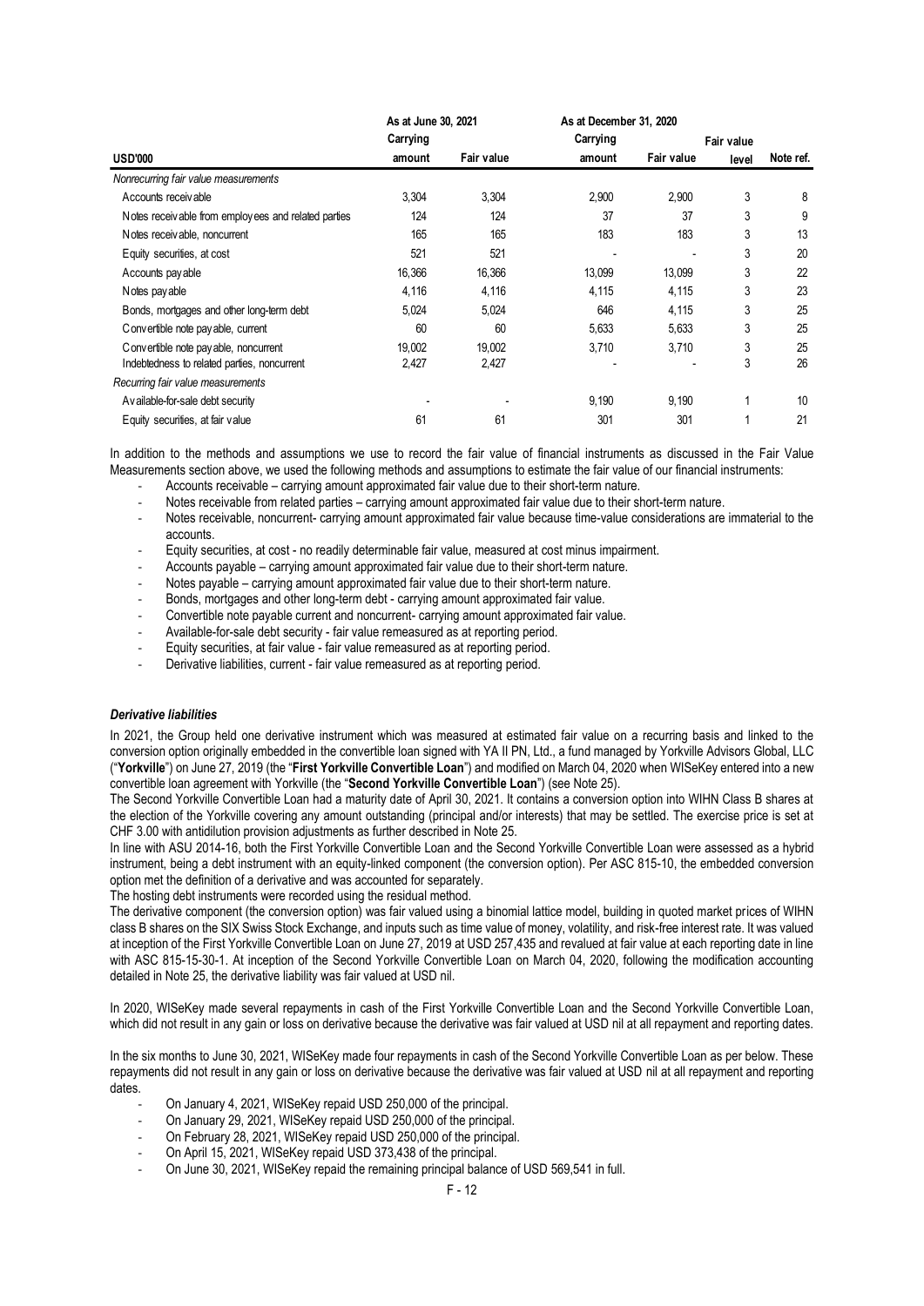| USD'000 | As at June 30, 2021 Carrying amount | Fair value | As at December 31, 2020 Carrying amount | Fair value | Fair value level | Note ref. |
|---|---|---|---|---|---|---|
| *Nonrecurring fair value measurements* | | | | | | |
| Accounts receivable | 3,304 | 3,304 | 2,900 | 2,900 | 3 | 8 |
| Notes receivable from employees and related parties | 124 | 124 | 37 | 37 | 3 | 9 |
| Notes receivable, noncurrent | 165 | 165 | 183 | 183 | 3 | 13 |
| Equity securities, at cost | 521 | 521 | - | - | 3 | 20 |
| Accounts payable | 16,366 | 16,366 | 13,099 | 13,099 | 3 | 22 |
| Notes payable | 4,116 | 4,116 | 4,115 | 4,115 | 3 | 23 |
| Bonds, mortgages and other long-term debt | 5,024 | 5,024 | 646 | 4,115 | 3 | 25 |
| Convertible note payable, current | 60 | 60 | 5,633 | 5,633 | 3 | 25 |
| Convertible note payable, noncurrent | 19,002 | 19,002 | 3,710 | 3,710 | 3 | 25 |
| Indebtedness to related parties, noncurrent | 2,427 | 2,427 | - | - | 3 | 26 |
| *Recurring fair value measurements* | | | | | | |
| Available-for-sale debt security | - | - | 9,190 | 9,190 | 1 | 10 |
| Equity securities, at fair value | 61 | 61 | 301 | 301 | 1 | 21 |

In addition to the methods and assumptions we use to record the fair value of financial instruments as discussed in the Fair Value Measurements section above, we used the following methods and assumptions to estimate the fair value of our financial instruments:

- Accounts receivable – carrying amount approximated fair value due to their short-term nature.
- Notes receivable from related parties – carrying amount approximated fair value due to their short-term nature.
- Notes receivable, noncurrent- carrying amount approximated fair value because time-value considerations are immaterial to the accounts.
- Equity securities, at cost - no readily determinable fair value, measured at cost minus impairment.
- Accounts payable – carrying amount approximated fair value due to their short-term nature.
- Notes payable – carrying amount approximated fair value due to their short-term nature.
- Bonds, mortgages and other long-term debt - carrying amount approximated fair value.
- Convertible note payable current and noncurrent- carrying amount approximated fair value.
- Available-for-sale debt security - fair value remeasured as at reporting period.
- Equity securities, at fair value - fair value remeasured as at reporting period.
- Derivative liabilities, current - fair value remeasured as at reporting period.

### *Derivative liabilities*

In 2021, the Group held one derivative instrument which was measured at estimated fair value on a recurring basis and linked to the conversion option originally embedded in the convertible loan signed with YA II PN, Ltd., a fund managed by Yorkville Advisors Global, LLC ("**Yorkville**") on June 27, 2019 (the "**First Yorkville Convertible Loan**") and modified on March 04, 2020 when WISeKey entered into a new convertible loan agreement with Yorkville (the "**Second Yorkville Convertible Loan**") (see Note 25).

The Second Yorkville Convertible Loan had a maturity date of April 30, 2021. It contains a conversion option into WIHN Class B shares at the election of the Yorkville covering any amount outstanding (principal and/or interests) that may be settled. The exercise price is set at CHF 3.00 with antidilution provision adjustments as further described in Note 25.

In line with ASU 2014-16, both the First Yorkville Convertible Loan and the Second Yorkville Convertible Loan were assessed as a hybrid instrument, being a debt instrument with an equity-linked component (the conversion option). Per ASC 815-10, the embedded conversion option met the definition of a derivative and was accounted for separately.

The hosting debt instruments were recorded using the residual method.

The derivative component (the conversion option) was fair valued using a binomial lattice model, building in quoted market prices of WIHN class B shares on the SIX Swiss Stock Exchange, and inputs such as time value of money, volatility, and risk-free interest rate. It was valued at inception of the First Yorkville Convertible Loan on June 27, 2019 at USD 257,435 and revalued at fair value at each reporting date in line with ASC 815-15-30-1. At inception of the Second Yorkville Convertible Loan on March 04, 2020, following the modification accounting detailed in Note 25, the derivative liability was fair valued at USD nil.

In 2020, WISeKey made several repayments in cash of the First Yorkville Convertible Loan and the Second Yorkville Convertible Loan, which did not result in any gain or loss on derivative because the derivative was fair valued at USD nil at all repayment and reporting dates.

In the six months to June 30, 2021, WISeKey made four repayments in cash of the Second Yorkville Convertible Loan as per below. These repayments did not result in any gain or loss on derivative because the derivative was fair valued at USD nil at all repayment and reporting dates.

- On January 4, 2021, WISeKey repaid USD 250,000 of the principal.
- On January 29, 2021, WISeKey repaid USD 250,000 of the principal.
- On February 28, 2021, WISeKey repaid USD 250,000 of the principal.
- On April 15, 2021, WISeKey repaid USD 373,438 of the principal.
- On June 30, 2021, WISeKey repaid the remaining principal balance of USD 569,541 in full.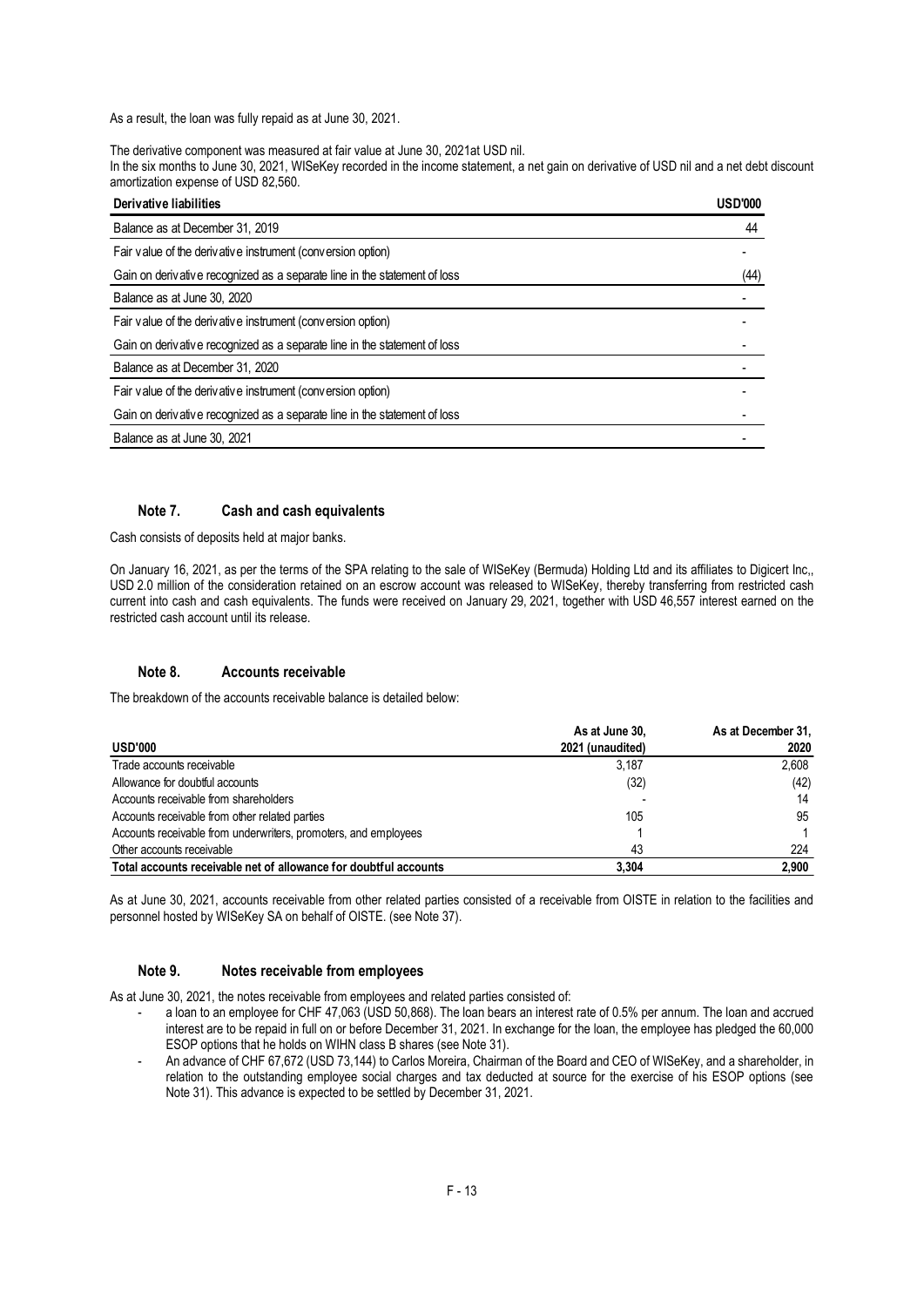As a result, the loan was fully repaid as at June 30, 2021.

The derivative component was measured at fair value at June 30, 2021at USD nil.
In the six months to June 30, 2021, WISeKey recorded in the income statement, a net gain on derivative of USD nil and a net debt discount amortization expense of USD 82,560.

| Derivative liabilities | USD'000 |
|---|---|
| Balance as at December 31, 2019 | 44 |
| Fair value of the derivative instrument (conversion option) | - |
| Gain on derivative recognized as a separate line in the statement of loss | (44) |
| Balance as at June 30, 2020 | - |
| Fair value of the derivative instrument (conversion option) | - |
| Gain on derivative recognized as a separate line in the statement of loss | - |
| Balance as at December 31, 2020 | - |
| Fair value of the derivative instrument (conversion option) | - |
| Gain on derivative recognized as a separate line in the statement of loss | - |
| Balance as at June 30, 2021 | - |

## Note 7. Cash and cash equivalents

Cash consists of deposits held at major banks.

On January 16, 2021, as per the terms of the SPA relating to the sale of WISeKey (Bermuda) Holding Ltd and its affiliates to Digicert Inc,, USD 2.0 million of the consideration retained on an escrow account was released to WISeKey, thereby transferring from restricted cash current into cash and cash equivalents. The funds were received on January 29, 2021, together with USD 46,557 interest earned on the restricted cash account until its release.

## Note 8. Accounts receivable

The breakdown of the accounts receivable balance is detailed below:

| USD'000 | As at June 30, 2021 (unaudited) | As at December 31, 2020 |
|---|---|---|
| Trade accounts receivable | 3,187 | 2,608 |
| Allowance for doubtful accounts | (32) | (42) |
| Accounts receivable from shareholders | - | 14 |
| Accounts receivable from other related parties | 105 | 95 |
| Accounts receivable from underwriters, promoters, and employees | 1 | 1 |
| Other accounts receivable | 43 | 224 |
| **Total accounts receivable net of allowance for doubtful accounts** | **3,304** | **2,900** |

As at June 30, 2021, accounts receivable from other related parties consisted of a receivable from OISTE in relation to the facilities and personnel hosted by WISeKey SA on behalf of OISTE. (see Note 37).

## Note 9. Notes receivable from employees

As at June 30, 2021, the notes receivable from employees and related parties consisted of:

- a loan to an employee for CHF 47,063 (USD 50,868). The loan bears an interest rate of 0.5% per annum. The loan and accrued interest are to be repaid in full on or before December 31, 2021. In exchange for the loan, the employee has pledged the 60,000 ESOP options that he holds on WIHN class B shares (see Note 31).
- An advance of CHF 67,672 (USD 73,144) to Carlos Moreira, Chairman of the Board and CEO of WISeKey, and a shareholder, in relation to the outstanding employee social charges and tax deducted at source for the exercise of his ESOP options (see Note 31). This advance is expected to be settled by December 31, 2021.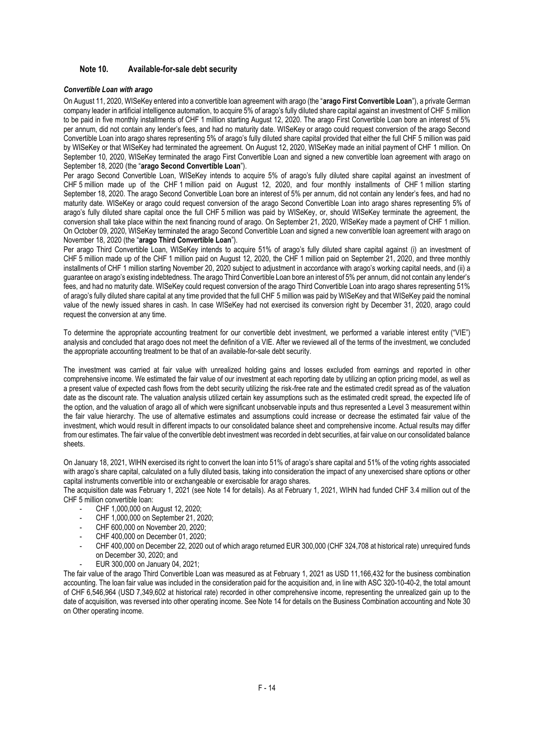## Note 10. Available-for-sale debt security

***Convertible Loan with arago***

On August 11, 2020, WISeKey entered into a convertible loan agreement with arago (the "**arago First Convertible Loan**"), a private German company leader in artificial intelligence automation, to acquire 5% of arago's fully diluted share capital against an investment of CHF 5 million to be paid in five monthly installments of CHF 1 million starting August 12, 2020. The arago First Convertible Loan bore an interest of 5% per annum, did not contain any lender's fees, and had no maturity date. WISeKey or arago could request conversion of the arago Second Convertible Loan into arago shares representing 5% of arago's fully diluted share capital provided that either the full CHF 5 million was paid by WISeKey or that WISeKey had terminated the agreement. On August 12, 2020, WISeKey made an initial payment of CHF 1 million. On September 10, 2020, WISeKey terminated the arago First Convertible Loan and signed a new convertible loan agreement with arago on September 18, 2020 (the "**arago Second Convertible Loan**").

Per arago Second Convertible Loan, WISeKey intends to acquire 5% of arago's fully diluted share capital against an investment of CHF 5 million made up of the CHF 1 million paid on August 12, 2020, and four monthly installments of CHF 1 million starting September 18, 2020. The arago Second Convertible Loan bore an interest of 5% per annum, did not contain any lender's fees, and had no maturity date. WISeKey or arago could request conversion of the arago Second Convertible Loan into arago shares representing 5% of arago's fully diluted share capital once the full CHF 5 million was paid by WISeKey, or, should WISeKey terminate the agreement, the conversion shall take place within the next financing round of arago. On September 21, 2020, WISeKey made a payment of CHF 1 million. On October 09, 2020, WISeKey terminated the arago Second Convertible Loan and signed a new convertible loan agreement with arago on November 18, 2020 (the "**arago Third Convertible Loan**").

Per arago Third Convertible Loan, WISeKey intends to acquire 51% of arago's fully diluted share capital against (i) an investment of CHF 5 million made up of the CHF 1 million paid on August 12, 2020, the CHF 1 million paid on September 21, 2020, and three monthly installments of CHF 1 million starting November 20, 2020 subject to adjustment in accordance with arago's working capital needs, and (ii) a guarantee on arago's existing indebtedness. The arago Third Convertible Loan bore an interest of 5% per annum, did not contain any lender's fees, and had no maturity date. WISeKey could request conversion of the arago Third Convertible Loan into arago shares representing 51% of arago's fully diluted share capital at any time provided that the full CHF 5 million was paid by WISeKey and that WISeKey paid the nominal value of the newly issued shares in cash. In case WISeKey had not exercised its conversion right by December 31, 2020, arago could request the conversion at any time.

To determine the appropriate accounting treatment for our convertible debt investment, we performed a variable interest entity ("VIE") analysis and concluded that arago does not meet the definition of a VIE. After we reviewed all of the terms of the investment, we concluded the appropriate accounting treatment to be that of an available-for-sale debt security.

The investment was carried at fair value with unrealized holding gains and losses excluded from earnings and reported in other comprehensive income. We estimated the fair value of our investment at each reporting date by utilizing an option pricing model, as well as a present value of expected cash flows from the debt security utilizing the risk-free rate and the estimated credit spread as of the valuation date as the discount rate. The valuation analysis utilized certain key assumptions such as the estimated credit spread, the expected life of the option, and the valuation of arago all of which were significant unobservable inputs and thus represented a Level 3 measurement within the fair value hierarchy. The use of alternative estimates and assumptions could increase or decrease the estimated fair value of the investment, which would result in different impacts to our consolidated balance sheet and comprehensive income. Actual results may differ from our estimates. The fair value of the convertible debt investment was recorded in debt securities, at fair value on our consolidated balance sheets.

On January 18, 2021, WIHN exercised its right to convert the loan into 51% of arago's share capital and 51% of the voting rights associated with arago's share capital, calculated on a fully diluted basis, taking into consideration the impact of any unexercised share options or other capital instruments convertible into or exchangeable or exercisable for arago shares.

The acquisition date was February 1, 2021 (see Note 14 for details). As at February 1, 2021, WIHN had funded CHF 3.4 million out of the CHF 5 million convertible loan:

- CHF 1,000,000 on August 12, 2020;
- CHF 1,000,000 on September 21, 2020;
- CHF 600,000 on November 20, 2020;
- CHF 400,000 on December 01, 2020;
- CHF 400,000 on December 22, 2020 out of which arago returned EUR 300,000 (CHF 324,708 at historical rate) unrequired funds on December 30, 2020; and
- EUR 300,000 on January 04, 2021;

The fair value of the arago Third Convertible Loan was measured as at February 1, 2021 as USD 11,166,432 for the business combination accounting. The loan fair value was included in the consideration paid for the acquisition and, in line with ASC 320-10-40-2, the total amount of CHF 6,546,964 (USD 7,349,602 at historical rate) recorded in other comprehensive income, representing the unrealized gain up to the date of acquisition, was reversed into other operating income. See Note 14 for details on the Business Combination accounting and Note 30 on Other operating income.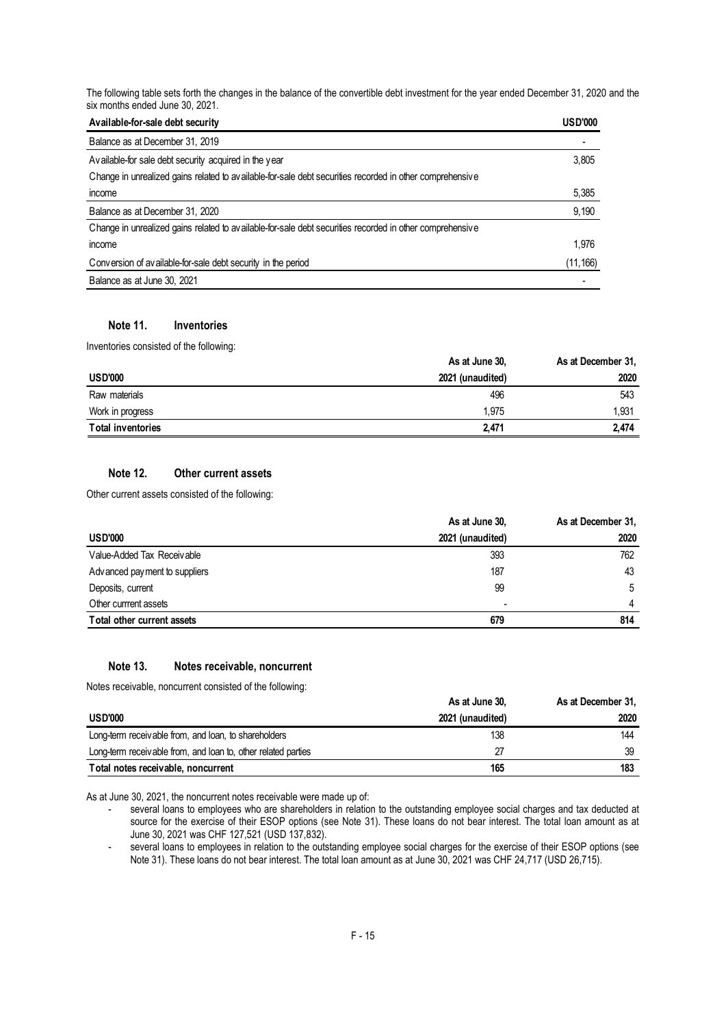The following table sets forth the changes in the balance of the convertible debt investment for the year ended December 31, 2020 and the six months ended June 30, 2021.

| Available-for-sale debt security | USD'000 |
|---|---|
| Balance as at December 31, 2019 | - |
| Available-for sale debt security acquired in the year | 3,805 |
| Change in unrealized gains related to available-for-sale debt securities recorded in other comprehensive income | 5,385 |
| Balance as at December 31, 2020 | 9,190 |
| Change in unrealized gains related to available-for-sale debt securities recorded in other comprehensive income | 1,976 |
| Conversion of available-for-sale debt security in the period | (11,166) |
| Balance as at June 30, 2021 | - |

### Note 11. Inventories

Inventories consisted of the following:

| USD'000 | As at June 30, 2021 (unaudited) | As at December 31, 2020 |
|---|---|---|
| Raw materials | 496 | 543 |
| Work in progress | 1,975 | 1,931 |
| **Total inventories** | **2,471** | **2,474** |

### Note 12. Other current assets

Other current assets consisted of the following:

| USD'000 | As at June 30, 2021 (unaudited) | As at December 31, 2020 |
|---|---|---|
| Value-Added Tax Receivable | 393 | 762 |
| Advanced payment to suppliers | 187 | 43 |
| Deposits, current | 99 | 5 |
| Other currrent assets | - | 4 |
| **Total other current assets** | **679** | **814** |

### Note 13. Notes receivable, noncurrent

Notes receivable, noncurrent consisted of the following:

| USD'000 | As at June 30, 2021 (unaudited) | As at December 31, 2020 |
|---|---|---|
| Long-term receivable from, and loan, to shareholders | 138 | 144 |
| Long-term receivable from, and loan to, other related parties | 27 | 39 |
| **Total notes receivable, noncurrent** | **165** | **183** |

As at June 30, 2021, the noncurrent notes receivable were made up of:

- several loans to employees who are shareholders in relation to the outstanding employee social charges and tax deducted at source for the exercise of their ESOP options (see Note 31). These loans do not bear interest. The total loan amount as at June 30, 2021 was CHF 127,521 (USD 137,832).
- several loans to employees in relation to the outstanding employee social charges for the exercise of their ESOP options (see Note 31). These loans do not bear interest. The total loan amount as at June 30, 2021 was CHF 24,717 (USD 26,715).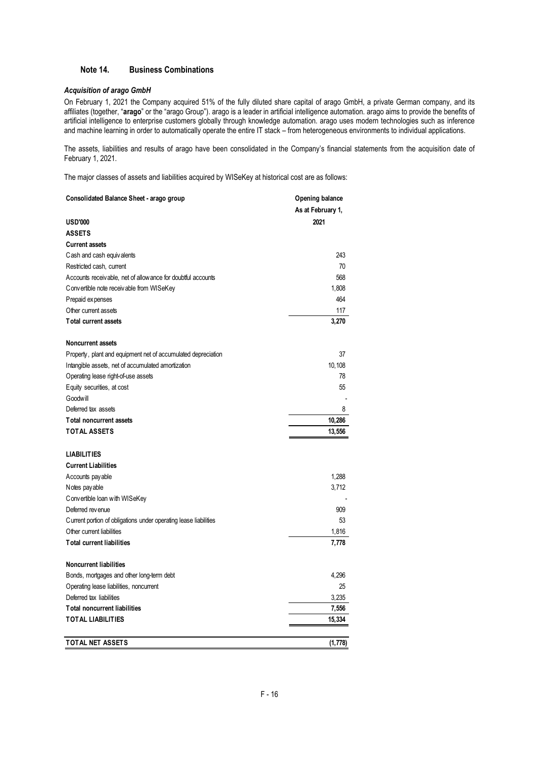## Note 14. Business Combinations

### *Acquisition of arago GmbH*

On February 1, 2021 the Company acquired 51% of the fully diluted share capital of arago GmbH, a private German company, and its affiliates (together, "**arago**" or the "arago Group"). arago is a leader in artificial intelligence automation. arago aims to provide the benefits of artificial intelligence to enterprise customers globally through knowledge automation. arago uses modern technologies such as inference and machine learning in order to automatically operate the entire IT stack – from heterogeneous environments to individual applications.

The assets, liabilities and results of arago have been consolidated in the Company's financial statements from the acquisition date of February 1, 2021.

The major classes of assets and liabilities acquired by WISeKey at historical cost are as follows:

| **Consolidated Balance Sheet - arago group** | **Opening balance As at February 1,** |
|---|---|
| **USD'000** | **2021** |
| **ASSETS** | |
| **Current assets** | |
| Cash and cash equivalents | 243 |
| Restricted cash, current | 70 |
| Accounts receivable, net of allowance for doubtful accounts | 568 |
| Convertible note receivable from WISeKey | 1,808 |
| Prepaid expenses | 464 |
| Other current assets | 117 |
| **Total current assets** | **3,270** |
| **Noncurrent assets** | |
| Property, plant and equipment net of accumulated depreciation | 37 |
| Intangible assets, net of accumulated amortization | 10,108 |
| Operating lease right-of-use assets | 78 |
| Equity securities, at cost | 55 |
| Goodwill | - |
| Deferred tax assets | 8 |
| **Total noncurrent assets** | **10,286** |
| **TOTAL ASSETS** | **13,556** |
| **LIABILITIES** | |
| **Current Liabilities** | |
| Accounts payable | 1,288 |
| Notes payable | 3,712 |
| Convertible loan with WISeKey | - |
| Deferred revenue | 909 |
| Current portion of obligations under operating lease liabilities | 53 |
| Other current liabilities | 1,816 |
| **Total current liabilities** | **7,778** |
| **Noncurrent liabilities** | |
| Bonds, mortgages and other long-term debt | 4,296 |
| Operating lease liabilities, noncurrent | 25 |
| Deferred tax liabilities | 3,235 |
| **Total noncurrent liabilities** | **7,556** |
| **TOTAL LIABILITIES** | **15,334** |
| **TOTAL NET ASSETS** | **(1,778)** |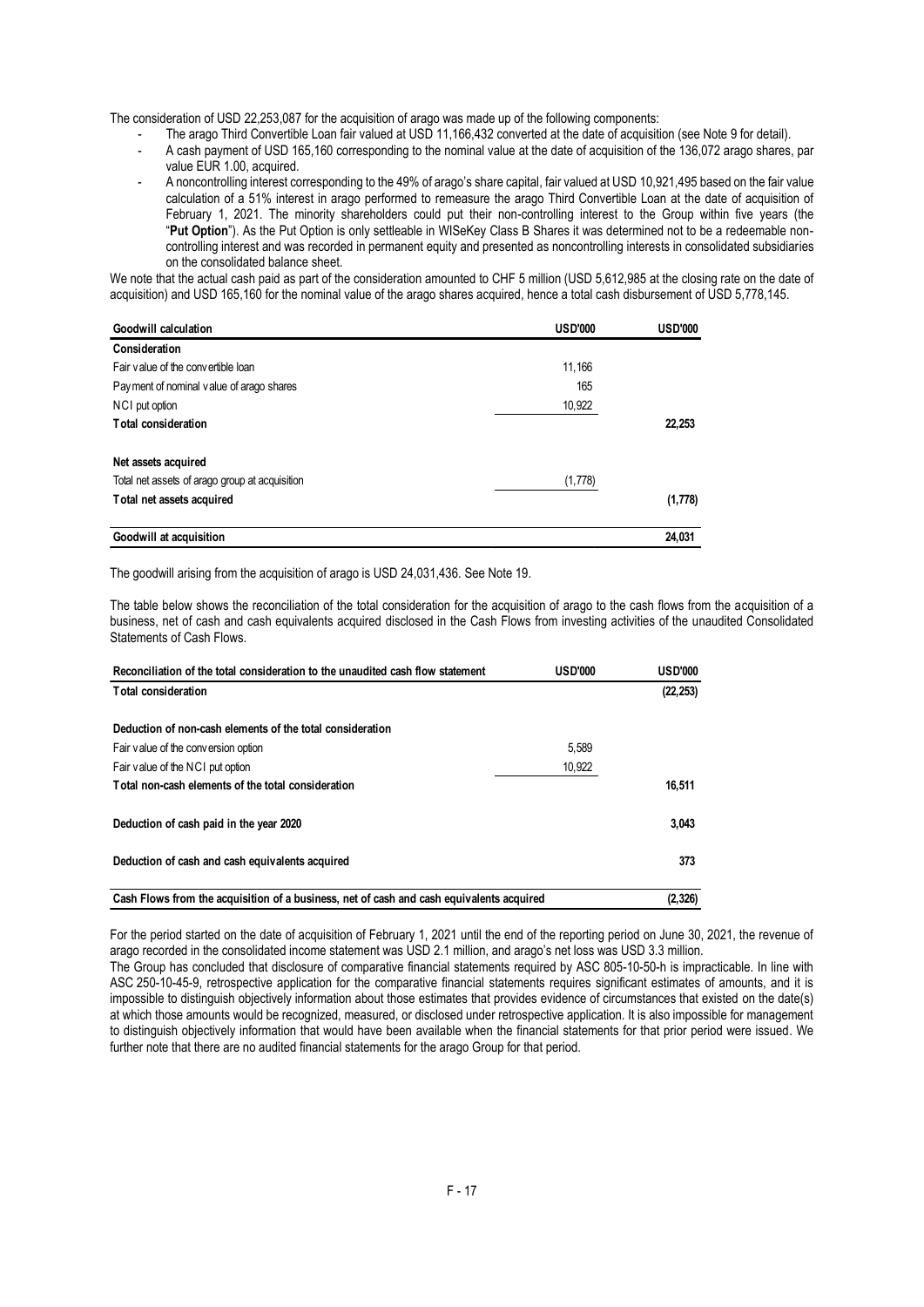The consideration of USD 22,253,087 for the acquisition of arago was made up of the following components:

- The arago Third Convertible Loan fair valued at USD 11,166,432 converted at the date of acquisition (see Note 9 for detail).
- A cash payment of USD 165,160 corresponding to the nominal value at the date of acquisition of the 136,072 arago shares, par value EUR 1.00, acquired.
- A noncontrolling interest corresponding to the 49% of arago's share capital, fair valued at USD 10,921,495 based on the fair value calculation of a 51% interest in arago performed to remeasure the arago Third Convertible Loan at the date of acquisition of February 1, 2021. The minority shareholders could put their non-controlling interest to the Group within five years (the "**Put Option**"). As the Put Option is only settleable in WISeKey Class B Shares it was determined not to be a redeemable non-controlling interest and was recorded in permanent equity and presented as noncontrolling interests in consolidated subsidiaries on the consolidated balance sheet.

We note that the actual cash paid as part of the consideration amounted to CHF 5 million (USD 5,612,985 at the closing rate on the date of acquisition) and USD 165,160 for the nominal value of the arago shares acquired, hence a total cash disbursement of USD 5,778,145.

| **Goodwill calculation** | **USD'000** | **USD'000** |
|---|---|---|
| **Consideration** | | |
| Fair value of the convertible loan | 11,166 | |
| Payment of nominal value of arago shares | 165 | |
| NCI put option | 10,922 | |
| **Total consideration** | | **22,253** |
| **Net assets acquired** | | |
| Total net assets of arago group at acquisition | (1,778) | |
| **Total net assets acquired** | | **(1,778)** |
| **Goodwill at acquisition** | | **24,031** |

The goodwill arising from the acquisition of arago is USD 24,031,436. See Note 19.

The table below shows the reconciliation of the total consideration for the acquisition of arago to the cash flows from the acquisition of a business, net of cash and cash equivalents acquired disclosed in the Cash Flows from investing activities of the unaudited Consolidated Statements of Cash Flows.

| **Reconciliation of the total consideration to the unaudited cash flow statement** | **USD'000** | **USD'000** |
|---|---|---|
| **Total consideration** | | **(22,253)** |
| **Deduction of non-cash elements of the total consideration** | | |
| Fair value of the conversion option | 5,589 | |
| Fair value of the NCI put option | 10,922 | |
| **Total non-cash elements of the total consideration** | | **16,511** |
| **Deduction of cash paid in the year 2020** | | **3,043** |
| **Deduction of cash and cash equivalents acquired** | | **373** |
| **Cash Flows from the acquisition of a business, net of cash and cash equivalents acquired** | | **(2,326)** |

For the period started on the date of acquisition of February 1, 2021 until the end of the reporting period on June 30, 2021, the revenue of arago recorded in the consolidated income statement was USD 2.1 million, and arago's net loss was USD 3.3 million.

The Group has concluded that disclosure of comparative financial statements required by ASC 805-10-50-h is impracticable. In line with ASC 250-10-45-9, retrospective application for the comparative financial statements requires significant estimates of amounts, and it is impossible to distinguish objectively information about those estimates that provides evidence of circumstances that existed on the date(s) at which those amounts would be recognized, measured, or disclosed under retrospective application. It is also impossible for management to distinguish objectively information that would have been available when the financial statements for that prior period were issued. We further note that there are no audited financial statements for the arago Group for that period.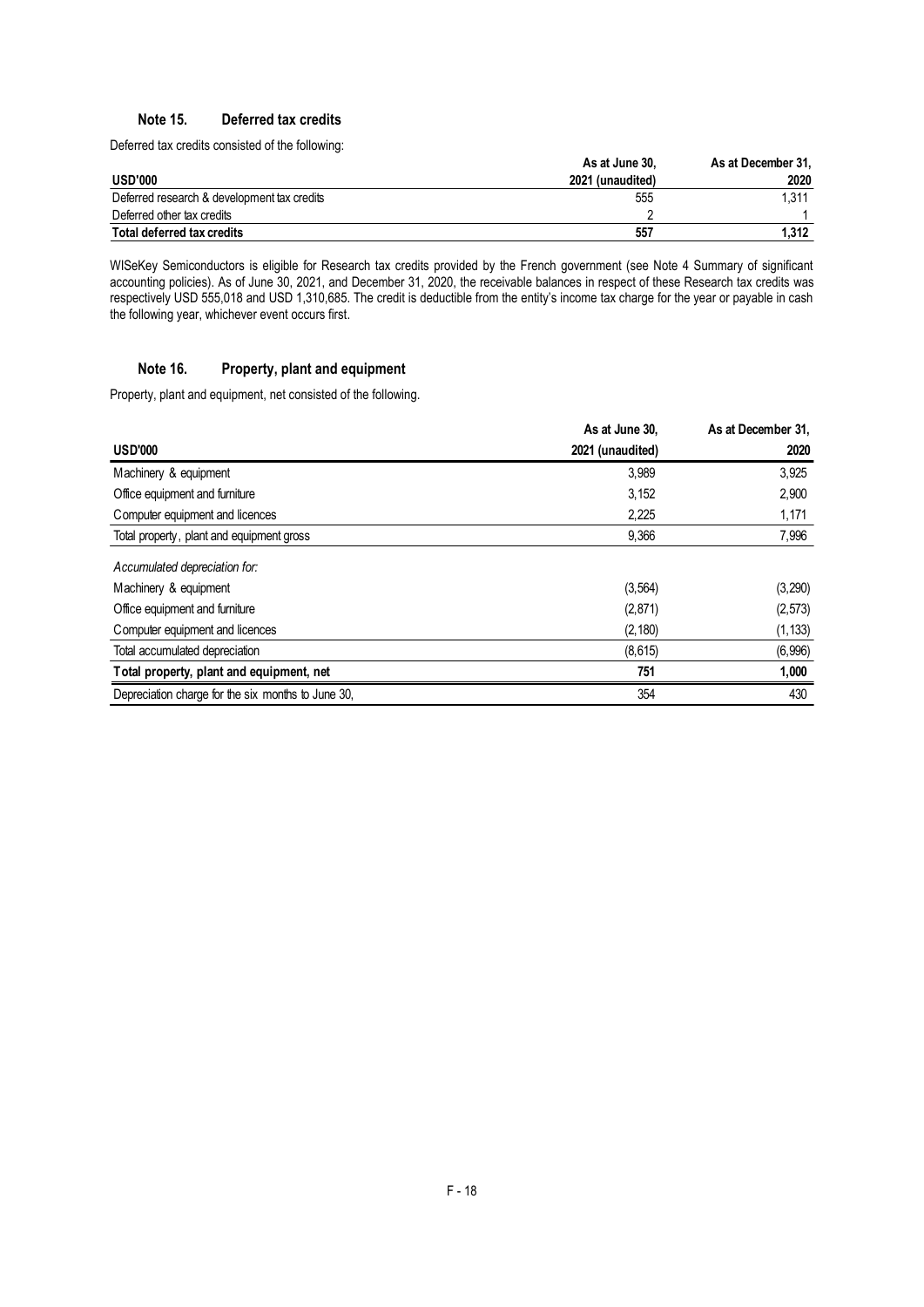## Note 15. Deferred tax credits

Deferred tax credits consisted of the following:

| USD'000 | As at June 30, 2021 (unaudited) | As at December 31, 2020 |
|---|---|---|
| Deferred research & development tax credits | 555 | 1,311 |
| Deferred other tax credits | 2 | 1 |
| **Total deferred tax credits** | **557** | **1,312** |

WISeKey Semiconductors is eligible for Research tax credits provided by the French government (see Note 4 Summary of significant accounting policies). As of June 30, 2021, and December 31, 2020, the receivable balances in respect of these Research tax credits was respectively USD 555,018 and USD 1,310,685. The credit is deductible from the entity's income tax charge for the year or payable in cash the following year, whichever event occurs first.

## Note 16. Property, plant and equipment

Property, plant and equipment, net consisted of the following.

| USD'000 | As at June 30, 2021 (unaudited) | As at December 31, 2020 |
|---|---|---|
| Machinery & equipment | 3,989 | 3,925 |
| Office equipment and furniture | 3,152 | 2,900 |
| Computer equipment and licences | 2,225 | 1,171 |
| Total property, plant and equipment gross | 9,366 | 7,996 |
| *Accumulated depreciation for:* | | |
| Machinery & equipment | (3,564) | (3,290) |
| Office equipment and furniture | (2,871) | (2,573) |
| Computer equipment and licences | (2,180) | (1,133) |
| Total accumulated depreciation | (8,615) | (6,996) |
| **Total property, plant and equipment, net** | **751** | **1,000** |
| Depreciation charge for the six months to June 30, | 354 | 430 |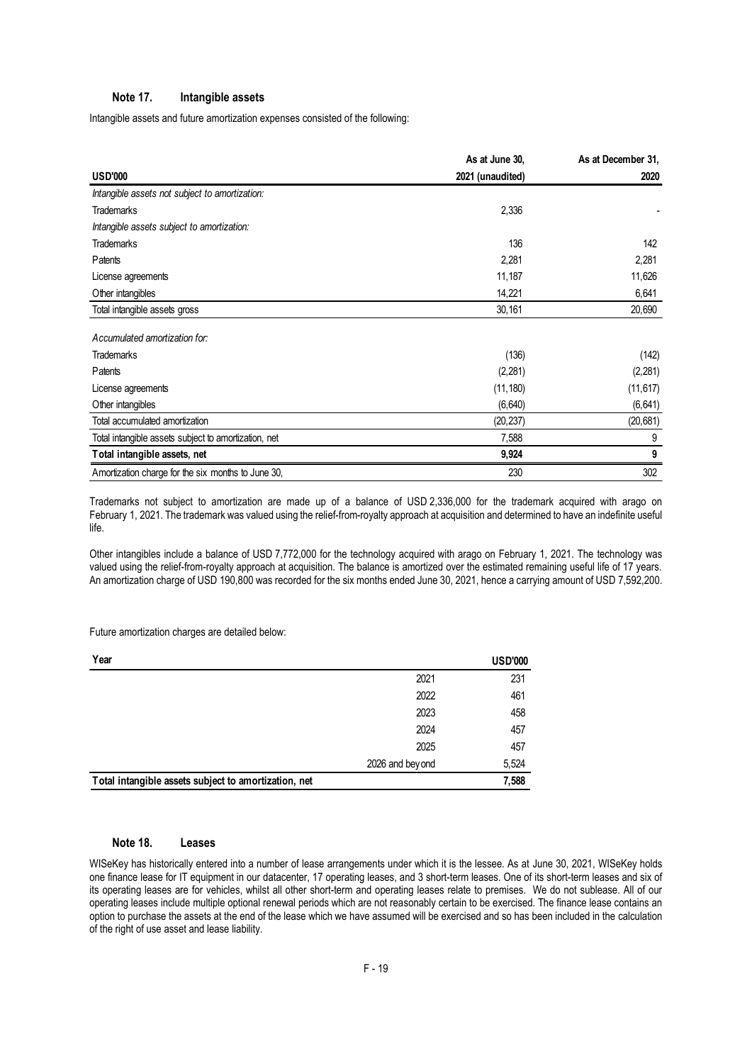## Note 17. Intangible assets

Intangible assets and future amortization expenses consisted of the following:

| USD'000 | As at June 30, 2021 (unaudited) | As at December 31, 2020 |
|---|---|---|
| *Intangible assets not subject to amortization:* | | |
| Trademarks | 2,336 | - |
| *Intangible assets subject to amortization:* | | |
| Trademarks | 136 | 142 |
| Patents | 2,281 | 2,281 |
| License agreements | 11,187 | 11,626 |
| Other intangibles | 14,221 | 6,641 |
| Total intangible assets gross | 30,161 | 20,690 |
| *Accumulated amortization for:* | | |
| Trademarks | (136) | (142) |
| Patents | (2,281) | (2,281) |
| License agreements | (11,180) | (11,617) |
| Other intangibles | (6,640) | (6,641) |
| Total accumulated amortization | (20,237) | (20,681) |
| Total intangible assets subject to amortization, net | 7,588 | 9 |
| **Total intangible assets, net** | **9,924** | **9** |
| Amortization charge for the six months to June 30, | 230 | 302 |

Trademarks not subject to amortization are made up of a balance of USD 2,336,000 for the trademark acquired with arago on February 1, 2021. The trademark was valued using the relief-from-royalty approach at acquisition and determined to have an indefinite useful life.

Other intangibles include a balance of USD 7,772,000 for the technology acquired with arago on February 1, 2021. The technology was valued using the relief-from-royalty approach at acquisition. The balance is amortized over the estimated remaining useful life of 17 years. An amortization charge of USD 190,800 was recorded for the six months ended June 30, 2021, hence a carrying amount of USD 7,592,200.

Future amortization charges are detailed below:

| Year | | USD'000 |
|---|---|---|
| | 2021 | 231 |
| | 2022 | 461 |
| | 2023 | 458 |
| | 2024 | 457 |
| | 2025 | 457 |
| | 2026 and beyond | 5,524 |
| **Total intangible assets subject to amortization, net** | | **7,588** |

## Note 18. Leases

WISeKey has historically entered into a number of lease arrangements under which it is the lessee. As at June 30, 2021, WISeKey holds one finance lease for IT equipment in our datacenter, 17 operating leases, and 3 short-term leases. One of its short-term leases and six of its operating leases are for vehicles, whilst all other short-term and operating leases relate to premises. We do not sublease. All of our operating leases include multiple optional renewal periods which are not reasonably certain to be exercised. The finance lease contains an option to purchase the assets at the end of the lease which we have assumed will be exercised and so has been included in the calculation of the right of use asset and lease liability.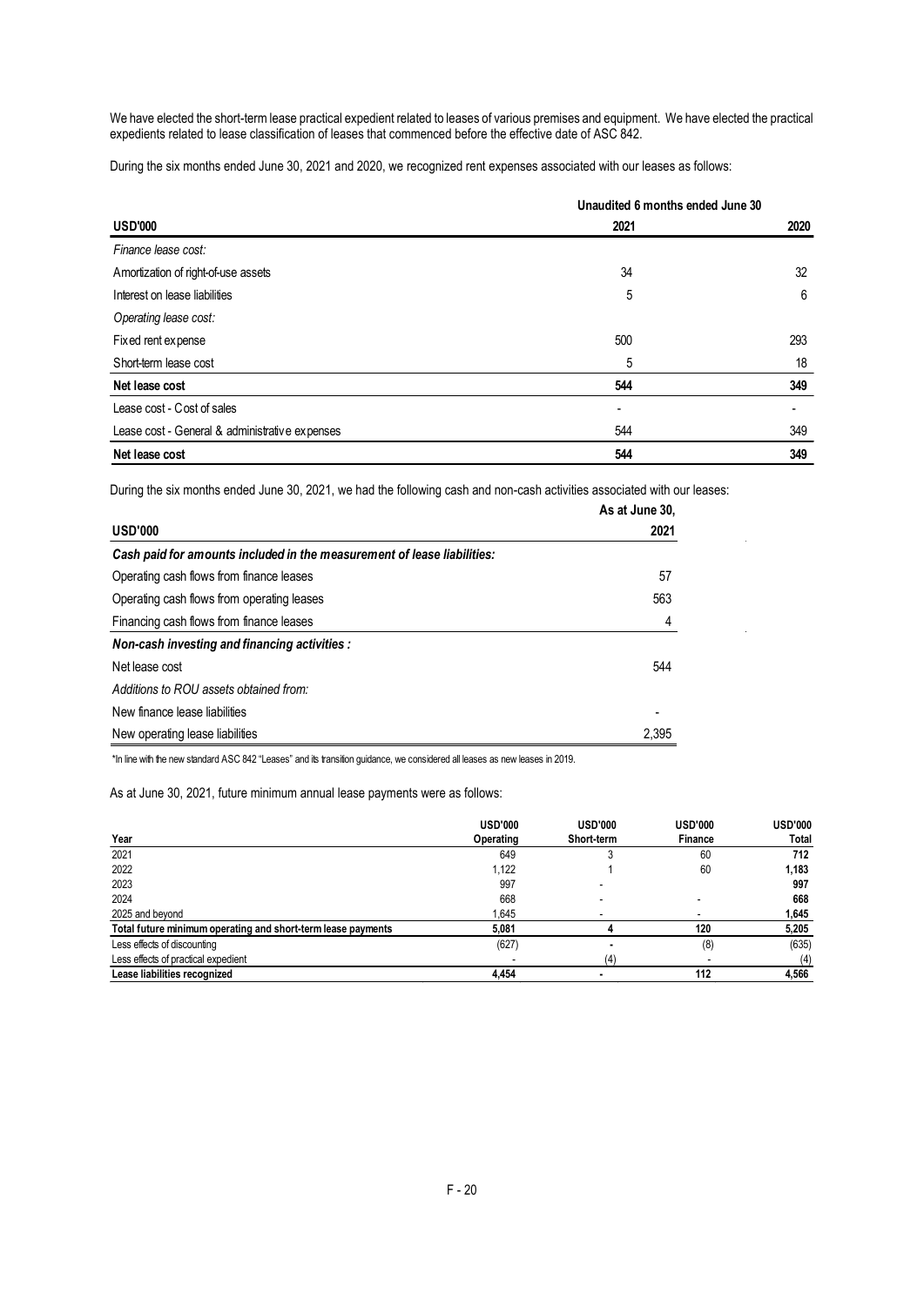We have elected the short-term lease practical expedient related to leases of various premises and equipment. We have elected the practical expedients related to lease classification of leases that commenced before the effective date of ASC 842.

During the six months ended June 30, 2021 and 2020, we recognized rent expenses associated with our leases as follows:

| USD'000 | Unaudited 6 months ended June 30 2021 | 2020 |
|---|---|---|
| *Finance lease cost:* | | |
| Amortization of right-of-use assets | 34 | 32 |
| Interest on lease liabilities | 5 | 6 |
| *Operating lease cost:* | | |
| Fixed rent expense | 500 | 293 |
| Short-term lease cost | 5 | 18 |
| **Net lease cost** | **544** | **349** |
| Lease cost - Cost of sales | - | - |
| Lease cost - General & administrative expenses | 544 | 349 |
| **Net lease cost** | **544** | **349** |

During the six months ended June 30, 2021, we had the following cash and non-cash activities associated with our leases:

| USD'000 | As at June 30, 2021 |
|---|---|
| ***Cash paid for amounts included in the measurement of lease liabilities:*** | |
| Operating cash flows from finance leases | 57 |
| Operating cash flows from operating leases | 563 |
| Financing cash flows from finance leases | 4 |
| ***Non-cash investing and financing activities :*** | |
| Net lease cost | 544 |
| *Additions to ROU assets obtained from:* | |
| New finance lease liabilities | - |
| New operating lease liabilities | 2,395 |

*In line with the new standard ASC 842 "Leases" and its transition guidance, we considered all leases as new leases in 2019.

As at June 30, 2021, future minimum annual lease payments were as follows:

| Year | USD'000 Operating | USD'000 Short-term | USD'000 Finance | USD'000 Total |
|---|---|---|---|---|
| 2021 | 649 | 3 | 60 | **712** |
| 2022 | 1,122 | 1 | 60 | **1,183** |
| 2023 | 997 | - | | **997** |
| 2024 | 668 | - | - | **668** |
| 2025 and beyond | 1,645 | - | - | **1,645** |
| **Total future minimum operating and short-term lease payments** | **5,081** | **4** | **120** | **5,205** |
| Less effects of discounting | (627) | - | (8) | (635) |
| Less effects of practical expedient | - | (4) | - | (4) |
| **Lease liabilities recognized** | **4,454** | **-** | **112** | **4,566** |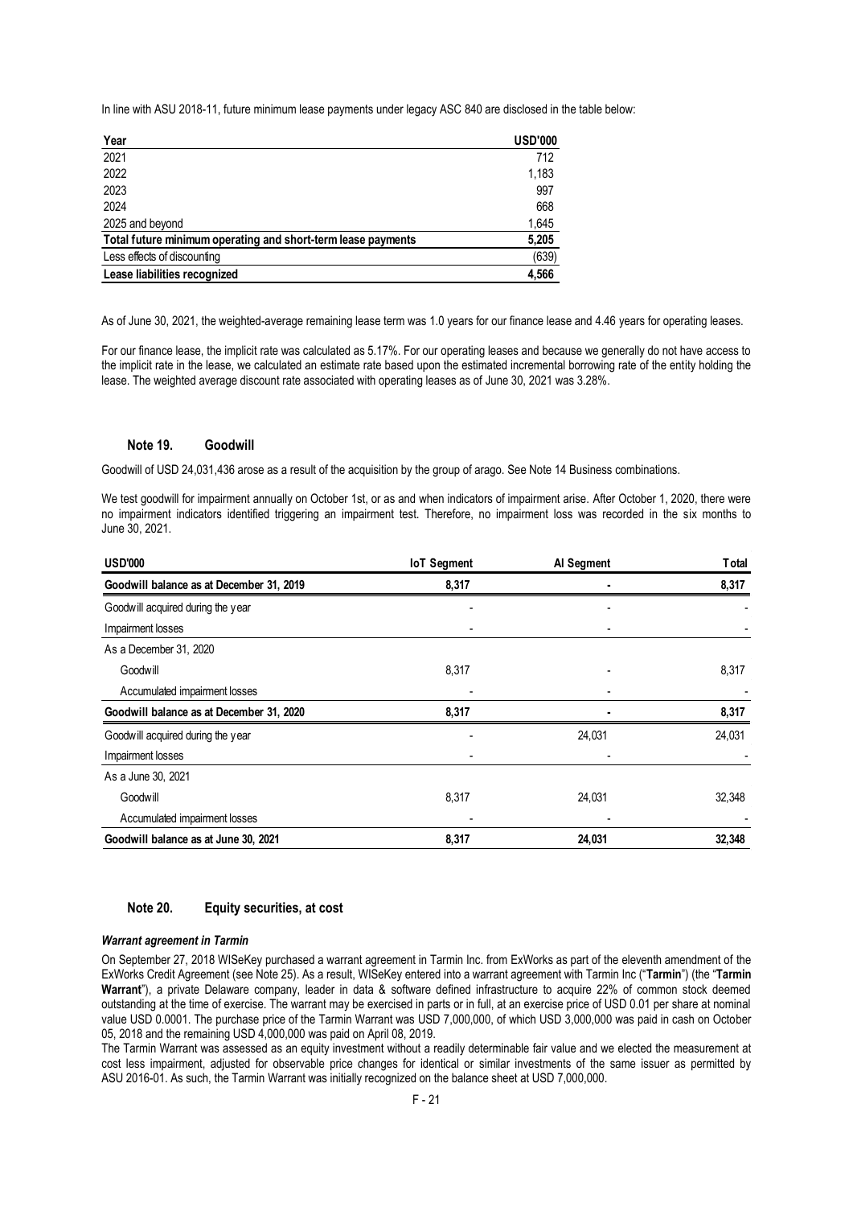In line with ASU 2018-11, future minimum lease payments under legacy ASC 840 are disclosed in the table below:

| Year | USD'000 |
|---|---|
| 2021 | 712 |
| 2022 | 1,183 |
| 2023 | 997 |
| 2024 | 668 |
| 2025 and beyond | 1,645 |
| **Total future minimum operating and short-term lease payments** | **5,205** |
| Less effects of discounting | (639) |
| **Lease liabilities recognized** | **4,566** |

As of June 30, 2021, the weighted-average remaining lease term was 1.0 years for our finance lease and 4.46 years for operating leases.

For our finance lease, the implicit rate was calculated as 5.17%. For our operating leases and because we generally do not have access to the implicit rate in the lease, we calculated an estimate rate based upon the estimated incremental borrowing rate of the entity holding the lease. The weighted average discount rate associated with operating leases as of June 30, 2021 was 3.28%.

## Note 19. Goodwill

Goodwill of USD 24,031,436 arose as a result of the acquisition by the group of arago. See Note 14 Business combinations.

We test goodwill for impairment annually on October 1st, or as and when indicators of impairment arise. After October 1, 2020, there were no impairment indicators identified triggering an impairment test. Therefore, no impairment loss was recorded in the six months to June 30, 2021.

| USD'000 | IoT Segment | AI Segment | Total |
|---|---|---|---|
| **Goodwill balance as at December 31, 2019** | **8,317** | **-** | **8,317** |
| Goodwill acquired during the year | - | - | - |
| Impairment losses | - | - | - |
| As a December 31, 2020 | | | |
| Goodwill | 8,317 | - | 8,317 |
| Accumulated impairment losses | - | - | - |
| **Goodwill balance as at December 31, 2020** | **8,317** | **-** | **8,317** |
| Goodwill acquired during the year | - | 24,031 | 24,031 |
| Impairment losses | - | - | - |
| As a June 30, 2021 | | | |
| Goodwill | 8,317 | 24,031 | 32,348 |
| Accumulated impairment losses | - | - | - |
| **Goodwill balance as at June 30, 2021** | **8,317** | **24,031** | **32,348** |

## Note 20. Equity securities, at cost

***Warrant agreement in Tarmin***

On September 27, 2018 WISeKey purchased a warrant agreement in Tarmin Inc. from ExWorks as part of the eleventh amendment of the ExWorks Credit Agreement (see Note 25). As a result, WISeKey entered into a warrant agreement with Tarmin Inc ("**Tarmin**") (the "**Tarmin Warrant**"), a private Delaware company, leader in data & software defined infrastructure to acquire 22% of common stock deemed outstanding at the time of exercise. The warrant may be exercised in parts or in full, at an exercise price of USD 0.01 per share at nominal value USD 0.0001. The purchase price of the Tarmin Warrant was USD 7,000,000, of which USD 3,000,000 was paid in cash on October 05, 2018 and the remaining USD 4,000,000 was paid on April 08, 2019.

The Tarmin Warrant was assessed as an equity investment without a readily determinable fair value and we elected the measurement at cost less impairment, adjusted for observable price changes for identical or similar investments of the same issuer as permitted by ASU 2016-01. As such, the Tarmin Warrant was initially recognized on the balance sheet at USD 7,000,000.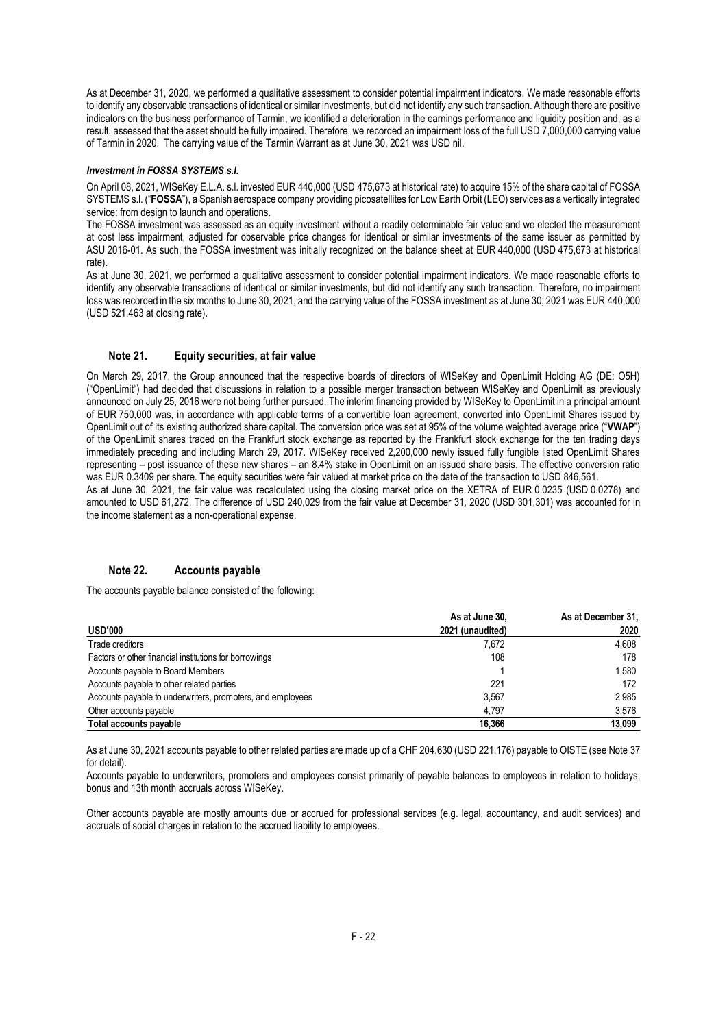As at December 31, 2020, we performed a qualitative assessment to consider potential impairment indicators. We made reasonable efforts to identify any observable transactions of identical or similar investments, but did not identify any such transaction. Although there are positive indicators on the business performance of Tarmin, we identified a deterioration in the earnings performance and liquidity position and, as a result, assessed that the asset should be fully impaired. Therefore, we recorded an impairment loss of the full USD 7,000,000 carrying value of Tarmin in 2020. The carrying value of the Tarmin Warrant as at June 30, 2021 was USD nil.

***Investment in FOSSA SYSTEMS s.l.***

On April 08, 2021, WISeKey E.L.A. s.l. invested EUR 440,000 (USD 475,673 at historical rate) to acquire 15% of the share capital of FOSSA SYSTEMS s.l. ("**FOSSA**"), a Spanish aerospace company providing picosatellites for Low Earth Orbit (LEO) services as a vertically integrated service: from design to launch and operations.

The FOSSA investment was assessed as an equity investment without a readily determinable fair value and we elected the measurement at cost less impairment, adjusted for observable price changes for identical or similar investments of the same issuer as permitted by ASU 2016-01. As such, the FOSSA investment was initially recognized on the balance sheet at EUR 440,000 (USD 475,673 at historical rate).

As at June 30, 2021, we performed a qualitative assessment to consider potential impairment indicators. We made reasonable efforts to identify any observable transactions of identical or similar investments, but did not identify any such transaction. Therefore, no impairment loss was recorded in the six months to June 30, 2021, and the carrying value of the FOSSA investment as at June 30, 2021 was EUR 440,000 (USD 521,463 at closing rate).

## Note 21. Equity securities, at fair value

On March 29, 2017, the Group announced that the respective boards of directors of WISeKey and OpenLimit Holding AG (DE: O5H) ("OpenLimit") had decided that discussions in relation to a possible merger transaction between WISeKey and OpenLimit as previously announced on July 25, 2016 were not being further pursued. The interim financing provided by WISeKey to OpenLimit in a principal amount of EUR 750,000 was, in accordance with applicable terms of a convertible loan agreement, converted into OpenLimit Shares issued by OpenLimit out of its existing authorized share capital. The conversion price was set at 95% of the volume weighted average price ("**VWAP**") of the OpenLimit shares traded on the Frankfurt stock exchange as reported by the Frankfurt stock exchange for the ten trading days immediately preceding and including March 29, 2017. WISeKey received 2,200,000 newly issued fully fungible listed OpenLimit Shares representing – post issuance of these new shares – an 8.4% stake in OpenLimit on an issued share basis. The effective conversion ratio was EUR 0.3409 per share. The equity securities were fair valued at market price on the date of the transaction to USD 846,561.

As at June 30, 2021, the fair value was recalculated using the closing market price on the XETRA of EUR 0.0235 (USD 0.0278) and amounted to USD 61,272. The difference of USD 240,029 from the fair value at December 31, 2020 (USD 301,301) was accounted for in the income statement as a non-operational expense.

## Note 22. Accounts payable

The accounts payable balance consisted of the following:

| USD'000 | As at June 30, 2021 (unaudited) | As at December 31, 2020 |
|---|---|---|
| Trade creditors | 7,672 | 4,608 |
| Factors or other financial institutions for borrowings | 108 | 178 |
| Accounts payable to Board Members | 1 | 1,580 |
| Accounts payable to other related parties | 221 | 172 |
| Accounts payable to underwriters, promoters, and employees | 3,567 | 2,985 |
| Other accounts payable | 4,797 | 3,576 |
| **Total accounts payable** | **16,366** | **13,099** |

As at June 30, 2021 accounts payable to other related parties are made up of a CHF 204,630 (USD 221,176) payable to OISTE (see Note 37 for detail).

Accounts payable to underwriters, promoters and employees consist primarily of payable balances to employees in relation to holidays, bonus and 13th month accruals across WISeKey.

Other accounts payable are mostly amounts due or accrued for professional services (e.g. legal, accountancy, and audit services) and accruals of social charges in relation to the accrued liability to employees.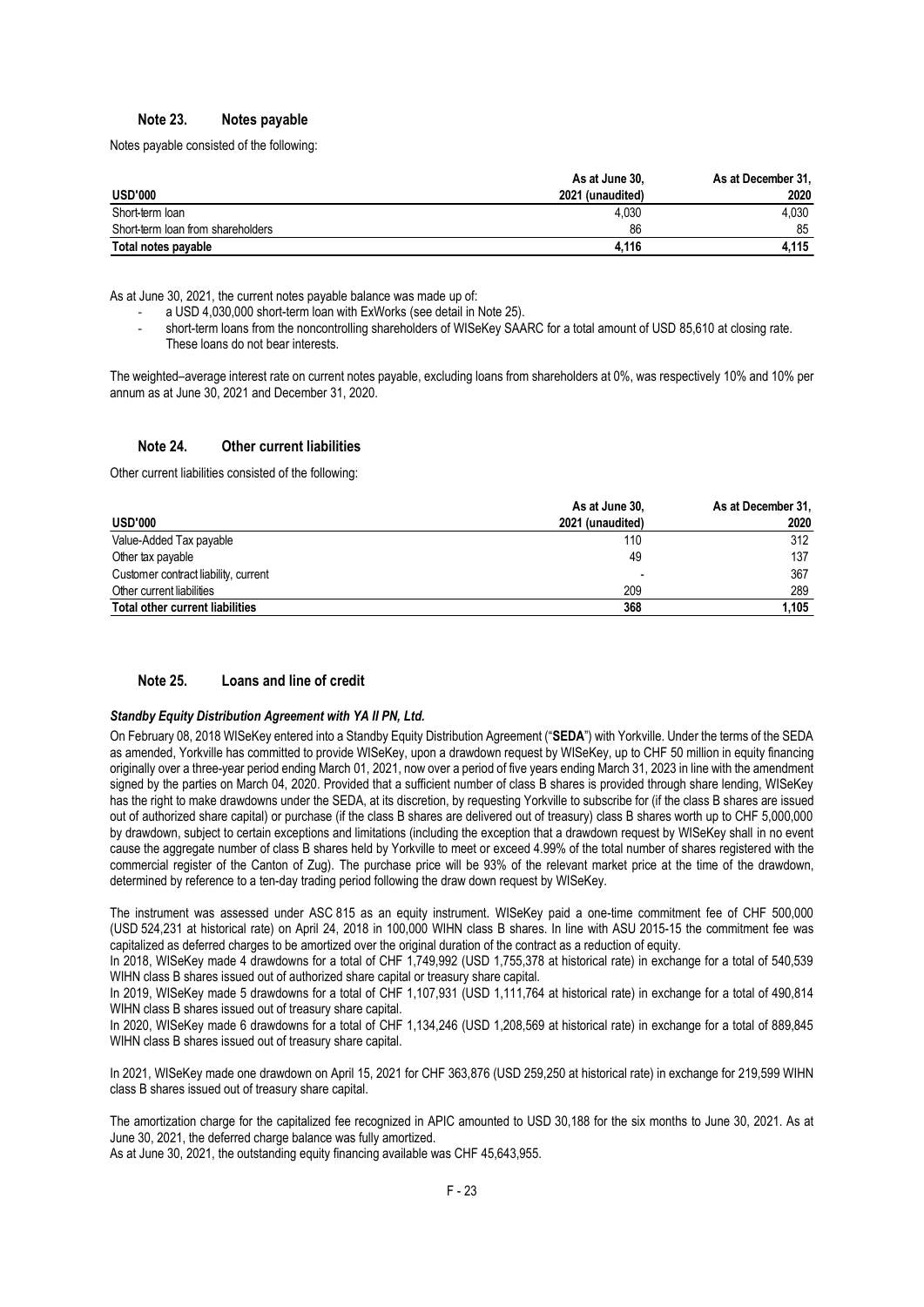### Note 23. Notes payable

Notes payable consisted of the following:

| USD'000 | As at June 30, 2021 (unaudited) | As at December 31, 2020 |
|---|---|---|
| Short-term loan | 4,030 | 4,030 |
| Short-term loan from shareholders | 86 | 85 |
| **Total notes payable** | **4,116** | **4,115** |

As at June 30, 2021, the current notes payable balance was made up of:

- a USD 4,030,000 short-term loan with ExWorks (see detail in Note 25).
- short-term loans from the noncontrolling shareholders of WISeKey SAARC for a total amount of USD 85,610 at closing rate. These loans do not bear interests.

The weighted–average interest rate on current notes payable, excluding loans from shareholders at 0%, was respectively 10% and 10% per annum as at June 30, 2021 and December 31, 2020.

### Note 24. Other current liabilities

Other current liabilities consisted of the following:

| USD'000 | As at June 30, 2021 (unaudited) | As at December 31, 2020 |
|---|---|---|
| Value-Added Tax payable | 110 | 312 |
| Other tax payable | 49 | 137 |
| Customer contract liability, current | - | 367 |
| Other current liabilities | 209 | 289 |
| **Total other current liabilities** | **368** | **1,105** |

### Note 25. Loans and line of credit

***Standby Equity Distribution Agreement with YA II PN, Ltd.***

On February 08, 2018 WISeKey entered into a Standby Equity Distribution Agreement ("**SEDA**") with Yorkville. Under the terms of the SEDA as amended, Yorkville has committed to provide WISeKey, upon a drawdown request by WISeKey, up to CHF 50 million in equity financing originally over a three-year period ending March 01, 2021, now over a period of five years ending March 31, 2023 in line with the amendment signed by the parties on March 04, 2020. Provided that a sufficient number of class B shares is provided through share lending, WISeKey has the right to make drawdowns under the SEDA, at its discretion, by requesting Yorkville to subscribe for (if the class B shares are issued out of authorized share capital) or purchase (if the class B shares are delivered out of treasury) class B shares worth up to CHF 5,000,000 by drawdown, subject to certain exceptions and limitations (including the exception that a drawdown request by WISeKey shall in no event cause the aggregate number of class B shares held by Yorkville to meet or exceed 4.99% of the total number of shares registered with the commercial register of the Canton of Zug). The purchase price will be 93% of the relevant market price at the time of the drawdown, determined by reference to a ten-day trading period following the draw down request by WISeKey.

The instrument was assessed under ASC 815 as an equity instrument. WISeKey paid a one-time commitment fee of CHF 500,000 (USD 524,231 at historical rate) on April 24, 2018 in 100,000 WIHN class B shares. In line with ASU 2015-15 the commitment fee was capitalized as deferred charges to be amortized over the original duration of the contract as a reduction of equity.

In 2018, WISeKey made 4 drawdowns for a total of CHF 1,749,992 (USD 1,755,378 at historical rate) in exchange for a total of 540,539 WIHN class B shares issued out of authorized share capital or treasury share capital.

In 2019, WISeKey made 5 drawdowns for a total of CHF 1,107,931 (USD 1,111,764 at historical rate) in exchange for a total of 490,814 WIHN class B shares issued out of treasury share capital.

In 2020, WISeKey made 6 drawdowns for a total of CHF 1,134,246 (USD 1,208,569 at historical rate) in exchange for a total of 889,845 WIHN class B shares issued out of treasury share capital.

In 2021, WISeKey made one drawdown on April 15, 2021 for CHF 363,876 (USD 259,250 at historical rate) in exchange for 219,599 WIHN class B shares issued out of treasury share capital.

The amortization charge for the capitalized fee recognized in APIC amounted to USD 30,188 for the six months to June 30, 2021. As at June 30, 2021, the deferred charge balance was fully amortized.

As at June 30, 2021, the outstanding equity financing available was CHF 45,643,955.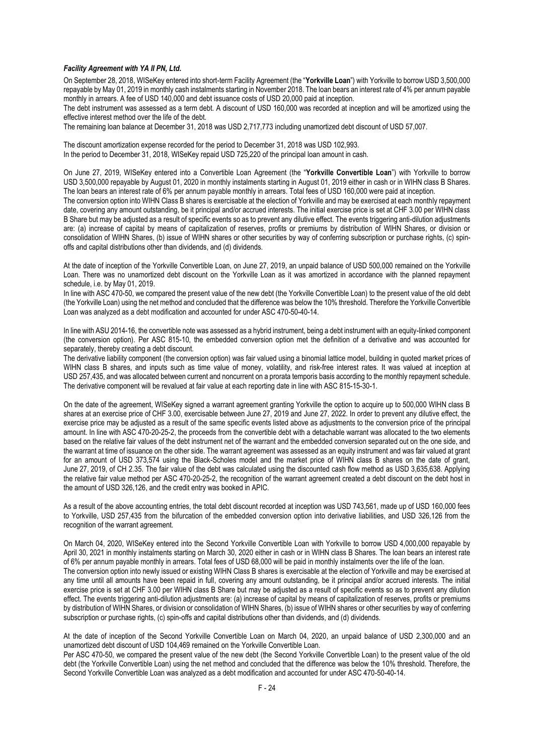***Facility Agreement with YA II PN, Ltd.***

On September 28, 2018, WISeKey entered into short-term Facility Agreement (the "**Yorkville Loan**") with Yorkville to borrow USD 3,500,000 repayable by May 01, 2019 in monthly cash instalments starting in November 2018. The loan bears an interest rate of 4% per annum payable monthly in arrears. A fee of USD 140,000 and debt issuance costs of USD 20,000 paid at inception.

The debt instrument was assessed as a term debt. A discount of USD 160,000 was recorded at inception and will be amortized using the effective interest method over the life of the debt.

The remaining loan balance at December 31, 2018 was USD 2,717,773 including unamortized debt discount of USD 57,007.

The discount amortization expense recorded for the period to December 31, 2018 was USD 102,993.
In the period to December 31, 2018, WISeKey repaid USD 725,220 of the principal loan amount in cash.

On June 27, 2019, WISeKey entered into a Convertible Loan Agreement (the "**Yorkville Convertible Loan**") with Yorkville to borrow USD 3,500,000 repayable by August 01, 2020 in monthly instalments starting in August 01, 2019 either in cash or in WIHN class B Shares. The loan bears an interest rate of 6% per annum payable monthly in arrears. Total fees of USD 160,000 were paid at inception.

The conversion option into WIHN Class B shares is exercisable at the election of Yorkville and may be exercised at each monthly repayment date, covering any amount outstanding, be it principal and/or accrued interests. The initial exercise price is set at CHF 3.00 per WIHN class B Share but may be adjusted as a result of specific events so as to prevent any dilutive effect. The events triggering anti-dilution adjustments are: (a) increase of capital by means of capitalization of reserves, profits or premiums by distribution of WIHN Shares, or division or consolidation of WIHN Shares, (b) issue of WIHN shares or other securities by way of conferring subscription or purchase rights, (c) spin-offs and capital distributions other than dividends, and (d) dividends.

At the date of inception of the Yorkville Convertible Loan, on June 27, 2019, an unpaid balance of USD 500,000 remained on the Yorkville Loan. There was no unamortized debt discount on the Yorkville Loan as it was amortized in accordance with the planned repayment schedule, i.e. by May 01, 2019.

In line with ASC 470-50, we compared the present value of the new debt (the Yorkville Convertible Loan) to the present value of the old debt (the Yorkville Loan) using the net method and concluded that the difference was below the 10% threshold. Therefore the Yorkville Convertible Loan was analyzed as a debt modification and accounted for under ASC 470-50-40-14.

In line with ASU 2014-16, the convertible note was assessed as a hybrid instrument, being a debt instrument with an equity-linked component (the conversion option). Per ASC 815-10, the embedded conversion option met the definition of a derivative and was accounted for separately, thereby creating a debt discount.

The derivative liability component (the conversion option) was fair valued using a binomial lattice model, building in quoted market prices of WIHN class B shares, and inputs such as time value of money, volatility, and risk-free interest rates. It was valued at inception at USD 257,435, and was allocated between current and noncurrent on a prorata temporis basis according to the monthly repayment schedule. The derivative component will be revalued at fair value at each reporting date in line with ASC 815-15-30-1.

On the date of the agreement, WISeKey signed a warrant agreement granting Yorkville the option to acquire up to 500,000 WIHN class B shares at an exercise price of CHF 3.00, exercisable between June 27, 2019 and June 27, 2022. In order to prevent any dilutive effect, the exercise price may be adjusted as a result of the same specific events listed above as adjustments to the conversion price of the principal amount. In line with ASC 470-20-25-2, the proceeds from the convertible debt with a detachable warrant was allocated to the two elements based on the relative fair values of the debt instrument net of the warrant and the embedded conversion separated out on the one side, and the warrant at time of issuance on the other side. The warrant agreement was assessed as an equity instrument and was fair valued at grant for an amount of USD 373,574 using the Black-Scholes model and the market price of WIHN class B shares on the date of grant, June 27, 2019, of CH 2.35. The fair value of the debt was calculated using the discounted cash flow method as USD 3,635,638. Applying the relative fair value method per ASC 470-20-25-2, the recognition of the warrant agreement created a debt discount on the debt host in the amount of USD 326,126, and the credit entry was booked in APIC.

As a result of the above accounting entries, the total debt discount recorded at inception was USD 743,561, made up of USD 160,000 fees to Yorkville, USD 257,435 from the bifurcation of the embedded conversion option into derivative liabilities, and USD 326,126 from the recognition of the warrant agreement.

On March 04, 2020, WISeKey entered into the Second Yorkville Convertible Loan with Yorkville to borrow USD 4,000,000 repayable by April 30, 2021 in monthly instalments starting on March 30, 2020 either in cash or in WIHN class B Shares. The loan bears an interest rate of 6% per annum payable monthly in arrears. Total fees of USD 68,000 will be paid in monthly instalments over the life of the loan.

The conversion option into newly issued or existing WIHN Class B shares is exercisable at the election of Yorkville and may be exercised at any time until all amounts have been repaid in full, covering any amount outstanding, be it principal and/or accrued interests. The initial exercise price is set at CHF 3.00 per WIHN class B Share but may be adjusted as a result of specific events so as to prevent any dilution effect. The events triggering anti-dilution adjustments are: (a) increase of capital by means of capitalization of reserves, profits or premiums by distribution of WIHN Shares, or division or consolidation of WIHN Shares, (b) issue of WIHN shares or other securities by way of conferring subscription or purchase rights, (c) spin-offs and capital distributions other than dividends, and (d) dividends.

At the date of inception of the Second Yorkville Convertible Loan on March 04, 2020, an unpaid balance of USD 2,300,000 and an unamortized debt discount of USD 104,469 remained on the Yorkville Convertible Loan.

Per ASC 470-50, we compared the present value of the new debt (the Second Yorkville Convertible Loan) to the present value of the old debt (the Yorkville Convertible Loan) using the net method and concluded that the difference was below the 10% threshold. Therefore, the Second Yorkville Convertible Loan was analyzed as a debt modification and accounted for under ASC 470-50-40-14.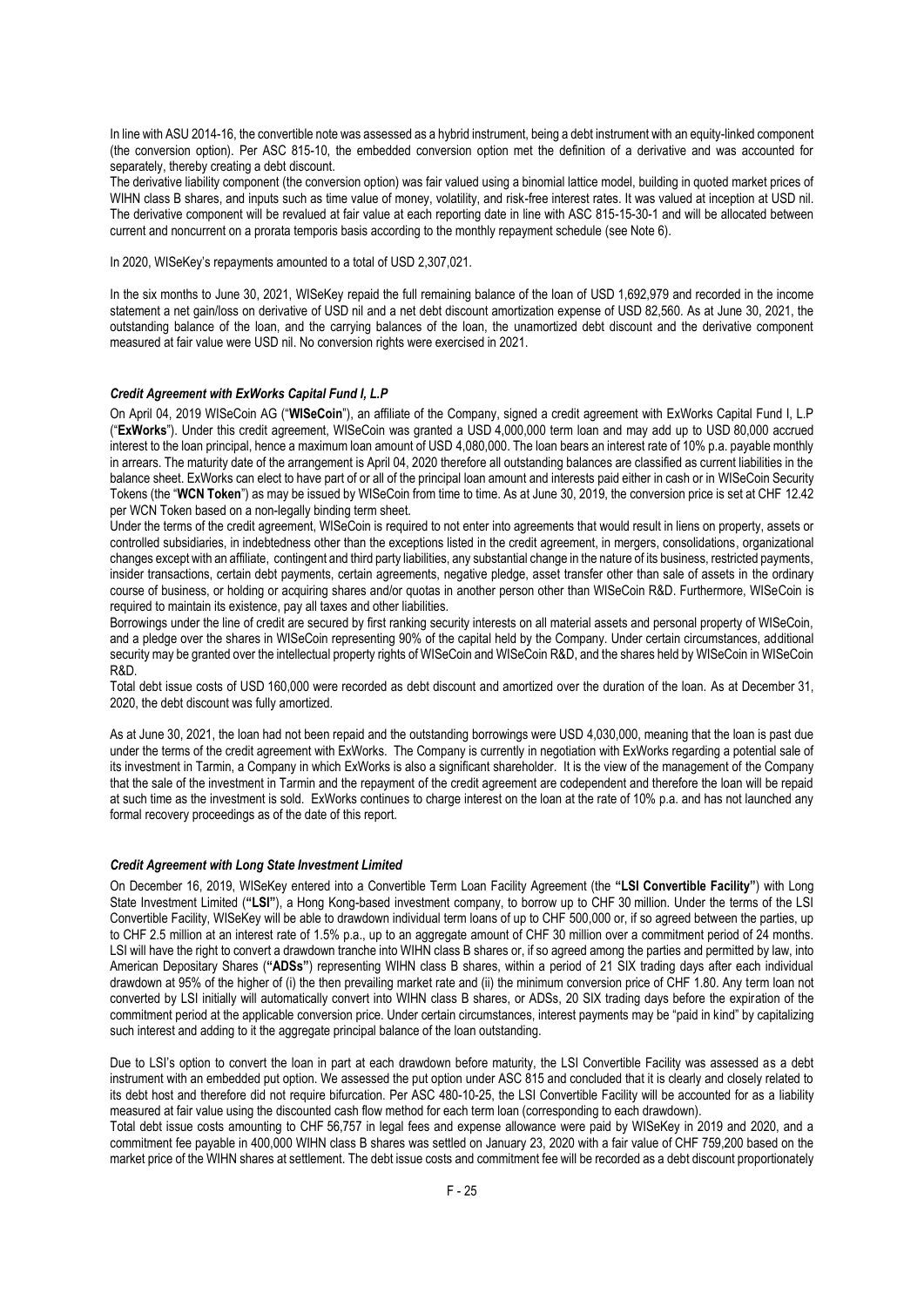In line with ASU 2014-16, the convertible note was assessed as a hybrid instrument, being a debt instrument with an equity-linked component (the conversion option). Per ASC 815-10, the embedded conversion option met the definition of a derivative and was accounted for separately, thereby creating a debt discount.

The derivative liability component (the conversion option) was fair valued using a binomial lattice model, building in quoted market prices of WIHN class B shares, and inputs such as time value of money, volatility, and risk-free interest rates. It was valued at inception at USD nil. The derivative component will be revalued at fair value at each reporting date in line with ASC 815-15-30-1 and will be allocated between current and noncurrent on a prorata temporis basis according to the monthly repayment schedule (see Note 6).

In 2020, WISeKey's repayments amounted to a total of USD 2,307,021.

In the six months to June 30, 2021, WISeKey repaid the full remaining balance of the loan of USD 1,692,979 and recorded in the income statement a net gain/loss on derivative of USD nil and a net debt discount amortization expense of USD 82,560. As at June 30, 2021, the outstanding balance of the loan, and the carrying balances of the loan, the unamortized debt discount and the derivative component measured at fair value were USD nil. No conversion rights were exercised in 2021.

### *Credit Agreement with ExWorks Capital Fund I, L.P*

On April 04, 2019 WISeCoin AG ("**WISeCoin**"), an affiliate of the Company, signed a credit agreement with ExWorks Capital Fund I, L.P ("**ExWorks**"). Under this credit agreement, WISeCoin was granted a USD 4,000,000 term loan and may add up to USD 80,000 accrued interest to the loan principal, hence a maximum loan amount of USD 4,080,000. The loan bears an interest rate of 10% p.a. payable monthly in arrears. The maturity date of the arrangement is April 04, 2020 therefore all outstanding balances are classified as current liabilities in the balance sheet. ExWorks can elect to have part of or all of the principal loan amount and interests paid either in cash or in WISeCoin Security Tokens (the "**WCN Token**") as may be issued by WISeCoin from time to time. As at June 30, 2019, the conversion price is set at CHF 12.42 per WCN Token based on a non-legally binding term sheet.

Under the terms of the credit agreement, WISeCoin is required to not enter into agreements that would result in liens on property, assets or controlled subsidiaries, in indebtedness other than the exceptions listed in the credit agreement, in mergers, consolidations, organizational changes except with an affiliate, contingent and third party liabilities, any substantial change in the nature of its business, restricted payments, insider transactions, certain debt payments, certain agreements, negative pledge, asset transfer other than sale of assets in the ordinary course of business, or holding or acquiring shares and/or quotas in another person other than WISeCoin R&D. Furthermore, WISeCoin is required to maintain its existence, pay all taxes and other liabilities.

Borrowings under the line of credit are secured by first ranking security interests on all material assets and personal property of WISeCoin, and a pledge over the shares in WISeCoin representing 90% of the capital held by the Company. Under certain circumstances, additional security may be granted over the intellectual property rights of WISeCoin and WISeCoin R&D, and the shares held by WISeCoin in WISeCoin R&D.

Total debt issue costs of USD 160,000 were recorded as debt discount and amortized over the duration of the loan. As at December 31, 2020, the debt discount was fully amortized.

As at June 30, 2021, the loan had not been repaid and the outstanding borrowings were USD 4,030,000, meaning that the loan is past due under the terms of the credit agreement with ExWorks. The Company is currently in negotiation with ExWorks regarding a potential sale of its investment in Tarmin, a Company in which ExWorks is also a significant shareholder. It is the view of the management of the Company that the sale of the investment in Tarmin and the repayment of the credit agreement are codependent and therefore the loan will be repaid at such time as the investment is sold. ExWorks continues to charge interest on the loan at the rate of 10% p.a. and has not launched any formal recovery proceedings as of the date of this report.

### *Credit Agreement with Long State Investment Limited*

On December 16, 2019, WISeKey entered into a Convertible Term Loan Facility Agreement (the **"LSI Convertible Facility"**) with Long State Investment Limited (**"LSI"**), a Hong Kong-based investment company, to borrow up to CHF 30 million. Under the terms of the LSI Convertible Facility, WISeKey will be able to drawdown individual term loans of up to CHF 500,000 or, if so agreed between the parties, up to CHF 2.5 million at an interest rate of 1.5% p.a., up to an aggregate amount of CHF 30 million over a commitment period of 24 months. LSI will have the right to convert a drawdown tranche into WIHN class B shares or, if so agreed among the parties and permitted by law, into American Depositary Shares (**"ADSs"**) representing WIHN class B shares, within a period of 21 SIX trading days after each individual drawdown at 95% of the higher of (i) the then prevailing market rate and (ii) the minimum conversion price of CHF 1.80. Any term loan not converted by LSI initially will automatically convert into WIHN class B shares, or ADSs, 20 SIX trading days before the expiration of the commitment period at the applicable conversion price. Under certain circumstances, interest payments may be "paid in kind" by capitalizing such interest and adding to it the aggregate principal balance of the loan outstanding.

Due to LSI's option to convert the loan in part at each drawdown before maturity, the LSI Convertible Facility was assessed as a debt instrument with an embedded put option. We assessed the put option under ASC 815 and concluded that it is clearly and closely related to its debt host and therefore did not require bifurcation. Per ASC 480-10-25, the LSI Convertible Facility will be accounted for as a liability measured at fair value using the discounted cash flow method for each term loan (corresponding to each drawdown).

Total debt issue costs amounting to CHF 56,757 in legal fees and expense allowance were paid by WISeKey in 2019 and 2020, and a commitment fee payable in 400,000 WIHN class B shares was settled on January 23, 2020 with a fair value of CHF 759,200 based on the market price of the WIHN shares at settlement. The debt issue costs and commitment fee will be recorded as a debt discount proportionately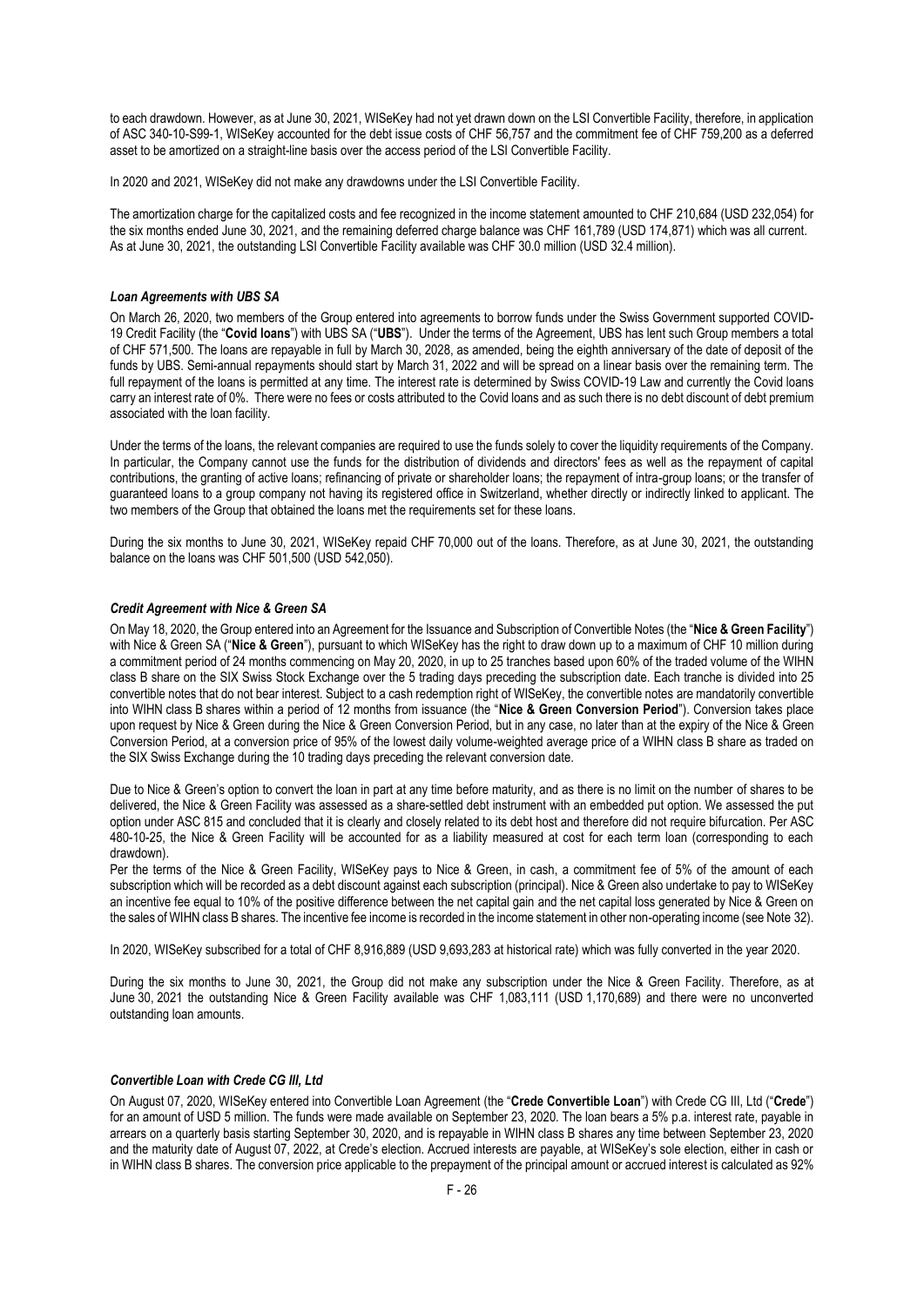to each drawdown. However, as at June 30, 2021, WISeKey had not yet drawn down on the LSI Convertible Facility, therefore, in application of ASC 340-10-S99-1, WISeKey accounted for the debt issue costs of CHF 56,757 and the commitment fee of CHF 759,200 as a deferred asset to be amortized on a straight-line basis over the access period of the LSI Convertible Facility.

In 2020 and 2021, WISeKey did not make any drawdowns under the LSI Convertible Facility.

The amortization charge for the capitalized costs and fee recognized in the income statement amounted to CHF 210,684 (USD 232,054) for the six months ended June 30, 2021, and the remaining deferred charge balance was CHF 161,789 (USD 174,871) which was all current. As at June 30, 2021, the outstanding LSI Convertible Facility available was CHF 30.0 million (USD 32.4 million).

***Loan Agreements with UBS SA***

On March 26, 2020, two members of the Group entered into agreements to borrow funds under the Swiss Government supported COVID-19 Credit Facility (the "**Covid loans**") with UBS SA ("**UBS**"). Under the terms of the Agreement, UBS has lent such Group members a total of CHF 571,500. The loans are repayable in full by March 30, 2028, as amended, being the eighth anniversary of the date of deposit of the funds by UBS. Semi-annual repayments should start by March 31, 2022 and will be spread on a linear basis over the remaining term. The full repayment of the loans is permitted at any time. The interest rate is determined by Swiss COVID-19 Law and currently the Covid loans carry an interest rate of 0%. There were no fees or costs attributed to the Covid loans and as such there is no debt discount of debt premium associated with the loan facility.

Under the terms of the loans, the relevant companies are required to use the funds solely to cover the liquidity requirements of the Company. In particular, the Company cannot use the funds for the distribution of dividends and directors' fees as well as the repayment of capital contributions, the granting of active loans; refinancing of private or shareholder loans; the repayment of intra-group loans; or the transfer of guaranteed loans to a group company not having its registered office in Switzerland, whether directly or indirectly linked to applicant. The two members of the Group that obtained the loans met the requirements set for these loans.

During the six months to June 30, 2021, WISeKey repaid CHF 70,000 out of the loans. Therefore, as at June 30, 2021, the outstanding balance on the loans was CHF 501,500 (USD 542,050).

***Credit Agreement with Nice & Green SA***

On May 18, 2020, the Group entered into an Agreement for the Issuance and Subscription of Convertible Notes (the "**Nice & Green Facility**") with Nice & Green SA ("**Nice & Green**"), pursuant to which WISeKey has the right to draw down up to a maximum of CHF 10 million during a commitment period of 24 months commencing on May 20, 2020, in up to 25 tranches based upon 60% of the traded volume of the WIHN class B share on the SIX Swiss Stock Exchange over the 5 trading days preceding the subscription date. Each tranche is divided into 25 convertible notes that do not bear interest. Subject to a cash redemption right of WISeKey, the convertible notes are mandatorily convertible into WIHN class B shares within a period of 12 months from issuance (the "**Nice & Green Conversion Period**"). Conversion takes place upon request by Nice & Green during the Nice & Green Conversion Period, but in any case, no later than at the expiry of the Nice & Green Conversion Period, at a conversion price of 95% of the lowest daily volume-weighted average price of a WIHN class B share as traded on the SIX Swiss Exchange during the 10 trading days preceding the relevant conversion date.

Due to Nice & Green's option to convert the loan in part at any time before maturity, and as there is no limit on the number of shares to be delivered, the Nice & Green Facility was assessed as a share-settled debt instrument with an embedded put option. We assessed the put option under ASC 815 and concluded that it is clearly and closely related to its debt host and therefore did not require bifurcation. Per ASC 480-10-25, the Nice & Green Facility will be accounted for as a liability measured at cost for each term loan (corresponding to each drawdown).

Per the terms of the Nice & Green Facility, WISeKey pays to Nice & Green, in cash, a commitment fee of 5% of the amount of each subscription which will be recorded as a debt discount against each subscription (principal). Nice & Green also undertake to pay to WISeKey an incentive fee equal to 10% of the positive difference between the net capital gain and the net capital loss generated by Nice & Green on the sales of WIHN class B shares. The incentive fee income is recorded in the income statement in other non-operating income (see Note 32).

In 2020, WISeKey subscribed for a total of CHF 8,916,889 (USD 9,693,283 at historical rate) which was fully converted in the year 2020.

During the six months to June 30, 2021, the Group did not make any subscription under the Nice & Green Facility. Therefore, as at June 30, 2021 the outstanding Nice & Green Facility available was CHF 1,083,111 (USD 1,170,689) and there were no unconverted outstanding loan amounts.

***Convertible Loan with Crede CG III, Ltd***

On August 07, 2020, WISeKey entered into Convertible Loan Agreement (the "**Crede Convertible Loan**") with Crede CG III, Ltd ("**Crede**") for an amount of USD 5 million. The funds were made available on September 23, 2020. The loan bears a 5% p.a. interest rate, payable in arrears on a quarterly basis starting September 30, 2020, and is repayable in WIHN class B shares any time between September 23, 2020 and the maturity date of August 07, 2022, at Crede's election. Accrued interests are payable, at WISeKey's sole election, either in cash or in WIHN class B shares. The conversion price applicable to the prepayment of the principal amount or accrued interest is calculated as 92%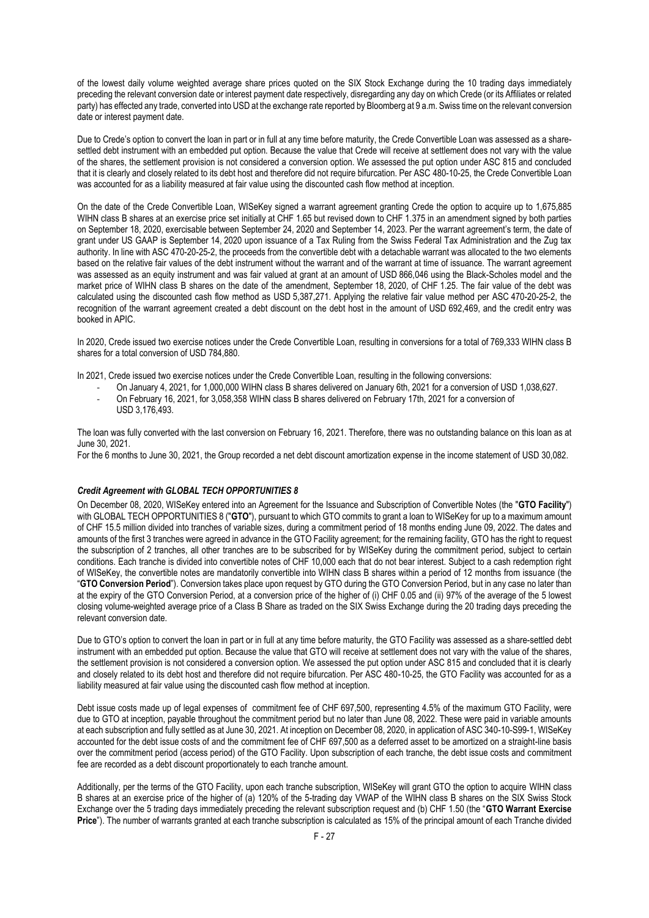of the lowest daily volume weighted average share prices quoted on the SIX Stock Exchange during the 10 trading days immediately preceding the relevant conversion date or interest payment date respectively, disregarding any day on which Crede (or its Affiliates or related party) has effected any trade, converted into USD at the exchange rate reported by Bloomberg at 9 a.m. Swiss time on the relevant conversion date or interest payment date.

Due to Crede's option to convert the loan in part or in full at any time before maturity, the Crede Convertible Loan was assessed as a share-settled debt instrument with an embedded put option. Because the value that Crede will receive at settlement does not vary with the value of the shares, the settlement provision is not considered a conversion option. We assessed the put option under ASC 815 and concluded that it is clearly and closely related to its debt host and therefore did not require bifurcation. Per ASC 480-10-25, the Crede Convertible Loan was accounted for as a liability measured at fair value using the discounted cash flow method at inception.

On the date of the Crede Convertible Loan, WISeKey signed a warrant agreement granting Crede the option to acquire up to 1,675,885 WIHN class B shares at an exercise price set initially at CHF 1.65 but revised down to CHF 1.375 in an amendment signed by both parties on September 18, 2020, exercisable between September 24, 2020 and September 14, 2023. Per the warrant agreement's term, the date of grant under US GAAP is September 14, 2020 upon issuance of a Tax Ruling from the Swiss Federal Tax Administration and the Zug tax authority. In line with ASC 470-20-25-2, the proceeds from the convertible debt with a detachable warrant was allocated to the two elements based on the relative fair values of the debt instrument without the warrant and of the warrant at time of issuance. The warrant agreement was assessed as an equity instrument and was fair valued at grant at an amount of USD 866,046 using the Black-Scholes model and the market price of WIHN class B shares on the date of the amendment, September 18, 2020, of CHF 1.25. The fair value of the debt was calculated using the discounted cash flow method as USD 5,387,271. Applying the relative fair value method per ASC 470-20-25-2, the recognition of the warrant agreement created a debt discount on the debt host in the amount of USD 692,469, and the credit entry was booked in APIC.

In 2020, Crede issued two exercise notices under the Crede Convertible Loan, resulting in conversions for a total of 769,333 WIHN class B shares for a total conversion of USD 784,880.

In 2021, Crede issued two exercise notices under the Crede Convertible Loan, resulting in the following conversions:

- On January 4, 2021, for 1,000,000 WIHN class B shares delivered on January 6th, 2021 for a conversion of USD 1,038,627.
- On February 16, 2021, for 3,058,358 WIHN class B shares delivered on February 17th, 2021 for a conversion of USD 3,176,493.

The loan was fully converted with the last conversion on February 16, 2021. Therefore, there was no outstanding balance on this loan as at June 30, 2021.

For the 6 months to June 30, 2021, the Group recorded a net debt discount amortization expense in the income statement of USD 30,082.

***Credit Agreement with GLOBAL TECH OPPORTUNITIES 8***

On December 08, 2020, WISeKey entered into an Agreement for the Issuance and Subscription of Convertible Notes (the "**GTO Facility**") with GLOBAL TECH OPPORTUNITIES 8 ("**GTO**"), pursuant to which GTO commits to grant a loan to WISeKey for up to a maximum amount of CHF 15.5 million divided into tranches of variable sizes, during a commitment period of 18 months ending June 09, 2022. The dates and amounts of the first 3 tranches were agreed in advance in the GTO Facility agreement; for the remaining facility, GTO has the right to request the subscription of 2 tranches, all other tranches are to be subscribed for by WISeKey during the commitment period, subject to certain conditions. Each tranche is divided into convertible notes of CHF 10,000 each that do not bear interest. Subject to a cash redemption right of WISeKey, the convertible notes are mandatorily convertible into WIHN class B shares within a period of 12 months from issuance (the "**GTO Conversion Period**"). Conversion takes place upon request by GTO during the GTO Conversion Period, but in any case no later than at the expiry of the GTO Conversion Period, at a conversion price of the higher of (i) CHF 0.05 and (ii) 97% of the average of the 5 lowest closing volume-weighted average price of a Class B Share as traded on the SIX Swiss Exchange during the 20 trading days preceding the relevant conversion date.

Due to GTO's option to convert the loan in part or in full at any time before maturity, the GTO Facility was assessed as a share-settled debt instrument with an embedded put option. Because the value that GTO will receive at settlement does not vary with the value of the shares, the settlement provision is not considered a conversion option. We assessed the put option under ASC 815 and concluded that it is clearly and closely related to its debt host and therefore did not require bifurcation. Per ASC 480-10-25, the GTO Facility was accounted for as a liability measured at fair value using the discounted cash flow method at inception.

Debt issue costs made up of legal expenses of commitment fee of CHF 697,500, representing 4.5% of the maximum GTO Facility, were due to GTO at inception, payable throughout the commitment period but no later than June 08, 2022. These were paid in variable amounts at each subscription and fully settled as at June 30, 2021. At inception on December 08, 2020, in application of ASC 340-10-S99-1, WISeKey accounted for the debt issue costs of and the commitment fee of CHF 697,500 as a deferred asset to be amortized on a straight-line basis over the commitment period (access period) of the GTO Facility. Upon subscription of each tranche, the debt issue costs and commitment fee are recorded as a debt discount proportionately to each tranche amount.

Additionally, per the terms of the GTO Facility, upon each tranche subscription, WISeKey will grant GTO the option to acquire WIHN class B shares at an exercise price of the higher of (a) 120% of the 5-trading day VWAP of the WIHN class B shares on the SIX Swiss Stock Exchange over the 5 trading days immediately preceding the relevant subscription request and (b) CHF 1.50 (the "**GTO Warrant Exercise Price**"). The number of warrants granted at each tranche subscription is calculated as 15% of the principal amount of each Tranche divided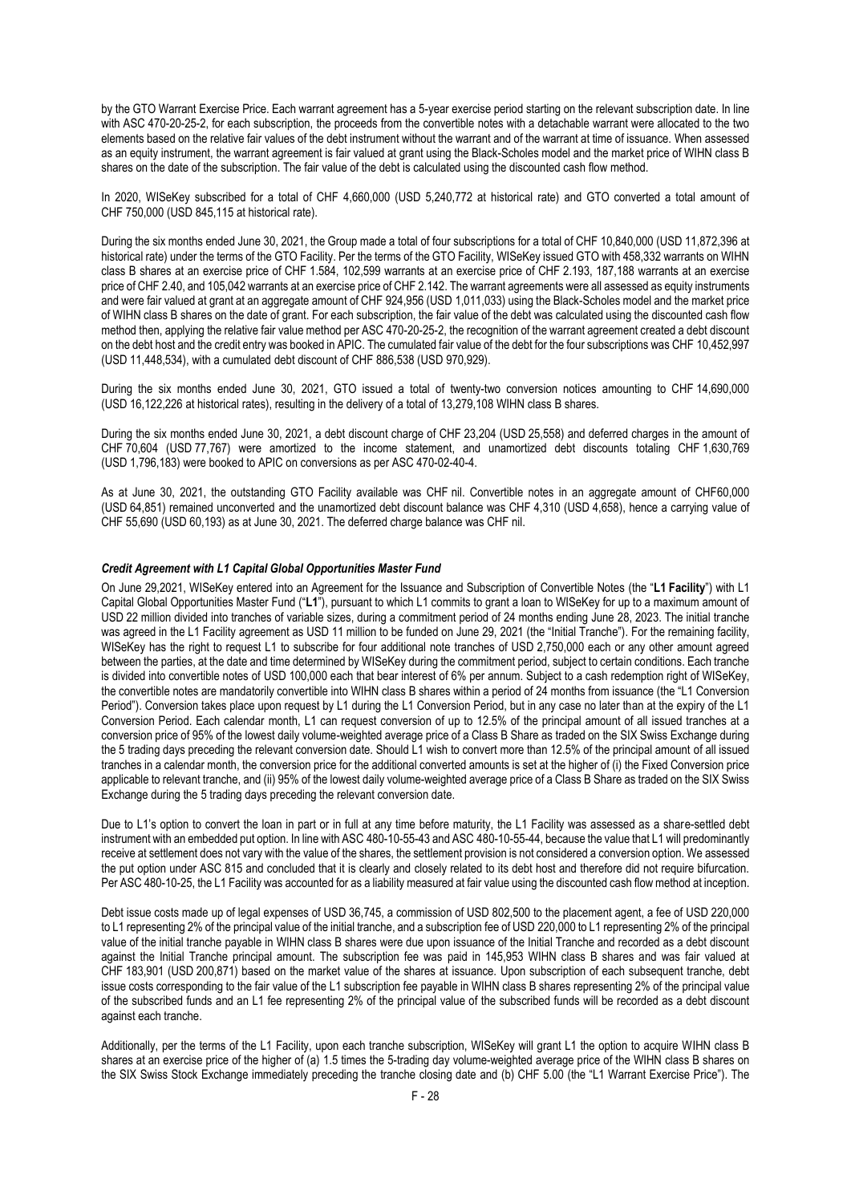by the GTO Warrant Exercise Price. Each warrant agreement has a 5-year exercise period starting on the relevant subscription date. In line with ASC 470-20-25-2, for each subscription, the proceeds from the convertible notes with a detachable warrant were allocated to the two elements based on the relative fair values of the debt instrument without the warrant and of the warrant at time of issuance. When assessed as an equity instrument, the warrant agreement is fair valued at grant using the Black-Scholes model and the market price of WIHN class B shares on the date of the subscription. The fair value of the debt is calculated using the discounted cash flow method.

In 2020, WISeKey subscribed for a total of CHF 4,660,000 (USD 5,240,772 at historical rate) and GTO converted a total amount of CHF 750,000 (USD 845,115 at historical rate).

During the six months ended June 30, 2021, the Group made a total of four subscriptions for a total of CHF 10,840,000 (USD 11,872,396 at historical rate) under the terms of the GTO Facility. Per the terms of the GTO Facility, WISeKey issued GTO with 458,332 warrants on WIHN class B shares at an exercise price of CHF 1.584, 102,599 warrants at an exercise price of CHF 2.193, 187,188 warrants at an exercise price of CHF 2.40, and 105,042 warrants at an exercise price of CHF 2.142. The warrant agreements were all assessed as equity instruments and were fair valued at grant at an aggregate amount of CHF 924,956 (USD 1,011,033) using the Black-Scholes model and the market price of WIHN class B shares on the date of grant. For each subscription, the fair value of the debt was calculated using the discounted cash flow method then, applying the relative fair value method per ASC 470-20-25-2, the recognition of the warrant agreement created a debt discount on the debt host and the credit entry was booked in APIC. The cumulated fair value of the debt for the four subscriptions was CHF 10,452,997 (USD 11,448,534), with a cumulated debt discount of CHF 886,538 (USD 970,929).

During the six months ended June 30, 2021, GTO issued a total of twenty-two conversion notices amounting to CHF 14,690,000 (USD 16,122,226 at historical rates), resulting in the delivery of a total of 13,279,108 WIHN class B shares.

During the six months ended June 30, 2021, a debt discount charge of CHF 23,204 (USD 25,558) and deferred charges in the amount of CHF 70,604 (USD 77,767) were amortized to the income statement, and unamortized debt discounts totaling CHF 1,630,769 (USD 1,796,183) were booked to APIC on conversions as per ASC 470-02-40-4.

As at June 30, 2021, the outstanding GTO Facility available was CHF nil. Convertible notes in an aggregate amount of CHF60,000 (USD 64,851) remained unconverted and the unamortized debt discount balance was CHF 4,310 (USD 4,658), hence a carrying value of CHF 55,690 (USD 60,193) as at June 30, 2021. The deferred charge balance was CHF nil.

***Credit Agreement with L1 Capital Global Opportunities Master Fund***

On June 29,2021, WISeKey entered into an Agreement for the Issuance and Subscription of Convertible Notes (the "**L1 Facility**") with L1 Capital Global Opportunities Master Fund ("**L1**"), pursuant to which L1 commits to grant a loan to WISeKey for up to a maximum amount of USD 22 million divided into tranches of variable sizes, during a commitment period of 24 months ending June 28, 2023. The initial tranche was agreed in the L1 Facility agreement as USD 11 million to be funded on June 29, 2021 (the "Initial Tranche"). For the remaining facility, WISeKey has the right to request L1 to subscribe for four additional note tranches of USD 2,750,000 each or any other amount agreed between the parties, at the date and time determined by WISeKey during the commitment period, subject to certain conditions. Each tranche is divided into convertible notes of USD 100,000 each that bear interest of 6% per annum. Subject to a cash redemption right of WISeKey, the convertible notes are mandatorily convertible into WIHN class B shares within a period of 24 months from issuance (the "L1 Conversion Period"). Conversion takes place upon request by L1 during the L1 Conversion Period, but in any case no later than at the expiry of the L1 Conversion Period. Each calendar month, L1 can request conversion of up to 12.5% of the principal amount of all issued tranches at a conversion price of 95% of the lowest daily volume-weighted average price of a Class B Share as traded on the SIX Swiss Exchange during the 5 trading days preceding the relevant conversion date. Should L1 wish to convert more than 12.5% of the principal amount of all issued tranches in a calendar month, the conversion price for the additional converted amounts is set at the higher of (i) the Fixed Conversion price applicable to relevant tranche, and (ii) 95% of the lowest daily volume-weighted average price of a Class B Share as traded on the SIX Swiss Exchange during the 5 trading days preceding the relevant conversion date.

Due to L1's option to convert the loan in part or in full at any time before maturity, the L1 Facility was assessed as a share-settled debt instrument with an embedded put option. In line with ASC 480-10-55-43 and ASC 480-10-55-44, because the value that L1 will predominantly receive at settlement does not vary with the value of the shares, the settlement provision is not considered a conversion option. We assessed the put option under ASC 815 and concluded that it is clearly and closely related to its debt host and therefore did not require bifurcation. Per ASC 480-10-25, the L1 Facility was accounted for as a liability measured at fair value using the discounted cash flow method at inception.

Debt issue costs made up of legal expenses of USD 36,745, a commission of USD 802,500 to the placement agent, a fee of USD 220,000 to L1 representing 2% of the principal value of the initial tranche, and a subscription fee of USD 220,000 to L1 representing 2% of the principal value of the initial tranche payable in WIHN class B shares were due upon issuance of the Initial Tranche and recorded as a debt discount against the Initial Tranche principal amount. The subscription fee was paid in 145,953 WIHN class B shares and was fair valued at CHF 183,901 (USD 200,871) based on the market value of the shares at issuance. Upon subscription of each subsequent tranche, debt issue costs corresponding to the fair value of the L1 subscription fee payable in WIHN class B shares representing 2% of the principal value of the subscribed funds and an L1 fee representing 2% of the principal value of the subscribed funds will be recorded as a debt discount against each tranche.

Additionally, per the terms of the L1 Facility, upon each tranche subscription, WISeKey will grant L1 the option to acquire WIHN class B shares at an exercise price of the higher of (a) 1.5 times the 5-trading day volume-weighted average price of the WIHN class B shares on the SIX Swiss Stock Exchange immediately preceding the tranche closing date and (b) CHF 5.00 (the "L1 Warrant Exercise Price"). The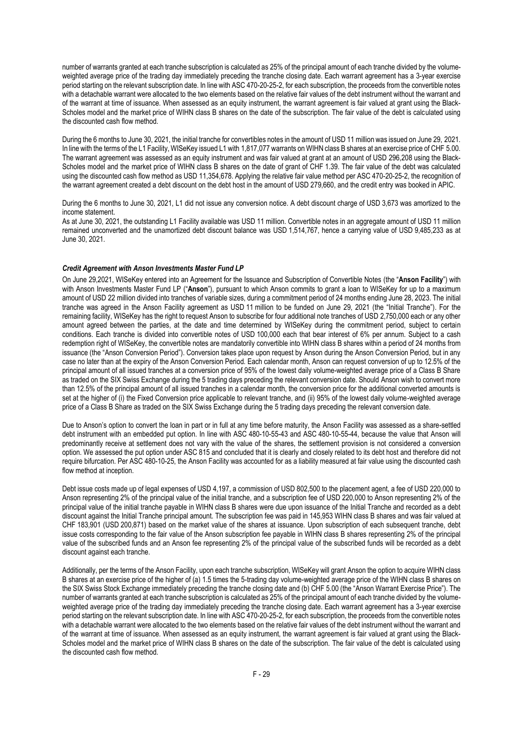number of warrants granted at each tranche subscription is calculated as 25% of the principal amount of each tranche divided by the volume-weighted average price of the trading day immediately preceding the tranche closing date. Each warrant agreement has a 3-year exercise period starting on the relevant subscription date. In line with ASC 470-20-25-2, for each subscription, the proceeds from the convertible notes with a detachable warrant were allocated to the two elements based on the relative fair values of the debt instrument without the warrant and of the warrant at time of issuance. When assessed as an equity instrument, the warrant agreement is fair valued at grant using the Black-Scholes model and the market price of WIHN class B shares on the date of the subscription. The fair value of the debt is calculated using the discounted cash flow method.

During the 6 months to June 30, 2021, the initial tranche for convertibles notes in the amount of USD 11 million was issued on June 29, 2021. In line with the terms of the L1 Facility, WISeKey issued L1 with 1,817,077 warrants on WIHN class B shares at an exercise price of CHF 5.00. The warrant agreement was assessed as an equity instrument and was fair valued at grant at an amount of USD 296,208 using the Black-Scholes model and the market price of WIHN class B shares on the date of grant of CHF 1.39. The fair value of the debt was calculated using the discounted cash flow method as USD 11,354,678. Applying the relative fair value method per ASC 470-20-25-2, the recognition of the warrant agreement created a debt discount on the debt host in the amount of USD 279,660, and the credit entry was booked in APIC.

During the 6 months to June 30, 2021, L1 did not issue any conversion notice. A debt discount charge of USD 3,673 was amortized to the income statement.

As at June 30, 2021, the outstanding L1 Facility available was USD 11 million. Convertible notes in an aggregate amount of USD 11 million remained unconverted and the unamortized debt discount balance was USD 1,514,767, hence a carrying value of USD 9,485,233 as at June 30, 2021.

***Credit Agreement with Anson Investments Master Fund LP***

On June 29,2021, WISeKey entered into an Agreement for the Issuance and Subscription of Convertible Notes (the "**Anson Facility**") with with Anson Investments Master Fund LP ("**Anson**"), pursuant to which Anson commits to grant a loan to WISeKey for up to a maximum amount of USD 22 million divided into tranches of variable sizes, during a commitment period of 24 months ending June 28, 2023. The initial tranche was agreed in the Anson Facility agreement as USD 11 million to be funded on June 29, 2021 (the "Initial Tranche"). For the remaining facility, WISeKey has the right to request Anson to subscribe for four additional note tranches of USD 2,750,000 each or any other amount agreed between the parties, at the date and time determined by WISeKey during the commitment period, subject to certain conditions. Each tranche is divided into convertible notes of USD 100,000 each that bear interest of 6% per annum. Subject to a cash redemption right of WISeKey, the convertible notes are mandatorily convertible into WIHN class B shares within a period of 24 months from issuance (the "Anson Conversion Period"). Conversion takes place upon request by Anson during the Anson Conversion Period, but in any case no later than at the expiry of the Anson Conversion Period. Each calendar month, Anson can request conversion of up to 12.5% of the principal amount of all issued tranches at a conversion price of 95% of the lowest daily volume-weighted average price of a Class B Share as traded on the SIX Swiss Exchange during the 5 trading days preceding the relevant conversion date. Should Anson wish to convert more than 12.5% of the principal amount of all issued tranches in a calendar month, the conversion price for the additional converted amounts is set at the higher of (i) the Fixed Conversion price applicable to relevant tranche, and (ii) 95% of the lowest daily volume-weighted average price of a Class B Share as traded on the SIX Swiss Exchange during the 5 trading days preceding the relevant conversion date.

Due to Anson's option to convert the loan in part or in full at any time before maturity, the Anson Facility was assessed as a share-settled debt instrument with an embedded put option. In line with ASC 480-10-55-43 and ASC 480-10-55-44, because the value that Anson will predominantly receive at settlement does not vary with the value of the shares, the settlement provision is not considered a conversion option. We assessed the put option under ASC 815 and concluded that it is clearly and closely related to its debt host and therefore did not require bifurcation. Per ASC 480-10-25, the Anson Facility was accounted for as a liability measured at fair value using the discounted cash flow method at inception.

Debt issue costs made up of legal expenses of USD 4,197, a commission of USD 802,500 to the placement agent, a fee of USD 220,000 to Anson representing 2% of the principal value of the initial tranche, and a subscription fee of USD 220,000 to Anson representing 2% of the principal value of the initial tranche payable in WIHN class B shares were due upon issuance of the Initial Tranche and recorded as a debt discount against the Initial Tranche principal amount. The subscription fee was paid in 145,953 WIHN class B shares and was fair valued at CHF 183,901 (USD 200,871) based on the market value of the shares at issuance. Upon subscription of each subsequent tranche, debt issue costs corresponding to the fair value of the Anson subscription fee payable in WIHN class B shares representing 2% of the principal value of the subscribed funds and an Anson fee representing 2% of the principal value of the subscribed funds will be recorded as a debt discount against each tranche.

Additionally, per the terms of the Anson Facility, upon each tranche subscription, WISeKey will grant Anson the option to acquire WIHN class B shares at an exercise price of the higher of (a) 1.5 times the 5-trading day volume-weighted average price of the WIHN class B shares on the SIX Swiss Stock Exchange immediately preceding the tranche closing date and (b) CHF 5.00 (the "Anson Warrant Exercise Price"). The number of warrants granted at each tranche subscription is calculated as 25% of the principal amount of each tranche divided by the volume-weighted average price of the trading day immediately preceding the tranche closing date. Each warrant agreement has a 3-year exercise period starting on the relevant subscription date. In line with ASC 470-20-25-2, for each subscription, the proceeds from the convertible notes with a detachable warrant were allocated to the two elements based on the relative fair values of the debt instrument without the warrant and of the warrant at time of issuance. When assessed as an equity instrument, the warrant agreement is fair valued at grant using the Black-Scholes model and the market price of WIHN class B shares on the date of the subscription. The fair value of the debt is calculated using the discounted cash flow method.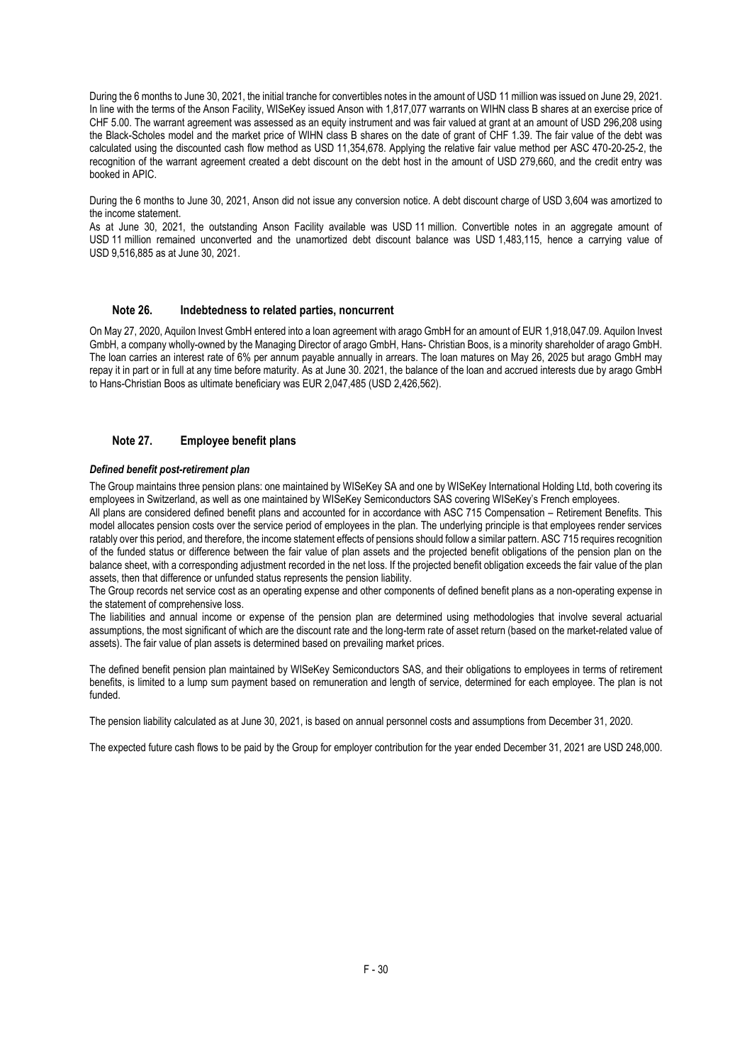During the 6 months to June 30, 2021, the initial tranche for convertibles notes in the amount of USD 11 million was issued on June 29, 2021. In line with the terms of the Anson Facility, WISeKey issued Anson with 1,817,077 warrants on WIHN class B shares at an exercise price of CHF 5.00. The warrant agreement was assessed as an equity instrument and was fair valued at grant at an amount of USD 296,208 using the Black-Scholes model and the market price of WIHN class B shares on the date of grant of CHF 1.39. The fair value of the debt was calculated using the discounted cash flow method as USD 11,354,678. Applying the relative fair value method per ASC 470-20-25-2, the recognition of the warrant agreement created a debt discount on the debt host in the amount of USD 279,660, and the credit entry was booked in APIC.

During the 6 months to June 30, 2021, Anson did not issue any conversion notice. A debt discount charge of USD 3,604 was amortized to the income statement.

As at June 30, 2021, the outstanding Anson Facility available was USD 11 million. Convertible notes in an aggregate amount of USD 11 million remained unconverted and the unamortized debt discount balance was USD 1,483,115, hence a carrying value of USD 9,516,885 as at June 30, 2021.

## Note 26. Indebtedness to related parties, noncurrent

On May 27, 2020, Aquilon Invest GmbH entered into a loan agreement with arago GmbH for an amount of EUR 1,918,047.09. Aquilon Invest GmbH, a company wholly-owned by the Managing Director of arago GmbH, Hans- Christian Boos, is a minority shareholder of arago GmbH. The loan carries an interest rate of 6% per annum payable annually in arrears. The loan matures on May 26, 2025 but arago GmbH may repay it in part or in full at any time before maturity. As at June 30. 2021, the balance of the loan and accrued interests due by arago GmbH to Hans-Christian Boos as ultimate beneficiary was EUR 2,047,485 (USD 2,426,562).

## Note 27. Employee benefit plans

***Defined benefit post-retirement plan***

The Group maintains three pension plans: one maintained by WISeKey SA and one by WISeKey International Holding Ltd, both covering its employees in Switzerland, as well as one maintained by WISeKey Semiconductors SAS covering WISeKey's French employees.

All plans are considered defined benefit plans and accounted for in accordance with ASC 715 Compensation – Retirement Benefits. This model allocates pension costs over the service period of employees in the plan. The underlying principle is that employees render services ratably over this period, and therefore, the income statement effects of pensions should follow a similar pattern. ASC 715 requires recognition of the funded status or difference between the fair value of plan assets and the projected benefit obligations of the pension plan on the balance sheet, with a corresponding adjustment recorded in the net loss. If the projected benefit obligation exceeds the fair value of the plan assets, then that difference or unfunded status represents the pension liability.

The Group records net service cost as an operating expense and other components of defined benefit plans as a non-operating expense in the statement of comprehensive loss.

The liabilities and annual income or expense of the pension plan are determined using methodologies that involve several actuarial assumptions, the most significant of which are the discount rate and the long-term rate of asset return (based on the market-related value of assets). The fair value of plan assets is determined based on prevailing market prices.

The defined benefit pension plan maintained by WISeKey Semiconductors SAS, and their obligations to employees in terms of retirement benefits, is limited to a lump sum payment based on remuneration and length of service, determined for each employee. The plan is not funded.

The pension liability calculated as at June 30, 2021, is based on annual personnel costs and assumptions from December 31, 2020.

The expected future cash flows to be paid by the Group for employer contribution for the year ended December 31, 2021 are USD 248,000.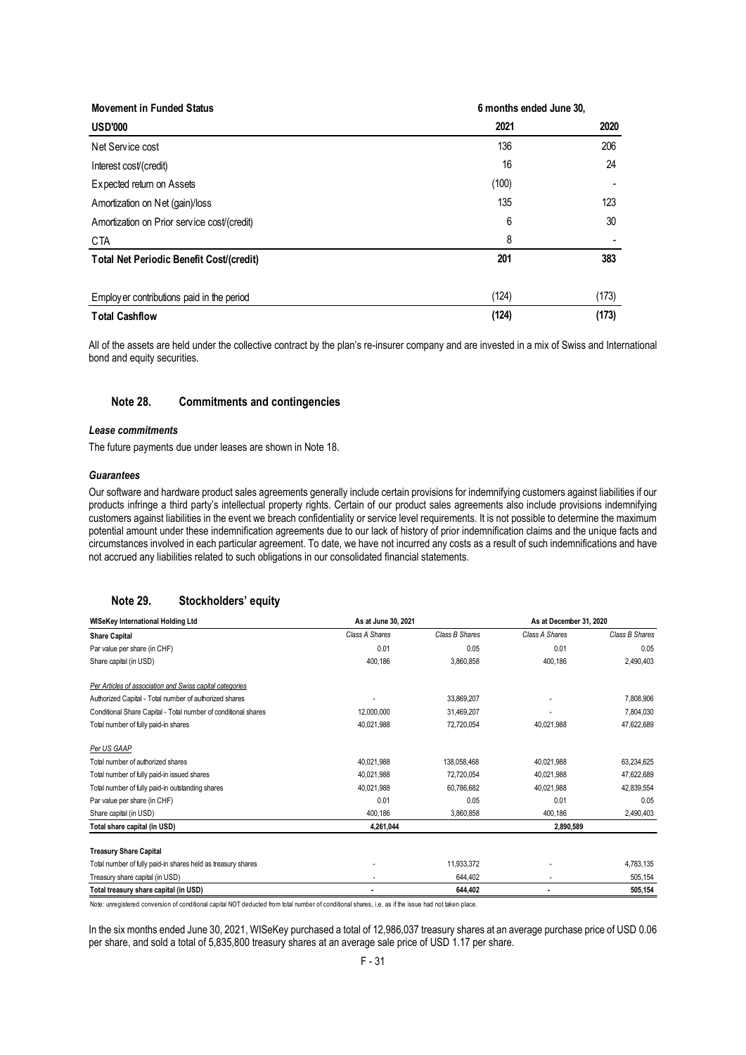| Movement in Funded Status | 6 months ended June 30, | |
|---|---|---|
| **USD'000** | **2021** | **2020** |
| Net Service cost | 136 | 206 |
| Interest cost/(credit) | 16 | 24 |
| Expected return on Assets | (100) | - |
| Amortization on Net (gain)/loss | 135 | 123 |
| Amortization on Prior service cost/(credit) | 6 | 30 |
| CTA | 8 | - |
| **Total Net Periodic Benefit Cost/(credit)** | **201** | **383** |
| Employer contributions paid in the period | (124) | (173) |
| **Total Cashflow** | **(124)** | **(173)** |

All of the assets are held under the collective contract by the plan's re-insurer company and are invested in a mix of Swiss and International bond and equity securities.

## Note 28. Commitments and contingencies

***Lease commitments***

The future payments due under leases are shown in Note 18.

***Guarantees***

Our software and hardware product sales agreements generally include certain provisions for indemnifying customers against liabilities if our products infringe a third party's intellectual property rights. Certain of our product sales agreements also include provisions indemnifying customers against liabilities in the event we breach confidentiality or service level requirements. It is not possible to determine the maximum potential amount under these indemnification agreements due to our lack of history of prior indemnification claims and the unique facts and circumstances involved in each particular agreement. To date, we have not incurred any costs as a result of such indemnifications and have not accrued any liabilities related to such obligations in our consolidated financial statements.

## Note 29. Stockholders' equity

| WISeKey International Holding Ltd | As at June 30, 2021 | | As at December 31, 2020 | |
|---|---|---|---|---|
| **Share Capital** | *Class A Shares* | *Class B Shares* | *Class A Shares* | *Class B Shares* |
| Par value per share (in CHF) | 0.01 | 0.05 | 0.01 | 0.05 |
| Share capital (in USD) | 400,186 | 3,860,858 | 400,186 | 2,490,403 |
| *Per Articles of association and Swiss capital categories* | | | | |
| Authorized Capital - Total number of authorized shares | - | 33,869,207 | - | 7,808,906 |
| Conditional Share Capital - Total number of conditional shares | 12,000,000 | 31,469,207 | - | 7,804,030 |
| Total number of fully paid-in shares | 40,021,988 | 72,720,054 | 40,021,988 | 47,622,689 |
| *Per US GAAP* | | | | |
| Total number of authorized shares | 40,021,988 | 138,058,468 | 40,021,988 | 63,234,625 |
| Total number of fully paid-in issued shares | 40,021,988 | 72,720,054 | 40,021,988 | 47,622,689 |
| Total number of fully paid-in outstanding shares | 40,021,988 | 60,786,682 | 40,021,988 | 42,839,554 |
| Par value per share (in CHF) | 0.01 | 0.05 | 0.01 | 0.05 |
| Share capital (in USD) | 400,186 | 3,860,858 | 400,186 | 2,490,403 |
| **Total share capital (in USD)** | **4,261,044** | | **2,890,589** | |
| **Treasury Share Capital** | | | | |
| Total number of fully paid-in shares held as treasury shares | - | 11,933,372 | - | 4,783,135 |
| Treasury share capital (in USD) | - | 644,402 | - | 505,154 |
| **Total treasury share capital (in USD)** | **-** | **644,402** | **-** | **505,154** |

Note: unregistered conversion of conditional capital NOT deducted from total number of conditional shares, i.e. as if the issue had not taken place.

In the six months ended June 30, 2021, WISeKey purchased a total of 12,986,037 treasury shares at an average purchase price of USD 0.06 per share, and sold a total of 5,835,800 treasury shares at an average sale price of USD 1.17 per share.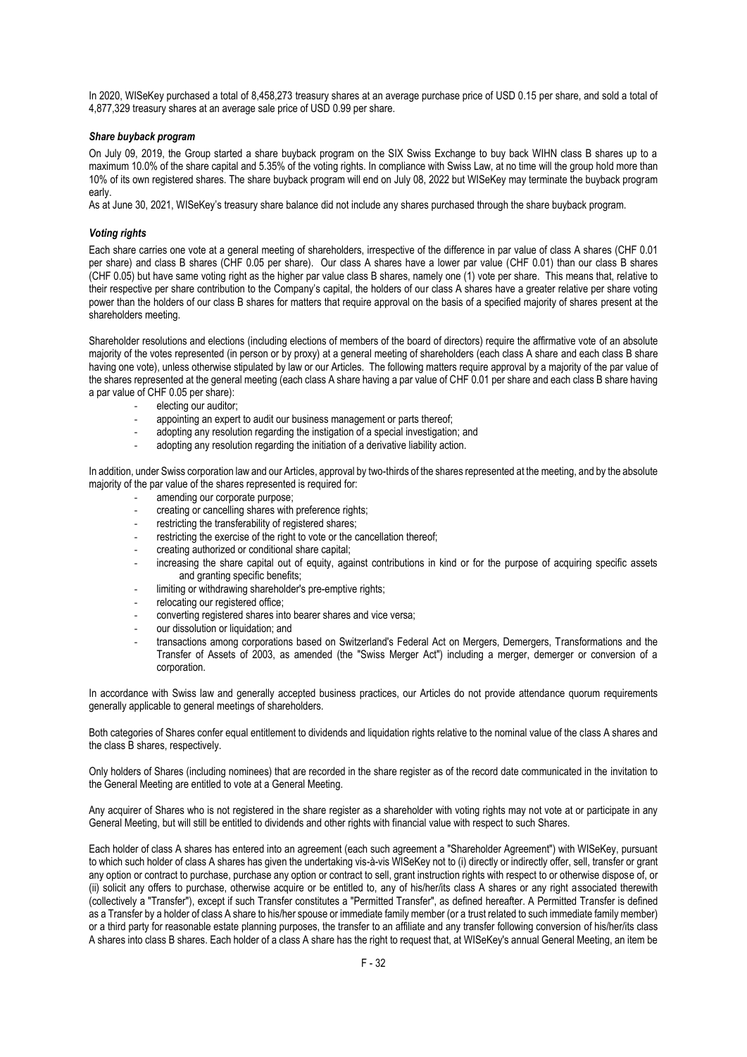In 2020, WISeKey purchased a total of 8,458,273 treasury shares at an average purchase price of USD 0.15 per share, and sold a total of 4,877,329 treasury shares at an average sale price of USD 0.99 per share.

***Share buyback program***

On July 09, 2019, the Group started a share buyback program on the SIX Swiss Exchange to buy back WIHN class B shares up to a maximum 10.0% of the share capital and 5.35% of the voting rights. In compliance with Swiss Law, at no time will the group hold more than 10% of its own registered shares. The share buyback program will end on July 08, 2022 but WISeKey may terminate the buyback program early.

As at June 30, 2021, WISeKey's treasury share balance did not include any shares purchased through the share buyback program.

***Voting rights***

Each share carries one vote at a general meeting of shareholders, irrespective of the difference in par value of class A shares (CHF 0.01 per share) and class B shares (CHF 0.05 per share). Our class A shares have a lower par value (CHF 0.01) than our class B shares (CHF 0.05) but have same voting right as the higher par value class B shares, namely one (1) vote per share. This means that, relative to their respective per share contribution to the Company's capital, the holders of our class A shares have a greater relative per share voting power than the holders of our class B shares for matters that require approval on the basis of a specified majority of shares present at the shareholders meeting.

Shareholder resolutions and elections (including elections of members of the board of directors) require the affirmative vote of an absolute majority of the votes represented (in person or by proxy) at a general meeting of shareholders (each class A share and each class B share having one vote), unless otherwise stipulated by law or our Articles. The following matters require approval by a majority of the par value of the shares represented at the general meeting (each class A share having a par value of CHF 0.01 per share and each class B share having a par value of CHF 0.05 per share):

- electing our auditor;
- appointing an expert to audit our business management or parts thereof;
- adopting any resolution regarding the instigation of a special investigation; and
- adopting any resolution regarding the initiation of a derivative liability action.

In addition, under Swiss corporation law and our Articles, approval by two-thirds of the shares represented at the meeting, and by the absolute majority of the par value of the shares represented is required for:

- amending our corporate purpose;
- creating or cancelling shares with preference rights;
- restricting the transferability of registered shares;
- restricting the exercise of the right to vote or the cancellation thereof;
- creating authorized or conditional share capital;
- increasing the share capital out of equity, against contributions in kind or for the purpose of acquiring specific assets and granting specific benefits;
- limiting or withdrawing shareholder's pre-emptive rights;
- relocating our registered office;
- converting registered shares into bearer shares and vice versa;
- our dissolution or liquidation; and
- transactions among corporations based on Switzerland's Federal Act on Mergers, Demergers, Transformations and the Transfer of Assets of 2003, as amended (the "Swiss Merger Act") including a merger, demerger or conversion of a corporation.

In accordance with Swiss law and generally accepted business practices, our Articles do not provide attendance quorum requirements generally applicable to general meetings of shareholders.

Both categories of Shares confer equal entitlement to dividends and liquidation rights relative to the nominal value of the class A shares and the class B shares, respectively.

Only holders of Shares (including nominees) that are recorded in the share register as of the record date communicated in the invitation to the General Meeting are entitled to vote at a General Meeting.

Any acquirer of Shares who is not registered in the share register as a shareholder with voting rights may not vote at or participate in any General Meeting, but will still be entitled to dividends and other rights with financial value with respect to such Shares.

Each holder of class A shares has entered into an agreement (each such agreement a "Shareholder Agreement") with WISeKey, pursuant to which such holder of class A shares has given the undertaking vis-à-vis WISeKey not to (i) directly or indirectly offer, sell, transfer or grant any option or contract to purchase, purchase any option or contract to sell, grant instruction rights with respect to or otherwise dispose of, or (ii) solicit any offers to purchase, otherwise acquire or be entitled to, any of his/her/its class A shares or any right associated therewith (collectively a "Transfer"), except if such Transfer constitutes a "Permitted Transfer", as defined hereafter. A Permitted Transfer is defined as a Transfer by a holder of class A share to his/her spouse or immediate family member (or a trust related to such immediate family member) or a third party for reasonable estate planning purposes, the transfer to an affiliate and any transfer following conversion of his/her/its class A shares into class B shares. Each holder of a class A share has the right to request that, at WISeKey's annual General Meeting, an item be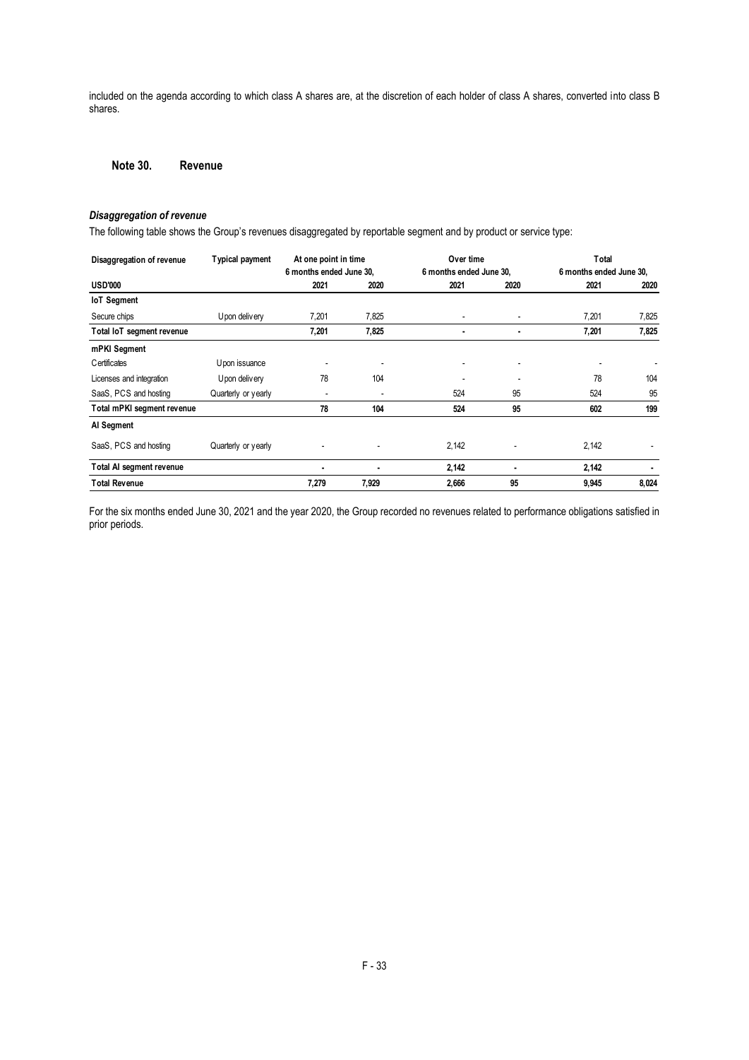included on the agenda according to which class A shares are, at the discretion of each holder of class A shares, converted into class B shares.

## Note 30. Revenue

### *Disaggregation of revenue*

The following table shows the Group's revenues disaggregated by reportable segment and by product or service type:

| Disaggregation of revenue | Typical payment | At one point in time 6 months ended June 30, | | Over time 6 months ended June 30, | | Total 6 months ended June 30, | |
|---|---|---|---|---|---|---|---|
| **USD'000** | | **2021** | **2020** | **2021** | **2020** | **2021** | **2020** |
| **IoT Segment** | | | | | | | |
| Secure chips | Upon delivery | 7,201 | 7,825 | - | - | 7,201 | 7,825 |
| **Total IoT segment revenue** | | **7,201** | **7,825** | **-** | **-** | **7,201** | **7,825** |
| **mPKI Segment** | | | | | | | |
| Certificates | Upon issuance | - | - | - | - | - | - |
| Licenses and integration | Upon delivery | 78 | 104 | - | - | 78 | 104 |
| SaaS, PCS and hosting | Quarterly or yearly | - | - | 524 | 95 | 524 | 95 |
| **Total mPKI segment revenue** | | **78** | **104** | **524** | **95** | **602** | **199** |
| **AI Segment** | | | | | | | |
| SaaS, PCS and hosting | Quarterly or yearly | - | - | 2,142 | - | 2,142 | - |
| **Total AI segment revenue** | | **-** | **-** | **2,142** | **-** | **2,142** | **-** |
| **Total Revenue** | | **7,279** | **7,929** | **2,666** | **95** | **9,945** | **8,024** |

For the six months ended June 30, 2021 and the year 2020, the Group recorded no revenues related to performance obligations satisfied in prior periods.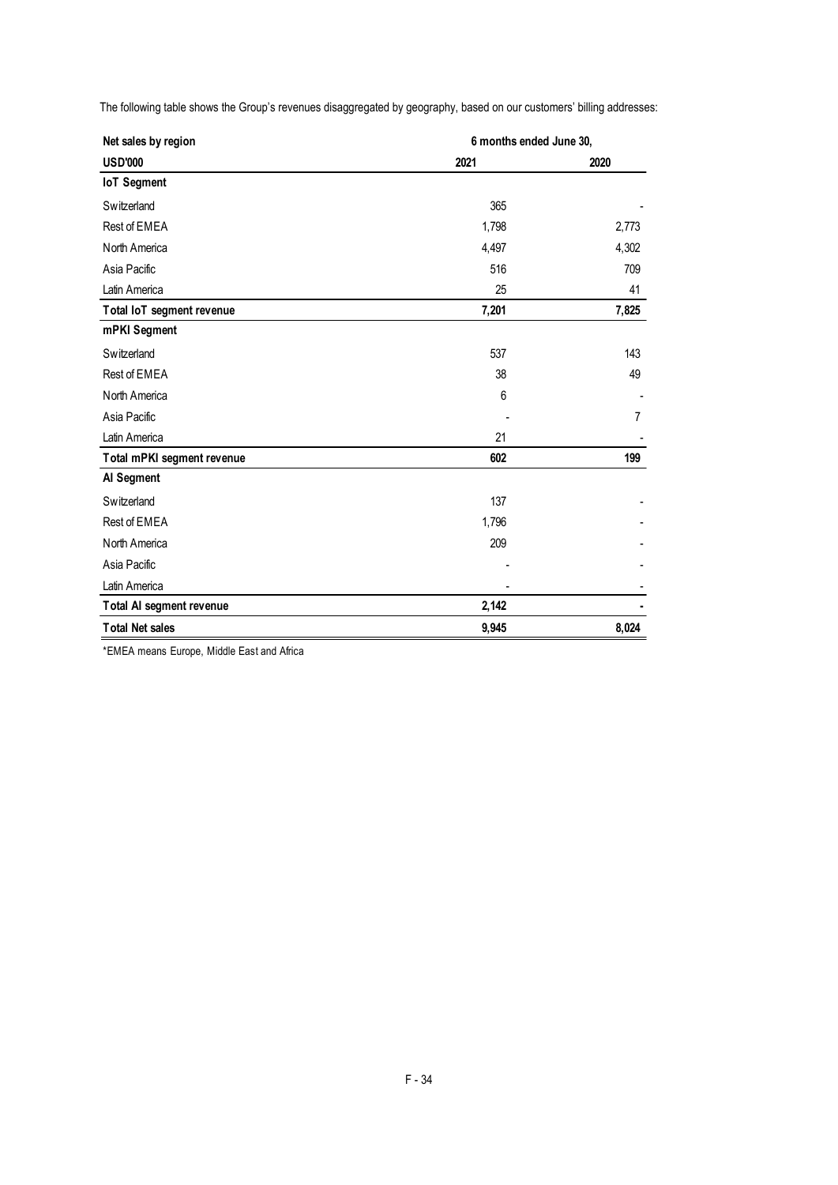The following table shows the Group's revenues disaggregated by geography, based on our customers' billing addresses:

| Net sales by region | 6 months ended June 30, | |
|---|---|---|
| **USD'000** | **2021** | **2020** |
| **IoT Segment** | | |
| Switzerland | 365 | - |
| Rest of EMEA | 1,798 | 2,773 |
| North America | 4,497 | 4,302 |
| Asia Pacific | 516 | 709 |
| Latin America | 25 | 41 |
| **Total IoT segment revenue** | **7,201** | **7,825** |
| **mPKI Segment** | | |
| Switzerland | 537 | 143 |
| Rest of EMEA | 38 | 49 |
| North America | 6 | - |
| Asia Pacific | - | 7 |
| Latin America | 21 | - |
| **Total mPKI segment revenue** | **602** | **199** |
| **AI Segment** | | |
| Switzerland | 137 | - |
| Rest of EMEA | 1,796 | - |
| North America | 209 | - |
| Asia Pacific | - | - |
| Latin America | - | - |
| **Total AI segment revenue** | **2,142** | **-** |
| **Total Net sales** | **9,945** | **8,024** |

*EMEA means Europe, Middle East and Africa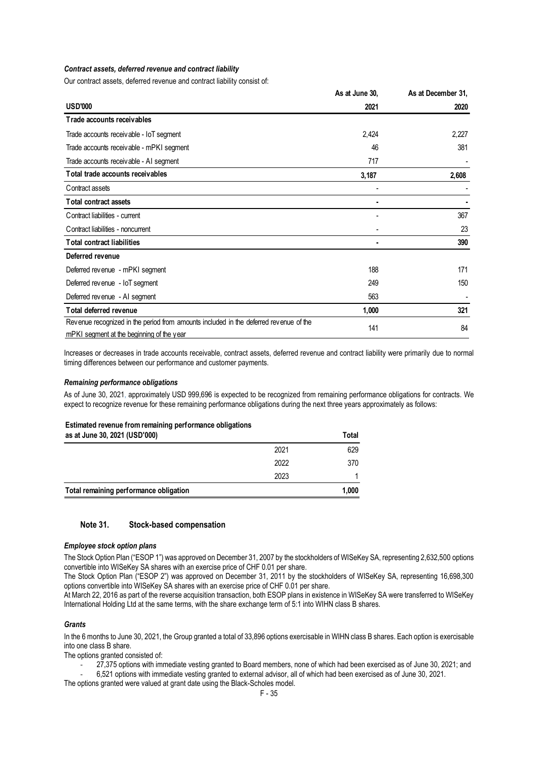*Contract assets, deferred revenue and contract liability*

Our contract assets, deferred revenue and contract liability consist of:

| USD'000 | As at June 30, 2021 | As at December 31, 2020 |
|---|---|---|
| **Trade accounts receivables** | | |
| Trade accounts receivable - IoT segment | 2,424 | 2,227 |
| Trade accounts receivable - mPKI segment | 46 | 381 |
| Trade accounts receivable - AI segment | 717 | - |
| **Total trade accounts receivables** | **3,187** | **2,608** |
| Contract assets | - | - |
| **Total contract assets** | **-** | **-** |
| Contract liabilities - current | - | 367 |
| Contract liabilities - noncurrent | - | 23 |
| **Total contract liabilities** | **-** | **390** |
| **Deferred revenue** | | |
| Deferred revenue - mPKI segment | 188 | 171 |
| Deferred revenue - IoT segment | 249 | 150 |
| Deferred revenue - AI segment | 563 | - |
| **Total deferred revenue** | **1,000** | **321** |
| Revenue recognized in the period from amounts included in the deferred revenue of the mPKI segment at the beginning of the year | 141 | 84 |

Increases or decreases in trade accounts receivable, contract assets, deferred revenue and contract liability were primarily due to normal timing differences between our performance and customer payments.

*Remaining performance obligations*

As of June 30, 2021, approximately USD 999,696 is expected to be recognized from remaining performance obligations for contracts. We expect to recognize revenue for these remaining performance obligations during the next three years approximately as follows:

| Estimated revenue from remaining performance obligations as at June 30, 2021 (USD'000) | | Total |
|---|---|---|
| | 2021 | 629 |
| | 2022 | 370 |
| | 2023 | 1 |
| **Total remaining performance obligation** | | **1,000** |

## Note 31. Stock-based compensation

*Employee stock option plans*

The Stock Option Plan ("ESOP 1") was approved on December 31, 2007 by the stockholders of WISeKey SA, representing 2,632,500 options convertible into WISeKey SA shares with an exercise price of CHF 0.01 per share.

The Stock Option Plan ("ESOP 2") was approved on December 31, 2011 by the stockholders of WISeKey SA, representing 16,698,300 options convertible into WISeKey SA shares with an exercise price of CHF 0.01 per share.

At March 22, 2016 as part of the reverse acquisition transaction, both ESOP plans in existence in WISeKey SA were transferred to WISeKey International Holding Ltd at the same terms, with the share exchange term of 5:1 into WIHN class B shares.

*Grants*

In the 6 months to June 30, 2021, the Group granted a total of 33,896 options exercisable in WIHN class B shares. Each option is exercisable into one class B share.

The options granted consisted of:

- 27,375 options with immediate vesting granted to Board members, none of which had been exercised as of June 30, 2021; and
- 6,521 options with immediate vesting granted to external advisor, all of which had been exercised as of June 30, 2021.

The options granted were valued at grant date using the Black-Scholes model.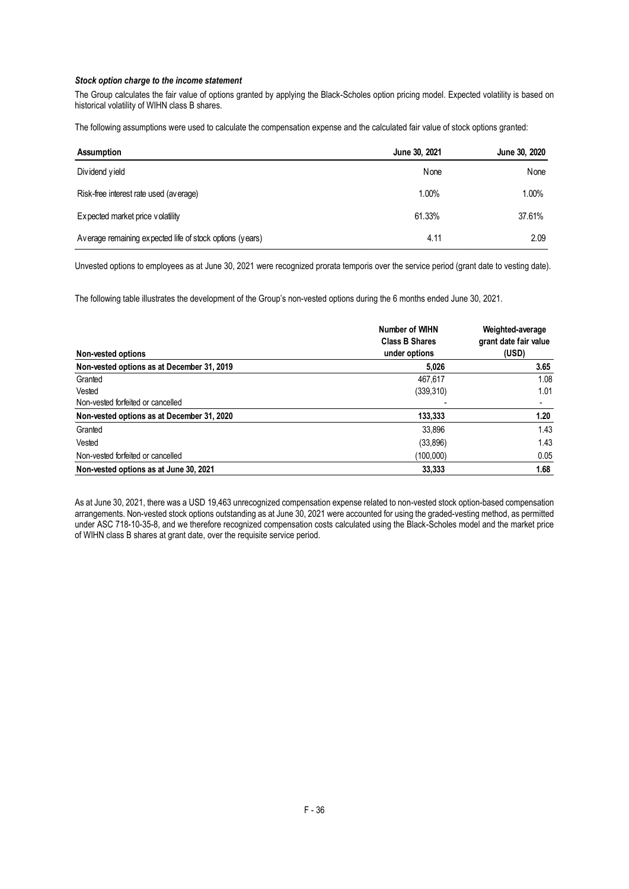***Stock option charge to the income statement***

The Group calculates the fair value of options granted by applying the Black-Scholes option pricing model. Expected volatility is based on historical volatility of WIHN class B shares.

The following assumptions were used to calculate the compensation expense and the calculated fair value of stock options granted:

| Assumption | June 30, 2021 | June 30, 2020 |
|---|---|---|
| Dividend yield | None | None |
| Risk-free interest rate used (average) | 1.00% | 1.00% |
| Expected market price volatility | 61.33% | 37.61% |
| Average remaining expected life of stock options (years) | 4.11 | 2.09 |

Unvested options to employees as at June 30, 2021 were recognized prorata temporis over the service period (grant date to vesting date).

The following table illustrates the development of the Group's non-vested options during the 6 months ended June 30, 2021.

| Non-vested options | Number of WIHN Class B Shares under options | Weighted-average grant date fair value (USD) |
|---|---|---|
| **Non-vested options as at December 31, 2019** | **5,026** | **3.65** |
| Granted | 467,617 | 1.08 |
| Vested | (339,310) | 1.01 |
| Non-vested forfeited or cancelled | - | - |
| **Non-vested options as at December 31, 2020** | **133,333** | **1.20** |
| Granted | 33,896 | 1.43 |
| Vested | (33,896) | 1.43 |
| Non-vested forfeited or cancelled | (100,000) | 0.05 |
| **Non-vested options as at June 30, 2021** | **33,333** | **1.68** |

As at June 30, 2021, there was a USD 19,463 unrecognized compensation expense related to non-vested stock option-based compensation arrangements. Non-vested stock options outstanding as at June 30, 2021 were accounted for using the graded-vesting method, as permitted under ASC 718-10-35-8, and we therefore recognized compensation costs calculated using the Black-Scholes model and the market price of WIHN class B shares at grant date, over the requisite service period.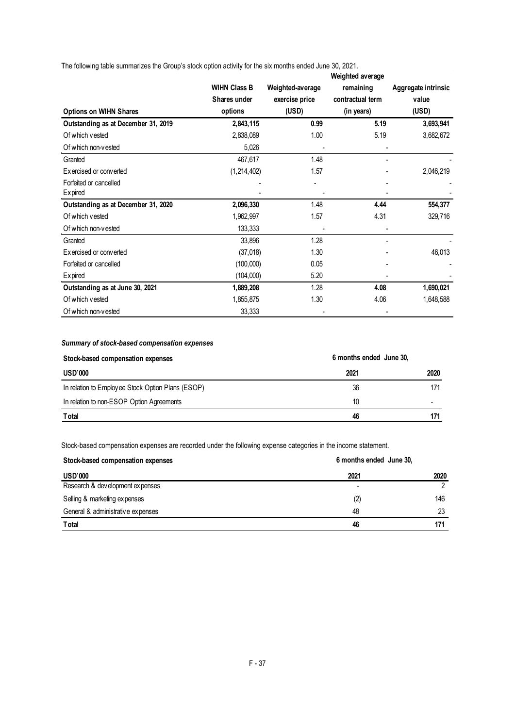The following table summarizes the Group's stock option activity for the six months ended June 30, 2021.

| Options on WIHN Shares | WIHN Class B Shares under options | Weighted-average exercise price (USD) | Weighted average remaining contractual term (in years) | Aggregate intrinsic value (USD) |
|---|---|---|---|---|
| **Outstanding as at December 31, 2019** | **2,843,115** | **0.99** | **5.19** | **3,693,941** |
| Of which vested | 2,838,089 | 1.00 | 5.19 | 3,682,672 |
| Of which non-vested | 5,026 | - | - | |
| Granted | 467,617 | 1.48 | - | - |
| Exercised or converted | (1,214,402) | 1.57 | - | 2,046,219 |
| Forfeited or cancelled | - | - | - | - |
| Expired | - | - | - | - |
| **Outstanding as at December 31, 2020** | **2,096,330** | 1.48 | **4.44** | **554,377** |
| Of which vested | 1,962,997 | 1.57 | 4.31 | 329,716 |
| Of which non-vested | 133,333 | - | - | |
| Granted | 33,896 | 1.28 | - | - |
| Exercised or converted | (37,018) | 1.30 | - | 46,013 |
| Forfeited or cancelled | (100,000) | 0.05 | - | - |
| Expired | (104,000) | 5.20 | - | - |
| **Outstanding as at June 30, 2021** | **1,889,208** | 1.28 | **4.08** | **1,690,021** |
| Of which vested | 1,855,875 | 1.30 | 4.06 | 1,648,588 |
| Of which non-vested | 33,333 | - | - | |

***Summary of stock-based compensation expenses***

| Stock-based compensation expenses | 6 months ended June 30, | |
|---|---|---|
| **USD'000** | **2021** | **2020** |
| In relation to Employee Stock Option Plans (ESOP) | 36 | 171 |
| In relation to non-ESOP Option Agreements | 10 | - |
| **Total** | **46** | **171** |

Stock-based compensation expenses are recorded under the following expense categories in the income statement.

| Stock-based compensation expenses | 6 months ended June 30, | |
|---|---|---|
| **USD'000** | **2021** | **2020** |
| Research & development expenses | - | 2 |
| Selling & marketing expenses | (2) | 146 |
| General & administrative expenses | 48 | 23 |
| **Total** | **46** | **171** |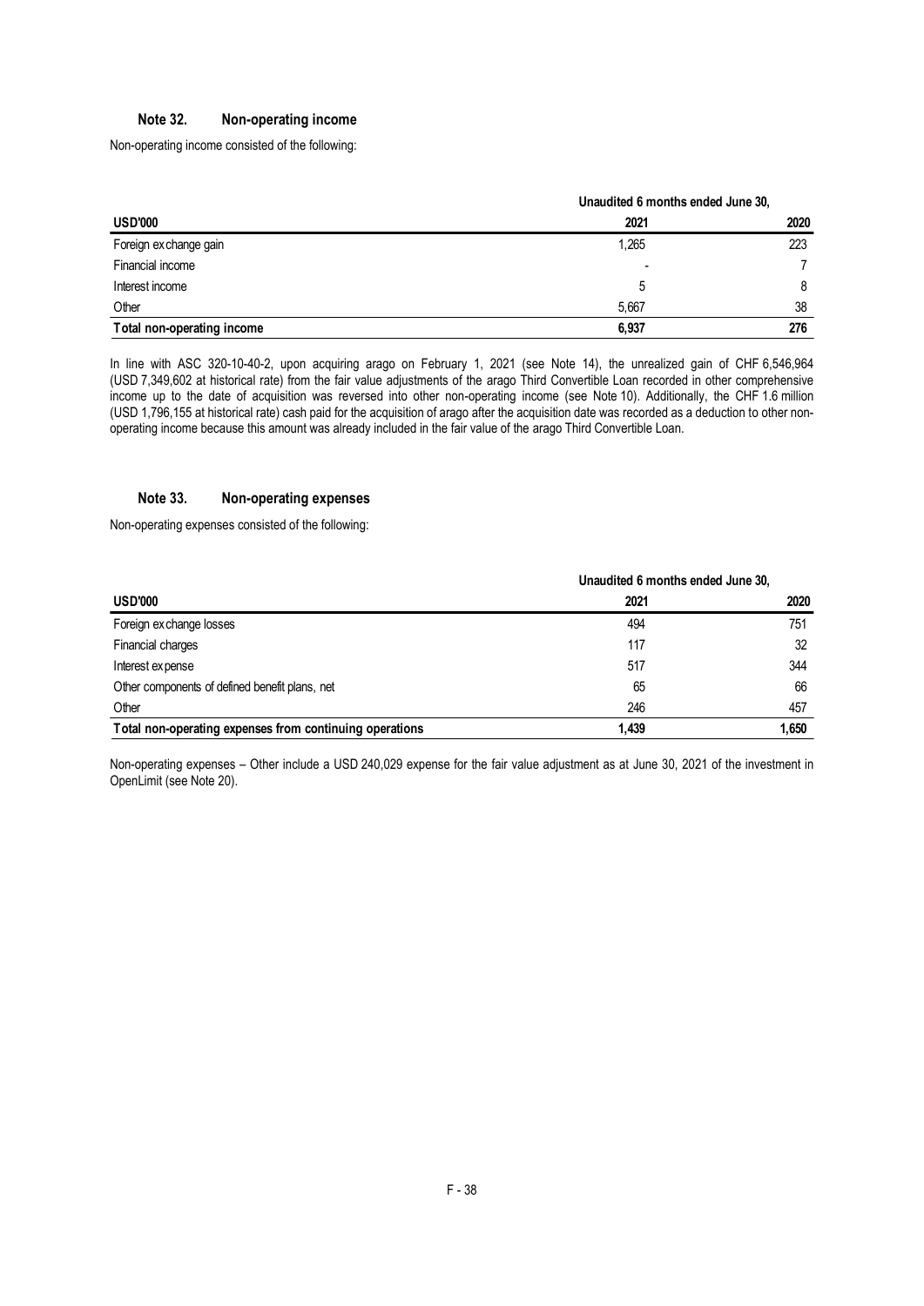## Note 32. Non-operating income

Non-operating income consisted of the following:

| | Unaudited 6 months ended June 30, | |
|---|---|---|
| **USD'000** | **2021** | **2020** |
| Foreign exchange gain | 1,265 | 223 |
| Financial income | - | 7 |
| Interest income | 5 | 8 |
| Other | 5,667 | 38 |
| **Total non-operating income** | **6,937** | **276** |

In line with ASC 320-10-40-2, upon acquiring arago on February 1, 2021 (see Note 14), the unrealized gain of CHF 6,546,964 (USD 7,349,602 at historical rate) from the fair value adjustments of the arago Third Convertible Loan recorded in other comprehensive income up to the date of acquisition was reversed into other non-operating income (see Note 10). Additionally, the CHF 1.6 million (USD 1,796,155 at historical rate) cash paid for the acquisition of arago after the acquisition date was recorded as a deduction to other non-operating income because this amount was already included in the fair value of the arago Third Convertible Loan.

## Note 33. Non-operating expenses

Non-operating expenses consisted of the following:

| | Unaudited 6 months ended June 30, | |
|---|---|---|
| **USD'000** | **2021** | **2020** |
| Foreign exchange losses | 494 | 751 |
| Financial charges | 117 | 32 |
| Interest expense | 517 | 344 |
| Other components of defined benefit plans, net | 65 | 66 |
| Other | 246 | 457 |
| **Total non-operating expenses from continuing operations** | **1,439** | **1,650** |

Non-operating expenses – Other include a USD 240,029 expense for the fair value adjustment as at June 30, 2021 of the investment in OpenLimit (see Note 20).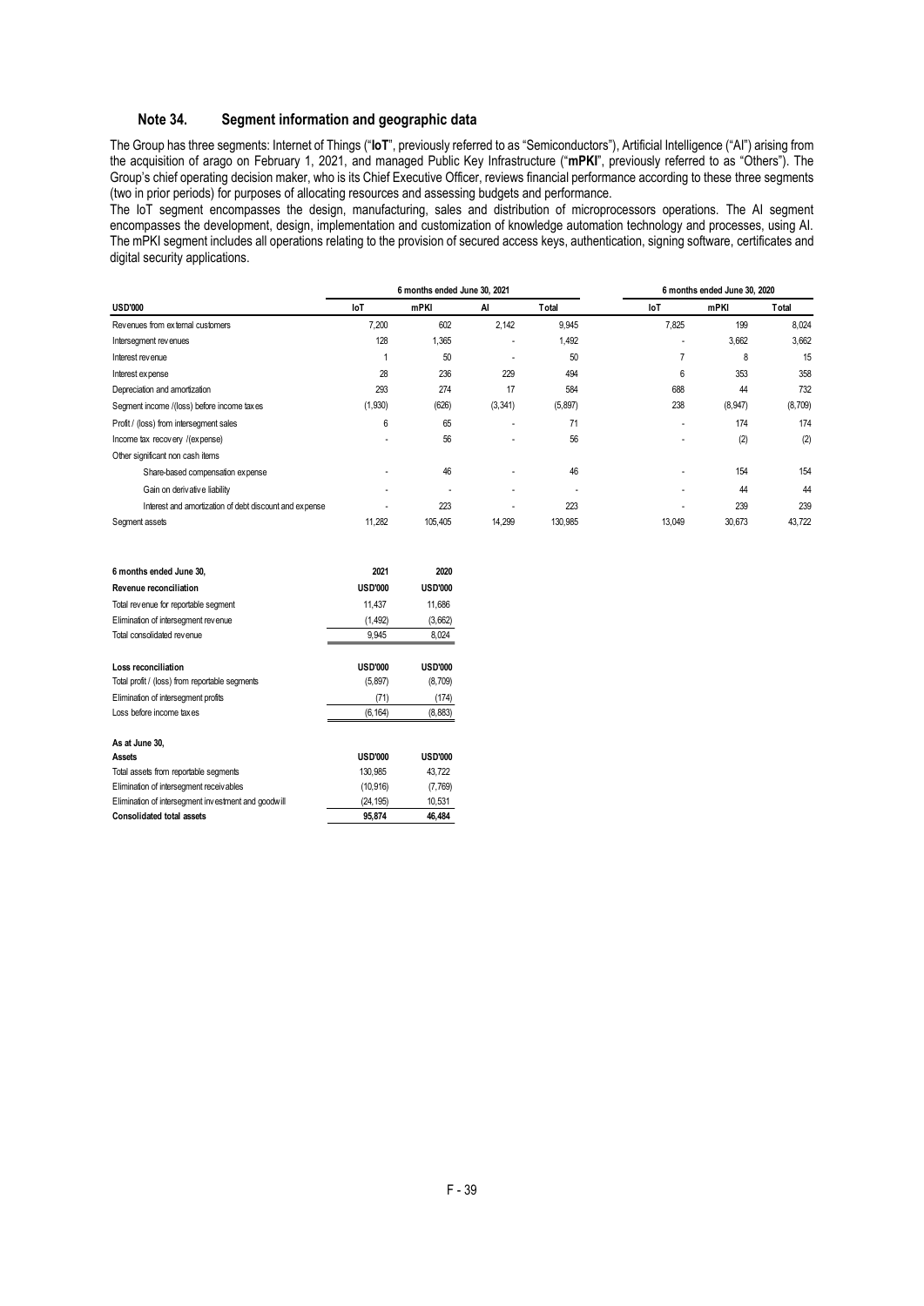## Note 34. Segment information and geographic data

The Group has three segments: Internet of Things ("**IoT**", previously referred to as "Semiconductors"), Artificial Intelligence ("AI") arising from the acquisition of arago on February 1, 2021, and managed Public Key Infrastructure ("**mPKI**", previously referred to as "Others"). The Group's chief operating decision maker, who is its Chief Executive Officer, reviews financial performance according to these three segments (two in prior periods) for purposes of allocating resources and assessing budgets and performance.

The IoT segment encompasses the design, manufacturing, sales and distribution of microprocessors operations. The AI segment encompasses the development, design, implementation and customization of knowledge automation technology and processes, using AI. The mPKI segment includes all operations relating to the provision of secured access keys, authentication, signing software, certificates and digital security applications.

| | 6 months ended June 30, 2021 | | | | 6 months ended June 30, 2020 | | |
|---|---|---|---|---|---|---|---|
| **USD'000** | **IoT** | **mPKI** | **AI** | **Total** | **IoT** | **mPKI** | **Total** |
| Revenues from external customers | 7,200 | 602 | 2,142 | 9,945 | 7,825 | 199 | 8,024 |
| Intersegment revenues | 128 | 1,365 | - | 1,492 | - | 3,662 | 3,662 |
| Interest revenue | 1 | 50 | - | 50 | 7 | 8 | 15 |
| Interest expense | 28 | 236 | 229 | 494 | 6 | 353 | 358 |
| Depreciation and amortization | 293 | 274 | 17 | 584 | 688 | 44 | 732 |
| Segment income /(loss) before income taxes | (1,930) | (626) | (3,341) | (5,897) | 238 | (8,947) | (8,709) |
| Profit / (loss) from intersegment sales | 6 | 65 | - | 71 | - | 174 | 174 |
| Income tax recovery /(expense) | - | 56 | - | 56 | - | (2) | (2) |
| Other significant non cash items | | | | | | | |
| Share-based compensation expense | - | 46 | - | 46 | - | 154 | 154 |
| Gain on derivative liability | - | - | - | - | - | 44 | 44 |
| Interest and amortization of debt discount and expense | - | 223 | - | 223 | - | 239 | 239 |
| Segment assets | 11,282 | 105,405 | 14,299 | 130,985 | 13,049 | 30,673 | 43,722 |

| 6 months ended June 30, | 2021 | 2020 |
|---|---|---|
| **Revenue reconciliation** | **USD'000** | **USD'000** |
| Total revenue for reportable segment | 11,437 | 11,686 |
| Elimination of intersegment revenue | (1,492) | (3,662) |
| Total consolidated revenue | 9,945 | 8,024 |
| | | |
| **Loss reconciliation** | **USD'000** | **USD'000** |
| Total profit / (loss) from reportable segments | (5,897) | (8,709) |
| Elimination of intersegment profits | (71) | (174) |
| Loss before income taxes | (6,164) | (8,883) |
| | | |
| **As at June 30,** | | |
| **Assets** | **USD'000** | **USD'000** |
| Total assets from reportable segments | 130,985 | 43,722 |
| Elimination of intersegment receivables | (10,916) | (7,769) |
| Elimination of intersegment investment and goodwill | (24,195) | 10,531 |
| **Consolidated total assets** | **95,874** | **46,484** |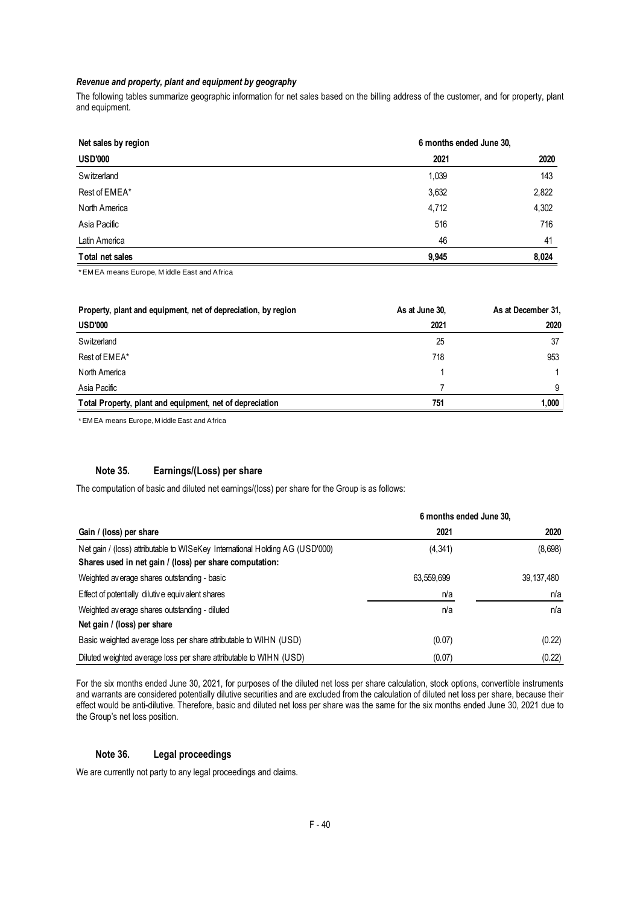*Revenue and property, plant and equipment by geography*

The following tables summarize geographic information for net sales based on the billing address of the customer, and for property, plant and equipment.

| Net sales by region | 6 months ended June 30, | |
|---|---|---|
| **USD'000** | **2021** | **2020** |
| Switzerland | 1,039 | 143 |
| Rest of EMEA* | 3,632 | 2,822 |
| North America | 4,712 | 4,302 |
| Asia Pacific | 516 | 716 |
| Latin America | 46 | 41 |
| **Total net sales** | **9,945** | **8,024** |

*EMEA means Europe, Middle East and Africa

| Property, plant and equipment, net of depreciation, by region | As at June 30, | As at December 31, |
|---|---|---|
| **USD'000** | **2021** | **2020** |
| Switzerland | 25 | 37 |
| Rest of EMEA* | 718 | 953 |
| North America | 1 | 1 |
| Asia Pacific | 7 | 9 |
| **Total Property, plant and equipment, net of depreciation** | **751** | **1,000** |

*EMEA means Europe, Middle East and Africa

## Note 35. Earnings/(Loss) per share

The computation of basic and diluted net earnings/(loss) per share for the Group is as follows:

| | 6 months ended June 30, | |
|---|---|---|
| **Gain / (loss) per share** | **2021** | **2020** |
| Net gain / (loss) attributable to WISeKey International Holding AG (USD'000) | (4,341) | (8,698) |
| **Shares used in net gain / (loss) per share computation:** | | |
| Weighted average shares outstanding - basic | 63,559,699 | 39,137,480 |
| Effect of potentially dilutive equivalent shares | n/a | n/a |
| Weighted average shares outstanding - diluted | n/a | n/a |
| **Net gain / (loss) per share** | | |
| Basic weighted average loss per share attributable to WIHN (USD) | (0.07) | (0.22) |
| Diluted weighted average loss per share attributable to WIHN (USD) | (0.07) | (0.22) |

For the six months ended June 30, 2021, for purposes of the diluted net loss per share calculation, stock options, convertible instruments and warrants are considered potentially dilutive securities and are excluded from the calculation of diluted net loss per share, because their effect would be anti-dilutive. Therefore, basic and diluted net loss per share was the same for the six months ended June 30, 2021 due to the Group's net loss position.

## Note 36. Legal proceedings

We are currently not party to any legal proceedings and claims.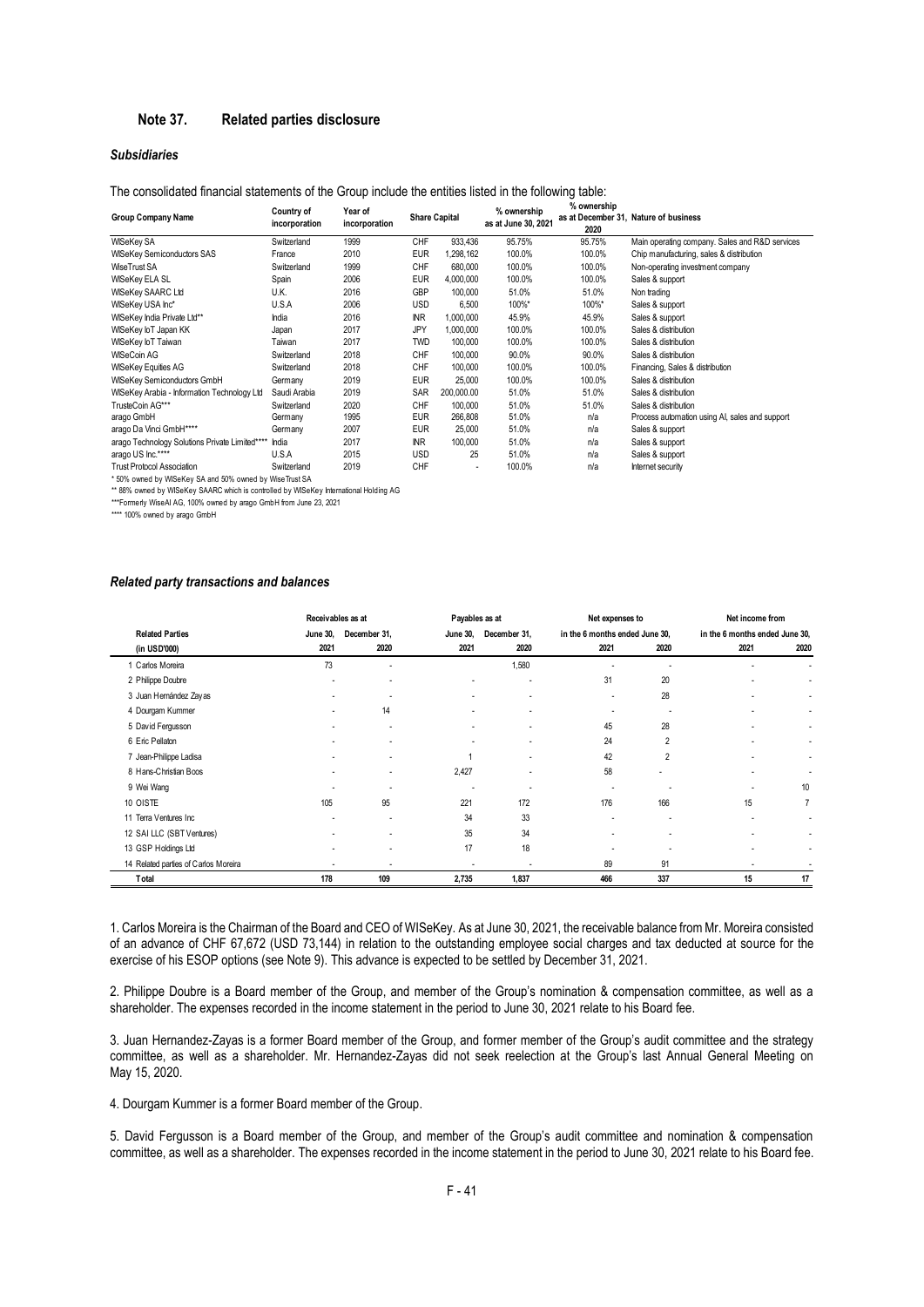## Note 37. Related parties disclosure

### *Subsidiaries*

The consolidated financial statements of the Group include the entities listed in the following table:

| Group Company Name | Country of incorporation | Year of incorporation | Share Capital | | % ownership as at June 30, 2021 | % ownership as at December 31, 2020 | Nature of business |
|---|---|---|---|---|---|---|---|
| WISeKey SA | Switzerland | 1999 | CHF | 933,436 | 95.75% | 95.75% | Main operating company. Sales and R&D services |
| WISeKey Semiconductors SAS | France | 2010 | EUR | 1,298,162 | 100.0% | 100.0% | Chip manufacturing, sales & distribution |
| WiseTrust SA | Switzerland | 1999 | CHF | 680,000 | 100.0% | 100.0% | Non-operating investment company |
| WISeKey ELA SL | Spain | 2006 | EUR | 4,000,000 | 100.0% | 100.0% | Sales & support |
| WISeKey SAARC Ltd | U.K. | 2016 | GBP | 100,000 | 51.0% | 51.0% | Non trading |
| WISeKey USA Inc* | U.S.A | 2006 | USD | 6,500 | 100%* | 100%* | Sales & support |
| WISeKey India Private Ltd** | India | 2016 | INR | 1,000,000 | 45.9% | 45.9% | Sales & support |
| WISeKey IoT Japan KK | Japan | 2017 | JPY | 1,000,000 | 100.0% | 100.0% | Sales & distribution |
| WISeKey IoT Taiwan | Taiwan | 2017 | TWD | 100,000 | 100.0% | 100.0% | Sales & distribution |
| WISeCoin AG | Switzerland | 2018 | CHF | 100,000 | 90.0% | 90.0% | Sales & distribution |
| WISeKey Equities AG | Switzerland | 2018 | CHF | 100,000 | 100.0% | 100.0% | Financing, Sales & distribution |
| WISeKey Semiconductors GmbH | Germany | 2019 | EUR | 25,000 | 100.0% | 100.0% | Sales & distribution |
| WISeKey Arabia - Information Technology Ltd | Saudi Arabia | 2019 | SAR | 200,000.00 | 51.0% | 51.0% | Sales & distribution |
| TrusteCoin AG*** | Switzerland | 2020 | CHF | 100,000 | 51.0% | 51.0% | Sales & distribution |
| arago GmbH | Germany | 1995 | EUR | 266,808 | 51.0% | n/a | Process automation using AI, sales and support |
| arago Da Vinci GmbH**** | Germany | 2007 | EUR | 25,000 | 51.0% | n/a | Sales & support |
| arago Technology Solutions Private Limited**** | India | 2017 | INR | 100,000 | 51.0% | n/a | Sales & support |
| arago US Inc.**** | U.S.A | 2015 | USD | 25 | 51.0% | n/a | Sales & support |
| Trust Protocol Association | Switzerland | 2019 | CHF | - | 100.0% | n/a | Internet security |

\* 50% owned by WISeKey SA and 50% owned by WiseTrust SA

** 88% owned by WISeKey SAARC which is controlled by WISeKey International Holding AG

***Formerly WiseAI AG, 100% owned by arago GmbH from June 23, 2021

**** 100% owned by arago GmbH

### *Related party transactions and balances*

| | Receivables as at | | Payables as at | | Net expenses to | | Net income from | |
|---|---|---|---|---|---|---|---|---|
| **Related Parties** | **June 30,** | **December 31,** | **June 30,** | **December 31,** | **in the 6 months ended June 30,** | | **in the 6 months ended June 30,** | |
| **(in USD'000)** | **2021** | **2020** | **2021** | **2020** | **2021** | **2020** | **2021** | **2020** |
| 1 Carlos Moreira | 73 | - | | 1,580 | - | - | - | - |
| 2 Philippe Doubre | - | - | - | - | 31 | 20 | - | - |
| 3 Juan Hernández Zayas | - | - | - | - | - | 28 | - | - |
| 4 Dourgam Kummer | - | 14 | - | - | - | - | - | - |
| 5 David Fergusson | - | - | - | - | 45 | 28 | - | - |
| 6 Eric Pellaton | - | - | - | - | 24 | 2 | - | - |
| 7 Jean-Philippe Ladisa | - | - | 1 | - | 42 | 2 | - | - |
| 8 Hans-Christian Boos | - | - | 2,427 | - | 58 | - | - | - |
| 9 Wei Wang | - | - | - | - | - | - | - | 10 |
| 10 OISTE | 105 | 95 | 221 | 172 | 176 | 166 | 15 | 7 |
| 11 Terra Ventures Inc | - | - | 34 | 33 | - | - | - | - |
| 12 SAI LLC (SBT Ventures) | - | - | 35 | 34 | - | - | - | - |
| 13 GSP Holdings Ltd | - | - | 17 | 18 | - | - | - | - |
| 14 Related parties of Carlos Moreira | - | - | - | - | 89 | 91 | - | - |
| **Total** | **178** | **109** | **2,735** | **1,837** | **466** | **337** | **15** | **17** |

1. Carlos Moreira is the Chairman of the Board and CEO of WISeKey. As at June 30, 2021, the receivable balance from Mr. Moreira consisted of an advance of CHF 67,672 (USD 73,144) in relation to the outstanding employee social charges and tax deducted at source for the exercise of his ESOP options (see Note 9). This advance is expected to be settled by December 31, 2021.

2. Philippe Doubre is a Board member of the Group, and member of the Group's nomination & compensation committee, as well as a shareholder. The expenses recorded in the income statement in the period to June 30, 2021 relate to his Board fee.

3. Juan Hernandez-Zayas is a former Board member of the Group, and former member of the Group's audit committee and the strategy committee, as well as a shareholder. Mr. Hernandez-Zayas did not seek reelection at the Group's last Annual General Meeting on May 15, 2020.

4. Dourgam Kummer is a former Board member of the Group.

5. David Fergusson is a Board member of the Group, and member of the Group's audit committee and nomination & compensation committee, as well as a shareholder. The expenses recorded in the income statement in the period to June 30, 2021 relate to his Board fee.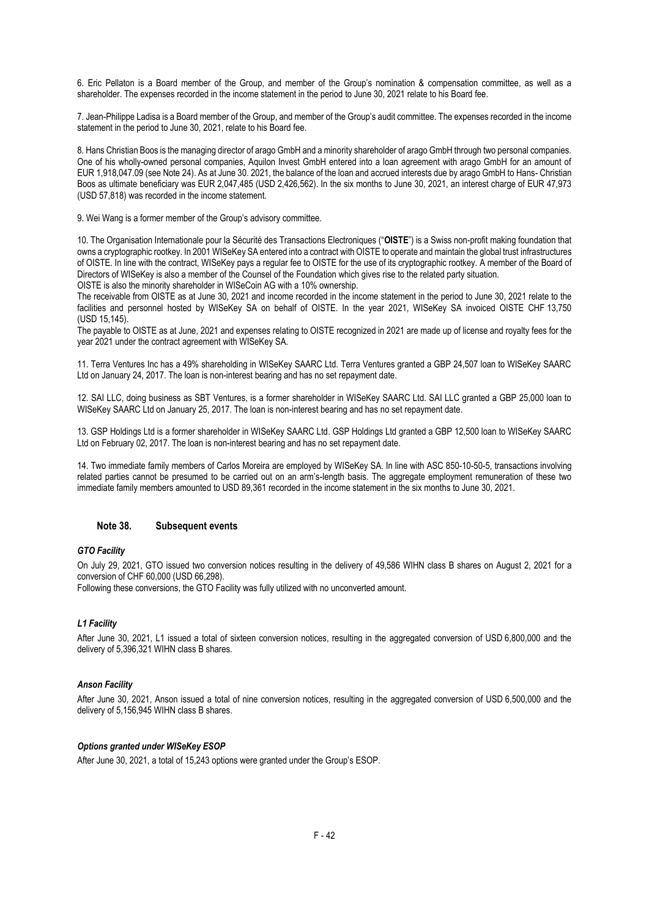6. Eric Pellaton is a Board member of the Group, and member of the Group's nomination & compensation committee, as well as a shareholder. The expenses recorded in the income statement in the period to June 30, 2021 relate to his Board fee.

7. Jean-Philippe Ladisa is a Board member of the Group, and member of the Group's audit committee. The expenses recorded in the income statement in the period to June 30, 2021, relate to his Board fee.

8. Hans Christian Boos is the managing director of arago GmbH and a minority shareholder of arago GmbH through two personal companies. One of his wholly-owned personal companies, Aquilon Invest GmbH entered into a loan agreement with arago GmbH for an amount of EUR 1,918,047.09 (see Note 24). As at June 30. 2021, the balance of the loan and accrued interests due by arago GmbH to Hans- Christian Boos as ultimate beneficiary was EUR 2,047,485 (USD 2,426,562). In the six months to June 30, 2021, an interest charge of EUR 47,973 (USD 57,818) was recorded in the income statement.

9. Wei Wang is a former member of the Group's advisory committee.

10. The Organisation Internationale pour la Sécurité des Transactions Electroniques ("**OISTE**") is a Swiss non-profit making foundation that owns a cryptographic rootkey. In 2001 WISeKey SA entered into a contract with OISTE to operate and maintain the global trust infrastructures of OISTE. In line with the contract, WISeKey pays a regular fee to OISTE for the use of its cryptographic rootkey. A member of the Board of Directors of WISeKey is also a member of the Counsel of the Foundation which gives rise to the related party situation.
OISTE is also the minority shareholder in WISeCoin AG with a 10% ownership.
The receivable from OISTE as at June 30, 2021 and income recorded in the income statement in the period to June 30, 2021 relate to the facilities and personnel hosted by WISeKey SA on behalf of OISTE. In the year 2021, WISeKey SA invoiced OISTE CHF 13,750 (USD 15,145).
The payable to OISTE as at June, 2021 and expenses relating to OISTE recognized in 2021 are made up of license and royalty fees for the year 2021 under the contract agreement with WISeKey SA.

11. Terra Ventures Inc has a 49% shareholding in WISeKey SAARC Ltd. Terra Ventures granted a GBP 24,507 loan to WISeKey SAARC Ltd on January 24, 2017. The loan is non-interest bearing and has no set repayment date.

12. SAI LLC, doing business as SBT Ventures, is a former shareholder in WISeKey SAARC Ltd. SAI LLC granted a GBP 25,000 loan to WISeKey SAARC Ltd on January 25, 2017. The loan is non-interest bearing and has no set repayment date.

13. GSP Holdings Ltd is a former shareholder in WISeKey SAARC Ltd. GSP Holdings Ltd granted a GBP 12,500 loan to WISeKey SAARC Ltd on February 02, 2017. The loan is non-interest bearing and has no set repayment date.

14. Two immediate family members of Carlos Moreira are employed by WISeKey SA. In line with ASC 850-10-50-5, transactions involving related parties cannot be presumed to be carried out on an arm's-length basis. The aggregate employment remuneration of these two immediate family members amounted to USD 89,361 recorded in the income statement in the six months to June 30, 2021.

## Note 38. Subsequent events

### *GTO Facility*

On July 29, 2021, GTO issued two conversion notices resulting in the delivery of 49,586 WIHN class B shares on August 2, 2021 for a conversion of CHF 60,000 (USD 66,298).
Following these conversions, the GTO Facility was fully utilized with no unconverted amount.

### *L1 Facility*

After June 30, 2021, L1 issued a total of sixteen conversion notices, resulting in the aggregated conversion of USD 6,800,000 and the delivery of 5,396,321 WIHN class B shares.

### *Anson Facility*

After June 30, 2021, Anson issued a total of nine conversion notices, resulting in the aggregated conversion of USD 6,500,000 and the delivery of 5,156,945 WIHN class B shares.

### *Options granted under WISeKey ESOP*

After June 30, 2021, a total of 15,243 options were granted under the Group's ESOP.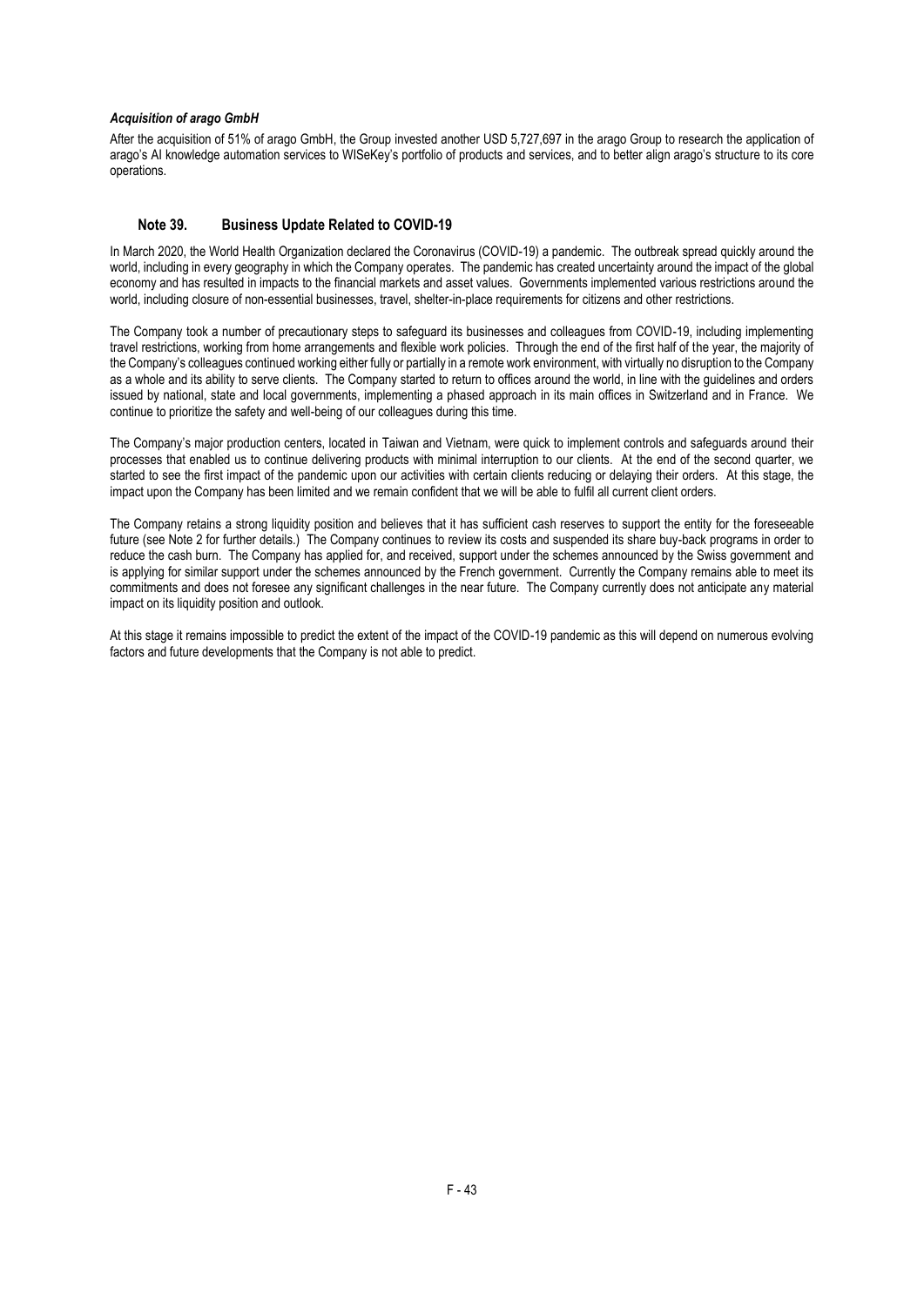***Acquisition of arago GmbH***

After the acquisition of 51% of arago GmbH, the Group invested another USD 5,727,697 in the arago Group to research the application of arago's AI knowledge automation services to WISeKey's portfolio of products and services, and to better align arago's structure to its core operations.

## Note 39. Business Update Related to COVID-19

In March 2020, the World Health Organization declared the Coronavirus (COVID-19) a pandemic. The outbreak spread quickly around the world, including in every geography in which the Company operates. The pandemic has created uncertainty around the impact of the global economy and has resulted in impacts to the financial markets and asset values. Governments implemented various restrictions around the world, including closure of non-essential businesses, travel, shelter-in-place requirements for citizens and other restrictions.

The Company took a number of precautionary steps to safeguard its businesses and colleagues from COVID-19, including implementing travel restrictions, working from home arrangements and flexible work policies. Through the end of the first half of the year, the majority of the Company's colleagues continued working either fully or partially in a remote work environment, with virtually no disruption to the Company as a whole and its ability to serve clients. The Company started to return to offices around the world, in line with the guidelines and orders issued by national, state and local governments, implementing a phased approach in its main offices in Switzerland and in France. We continue to prioritize the safety and well-being of our colleagues during this time.

The Company's major production centers, located in Taiwan and Vietnam, were quick to implement controls and safeguards around their processes that enabled us to continue delivering products with minimal interruption to our clients. At the end of the second quarter, we started to see the first impact of the pandemic upon our activities with certain clients reducing or delaying their orders. At this stage, the impact upon the Company has been limited and we remain confident that we will be able to fulfil all current client orders.

The Company retains a strong liquidity position and believes that it has sufficient cash reserves to support the entity for the foreseeable future (see Note 2 for further details.) The Company continues to review its costs and suspended its share buy-back programs in order to reduce the cash burn. The Company has applied for, and received, support under the schemes announced by the Swiss government and is applying for similar support under the schemes announced by the French government. Currently the Company remains able to meet its commitments and does not foresee any significant challenges in the near future. The Company currently does not anticipate any material impact on its liquidity position and outlook.

At this stage it remains impossible to predict the extent of the impact of the COVID-19 pandemic as this will depend on numerous evolving factors and future developments that the Company is not able to predict.